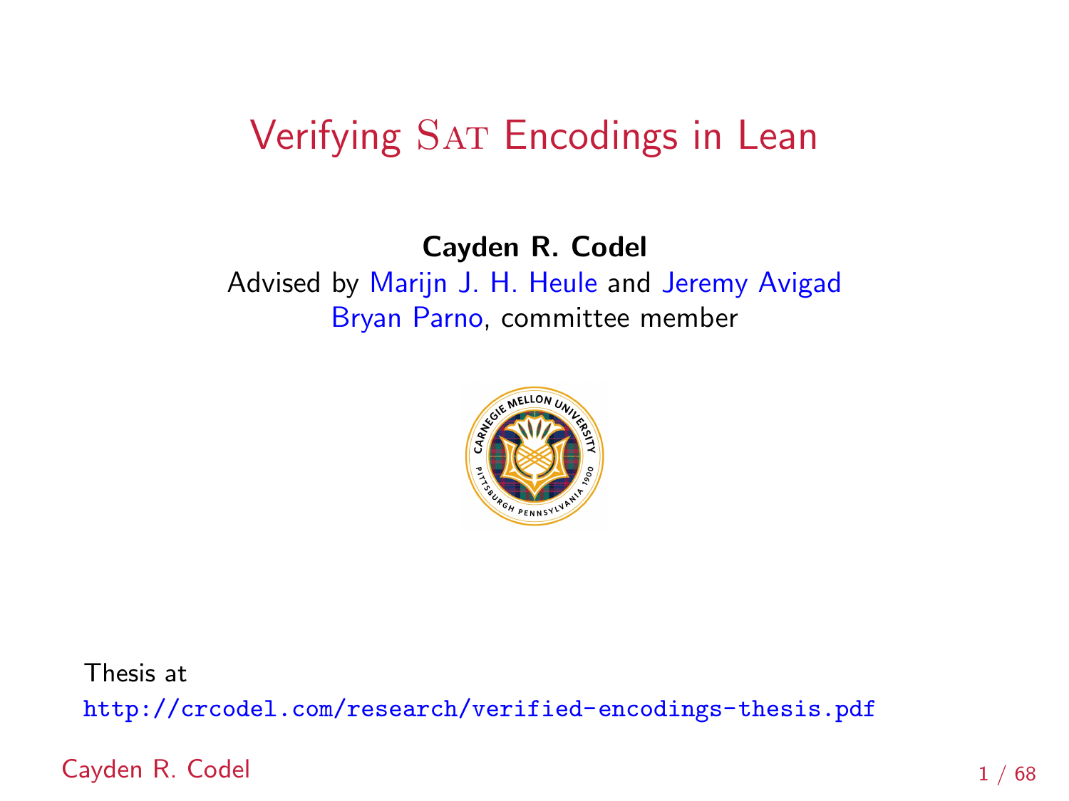# Verifying SAT Encodings in Lean

**Cayden R. Codel**

Advised by Marijn J. H. Heule and Jeremy Avigad

Bryan Parno, committee member

Thesis at
http://crcodel.com/research/verified-encodings-thesis.pdf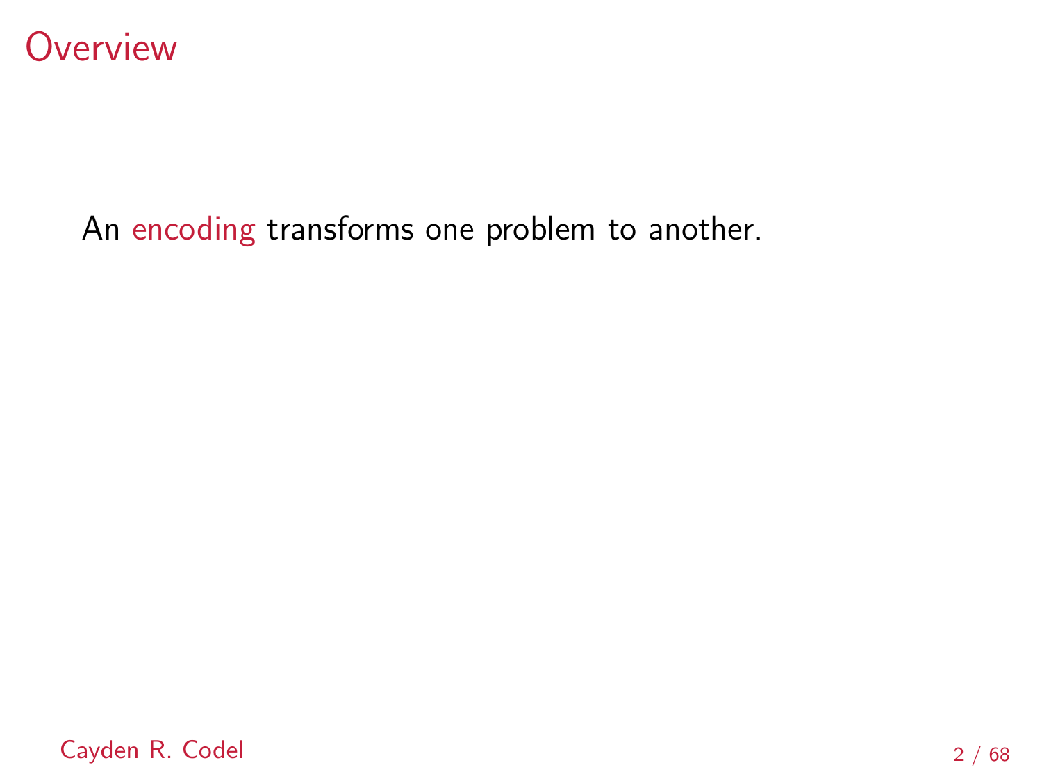# Overview

An encoding transforms one problem to another.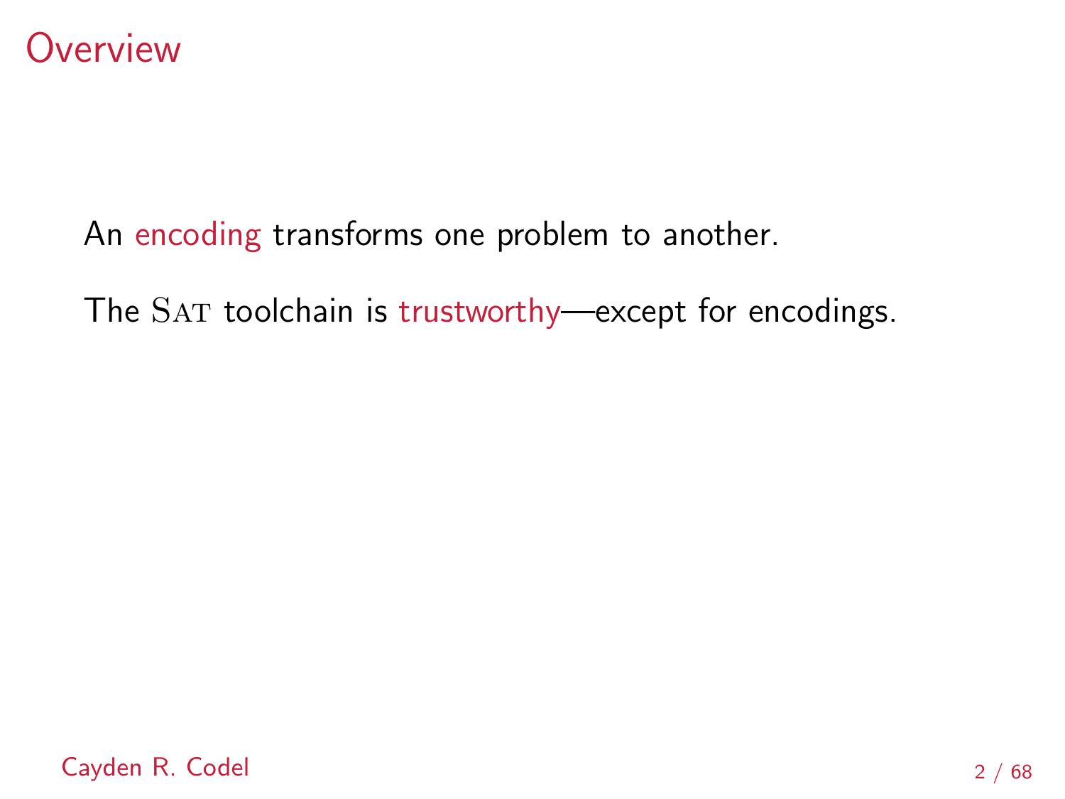# Overview

An encoding transforms one problem to another.

The SAT toolchain is trustworthy—except for encodings.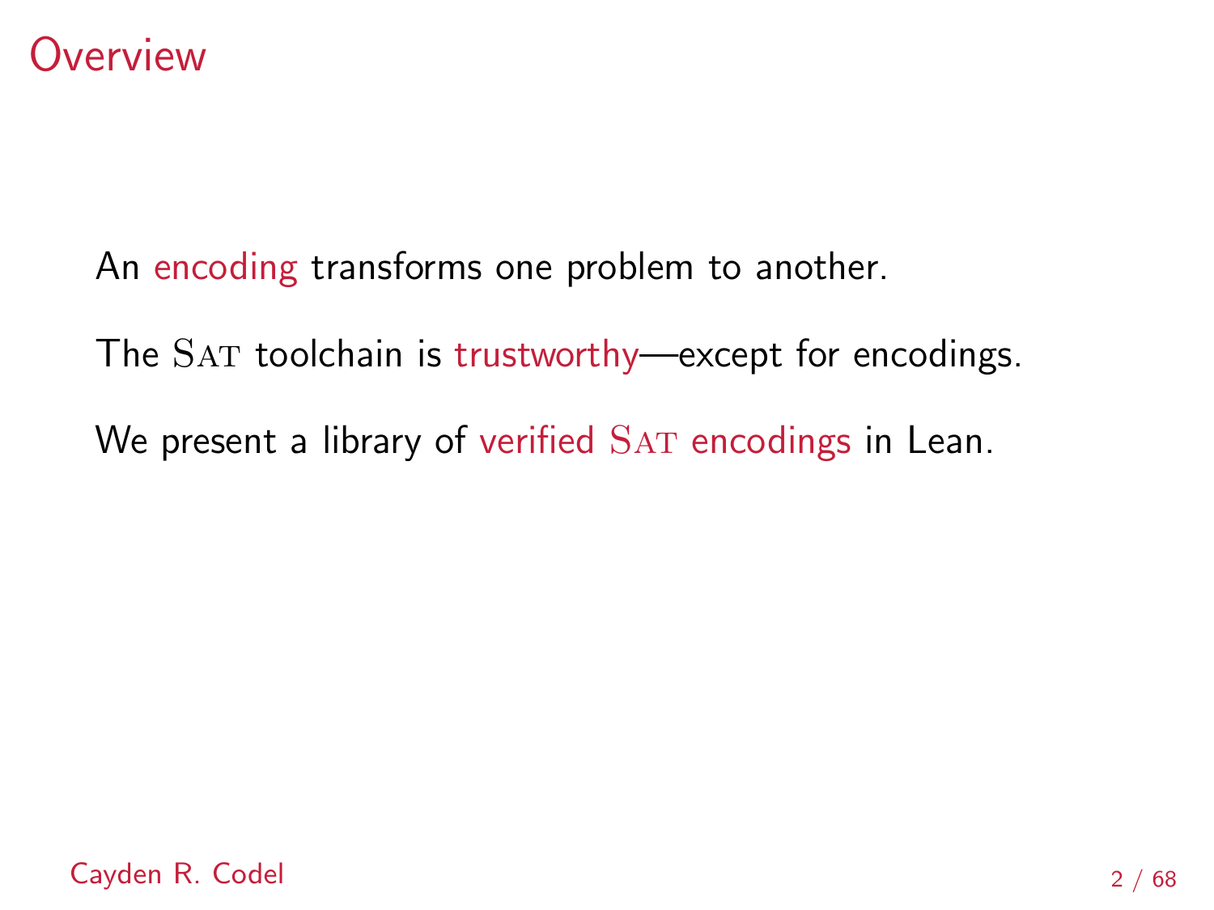# Overview

An encoding transforms one problem to another.

The SAT toolchain is trustworthy—except for encodings.

We present a library of verified SAT encodings in Lean.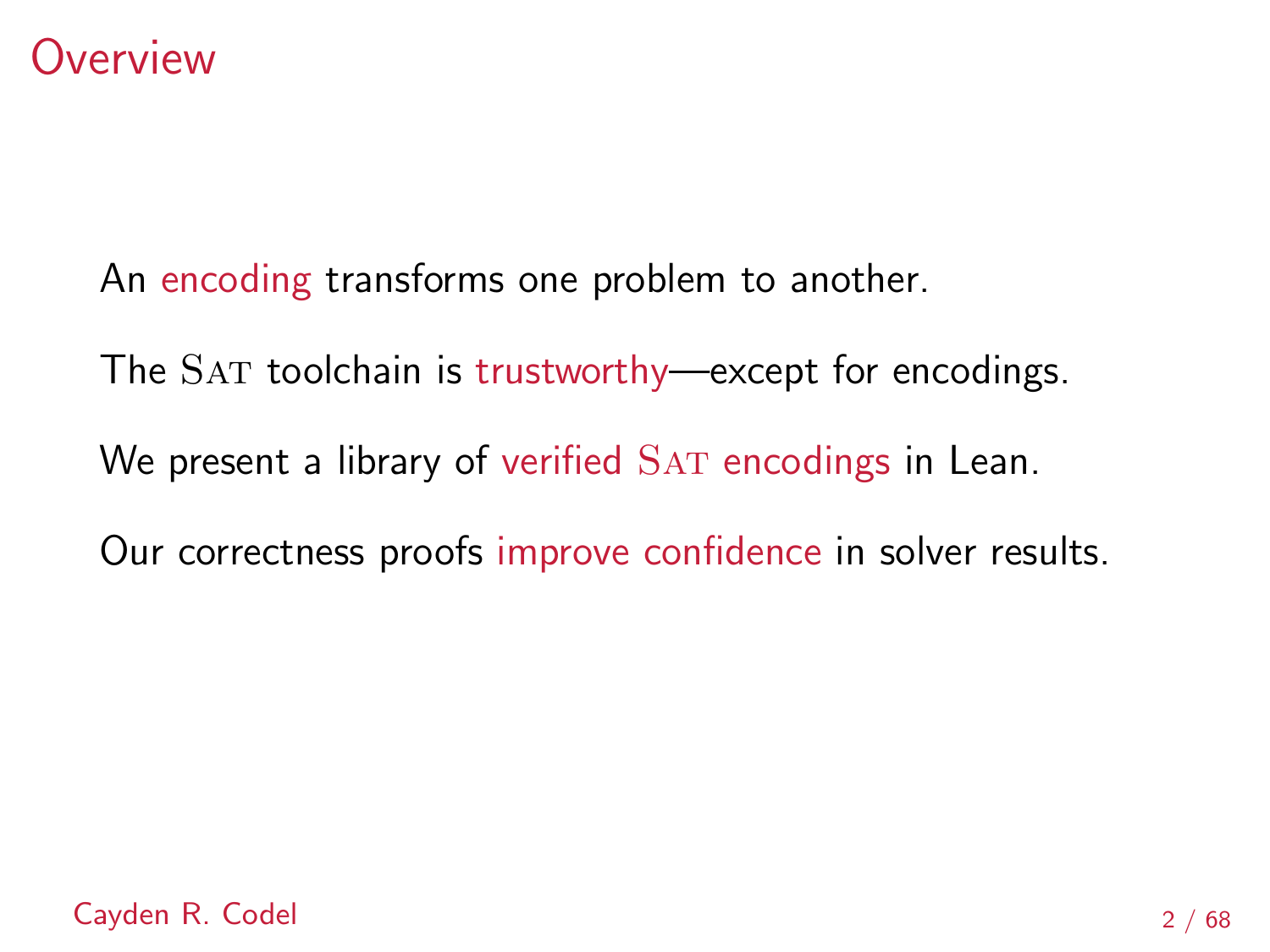# Overview

An encoding transforms one problem to another.

The SAT toolchain is trustworthy—except for encodings.

We present a library of verified SAT encodings in Lean.

Our correctness proofs improve confidence in solver results.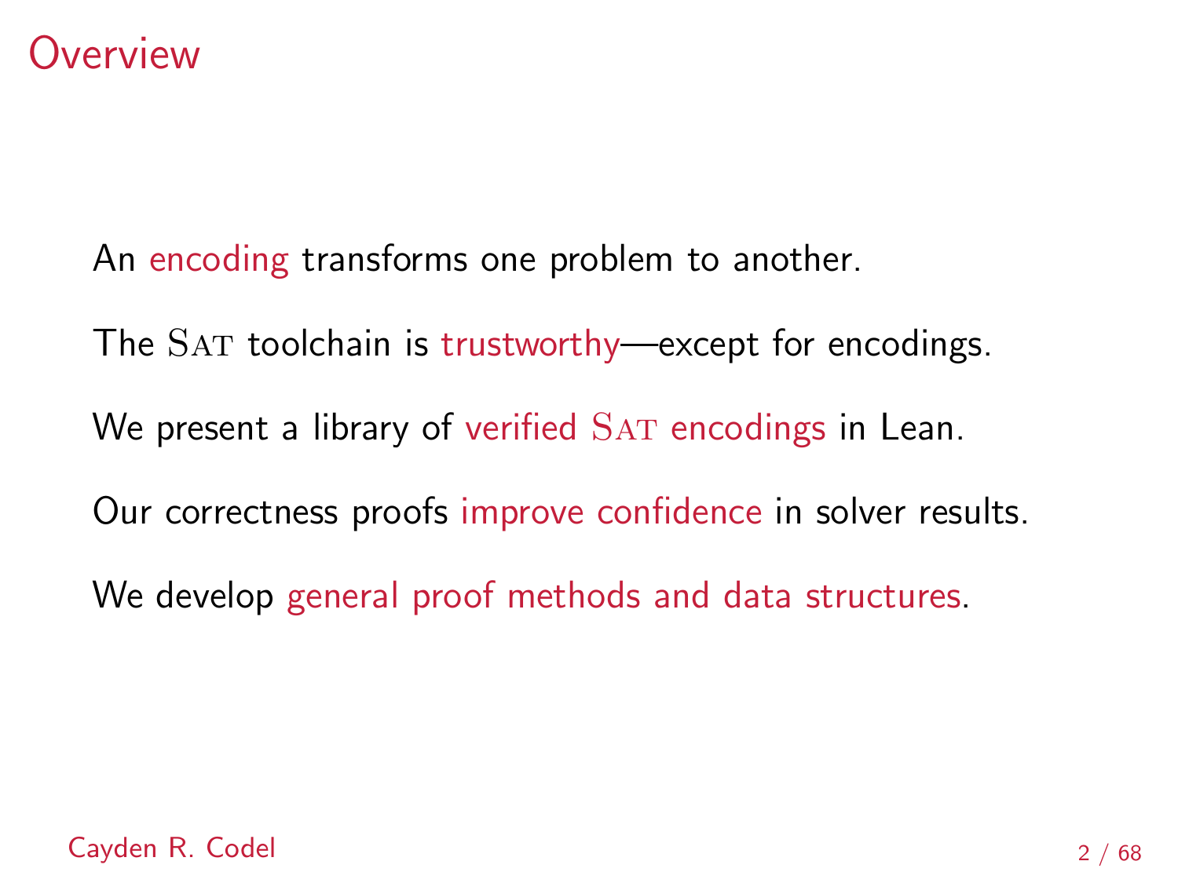# Overview

An encoding transforms one problem to another.

The SAT toolchain is trustworthy—except for encodings.

We present a library of verified SAT encodings in Lean.

Our correctness proofs improve confidence in solver results.

We develop general proof methods and data structures.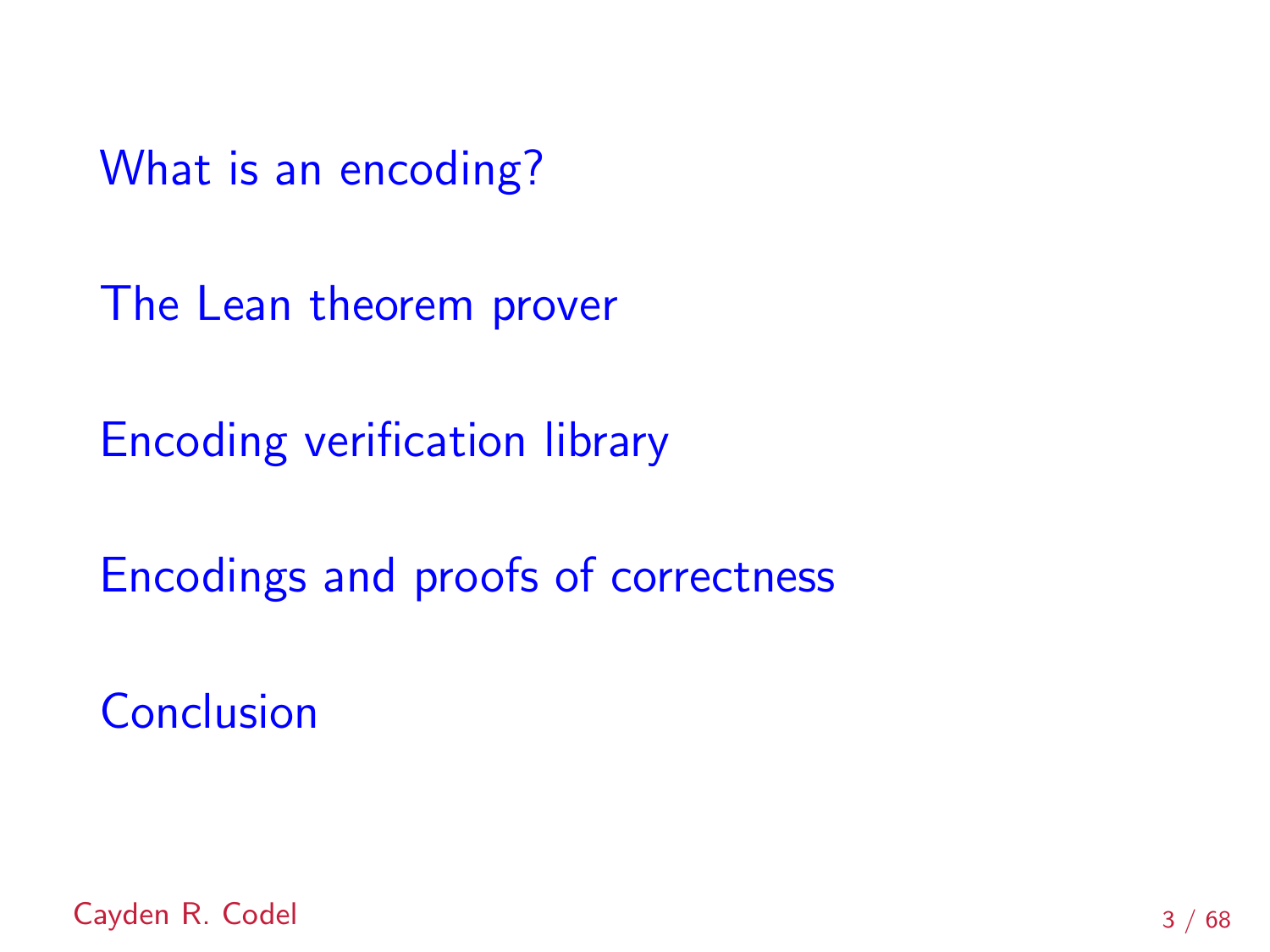What is an encoding?

The Lean theorem prover

Encoding verification library

Encodings and proofs of correctness

Conclusion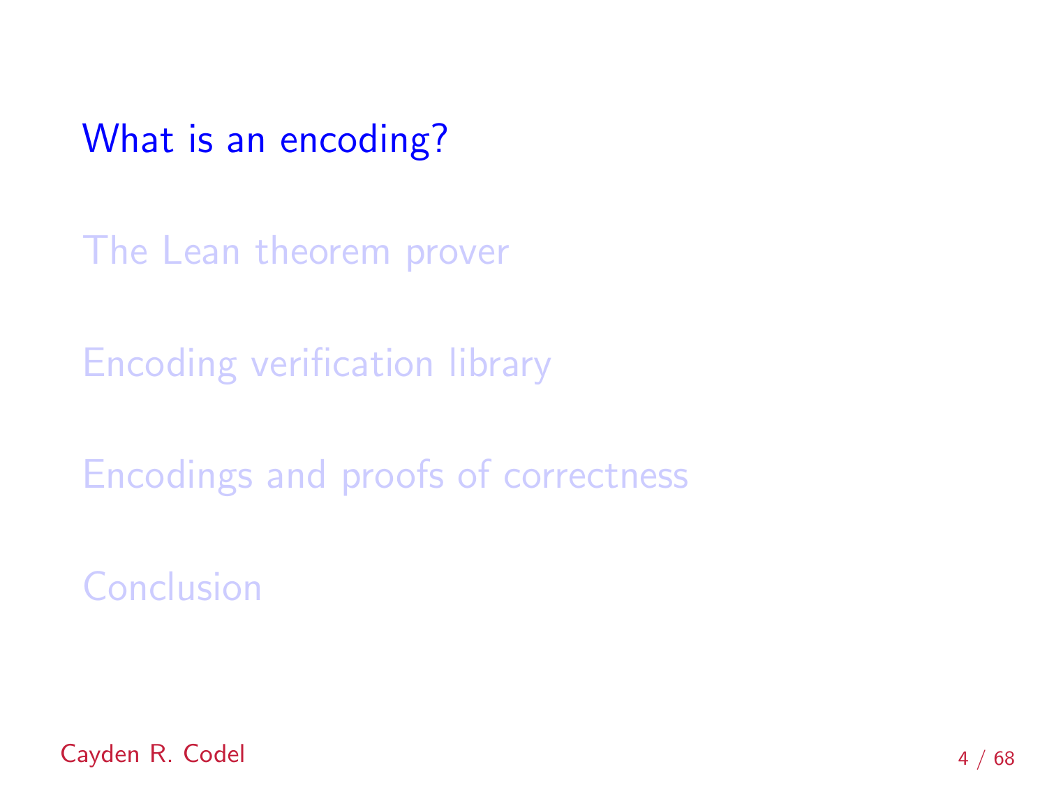What is an encoding?

The Lean theorem prover

Encoding verification library

Encodings and proofs of correctness

Conclusion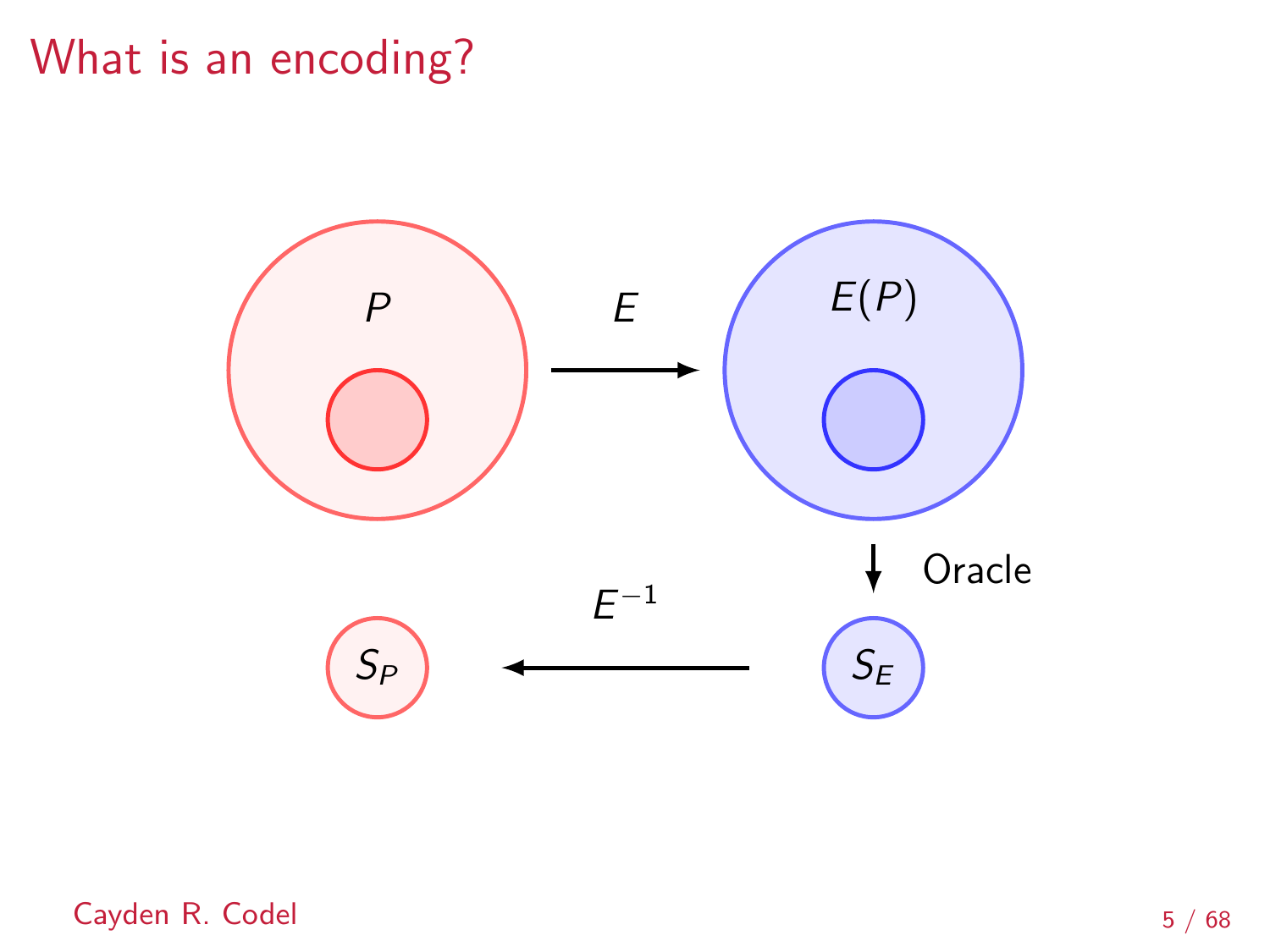# What is an encoding?

$P$

$E$

$E(P)$

Oracle

$E^{-1}$

$S_P$

$S_E$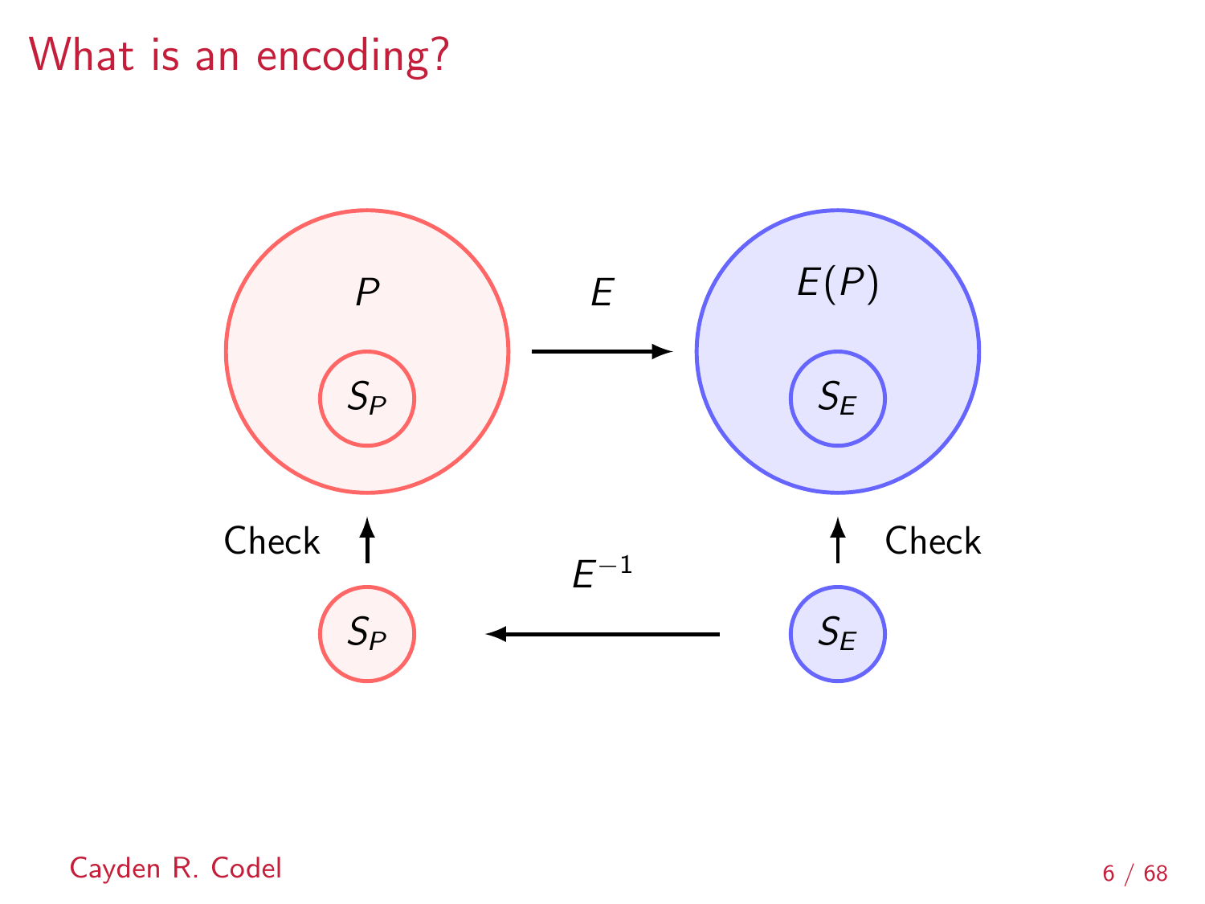# What is an encoding?

$P$

$S_P$

$E$

$E(P)$

$S_E$

Check

Check

$E^{-1}$

$S_P$

$S_E$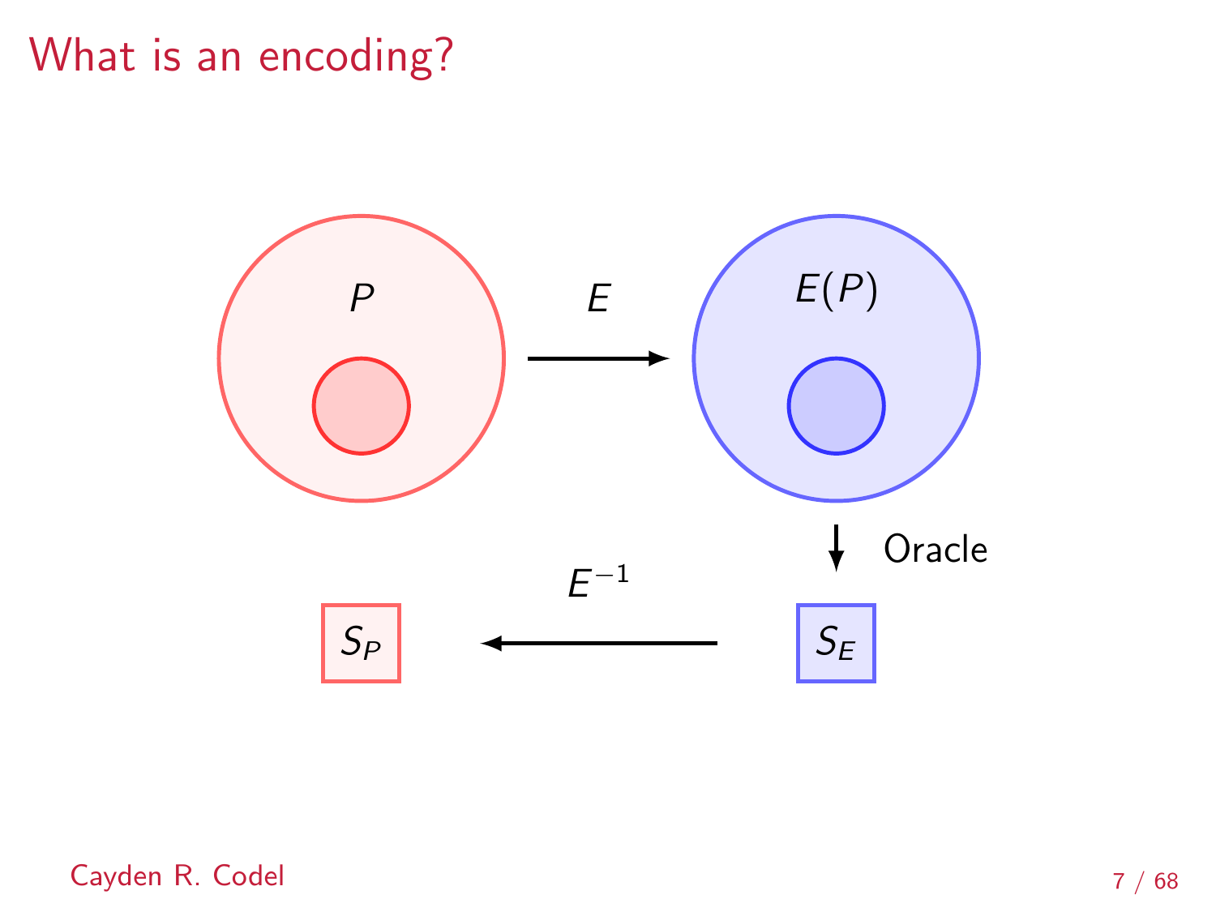# What is an encoding?

$P$

$E$

$E(P)$

Oracle

$E^{-1}$

$S_P$

$S_E$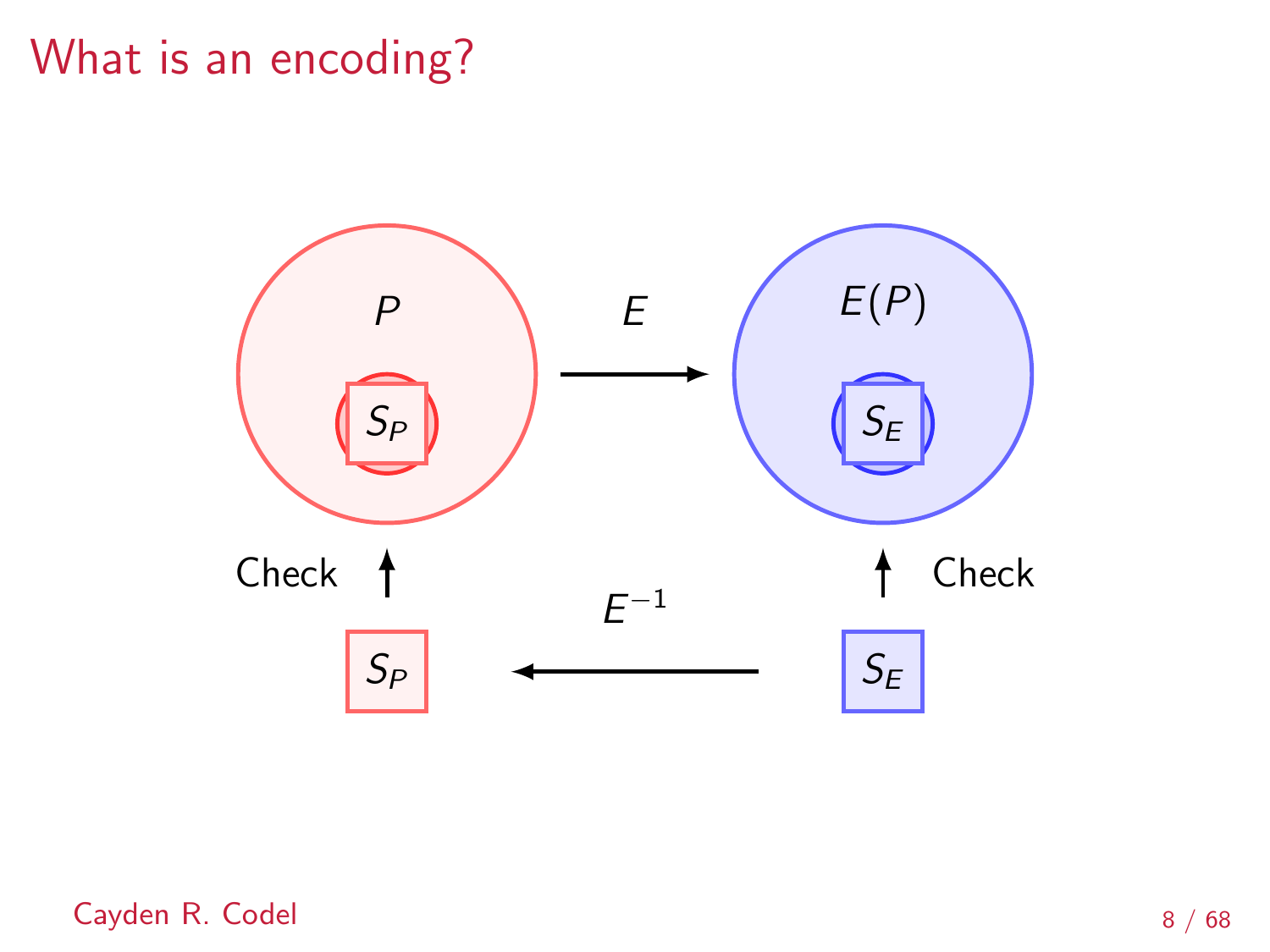# What is an encoding?

$P$

$S_P$

$E$

$E(P)$

$S_E$

Check

$E^{-1}$

Check

$S_P$

$S_E$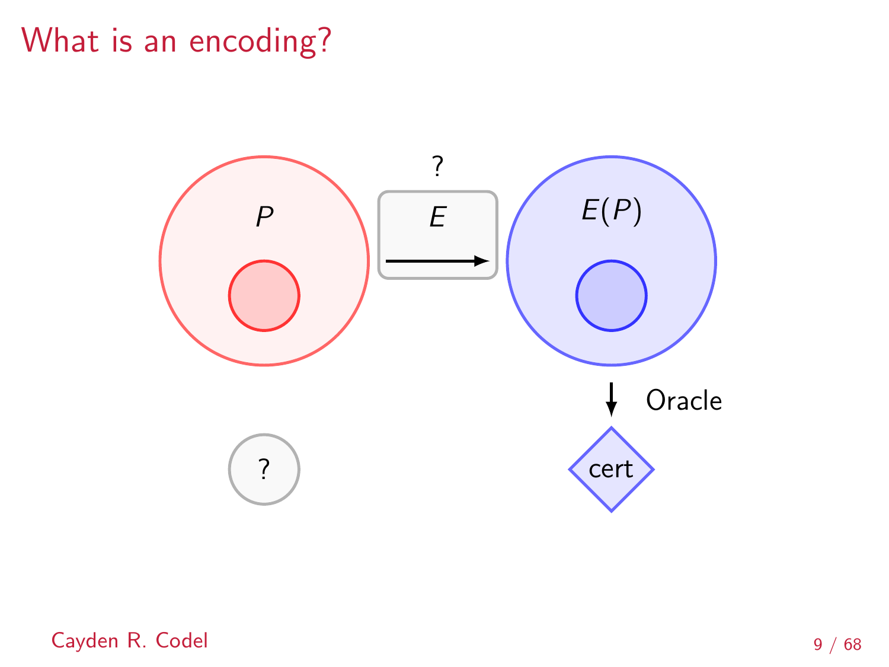# What is an encoding?

?

$P$

$E$

$E(P)$

Oracle

?

cert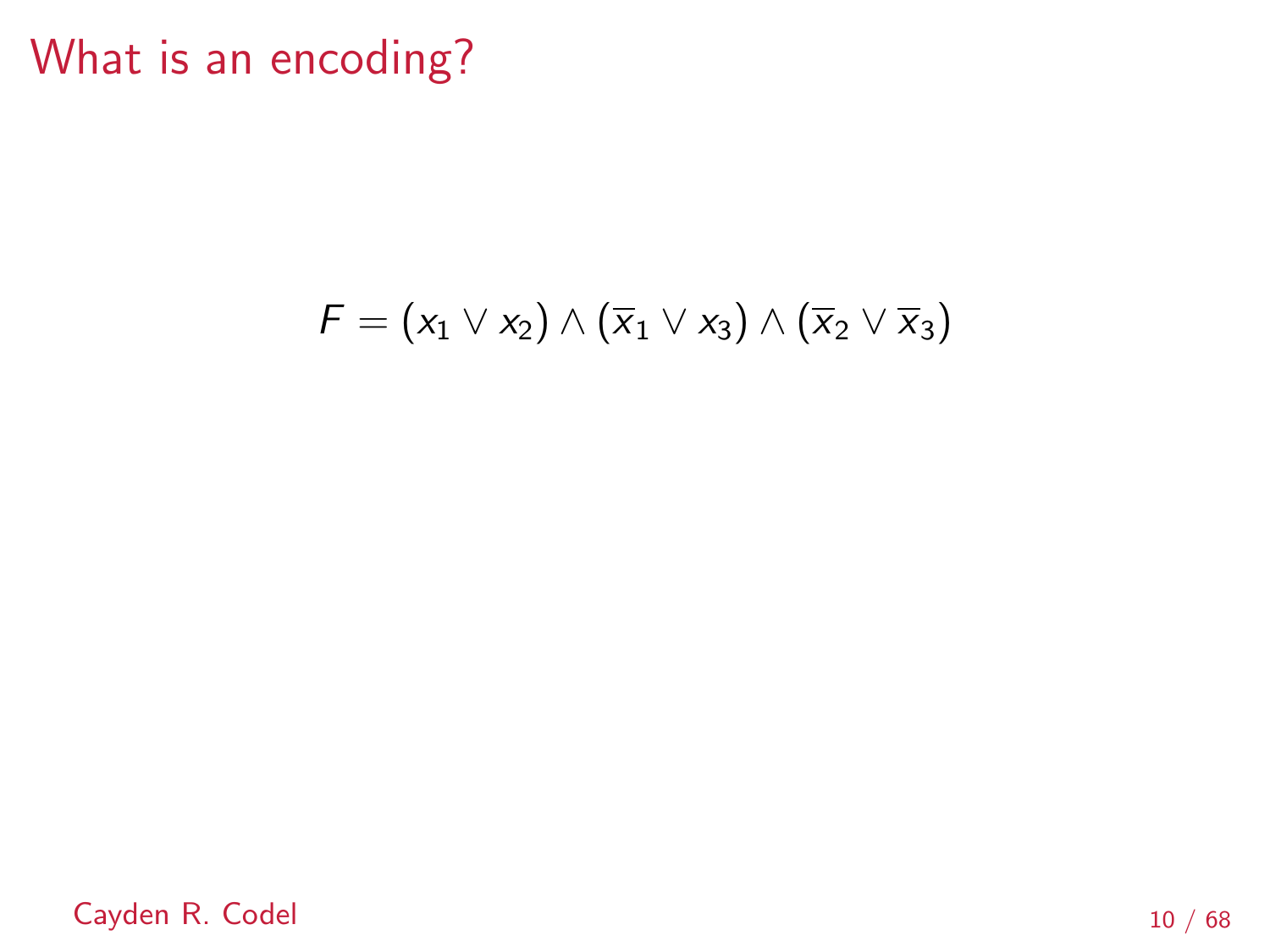# What is an encoding?

$$F = (x_1 \vee x_2) \wedge (\overline{x}_1 \vee x_3) \wedge (\overline{x}_2 \vee \overline{x}_3)$$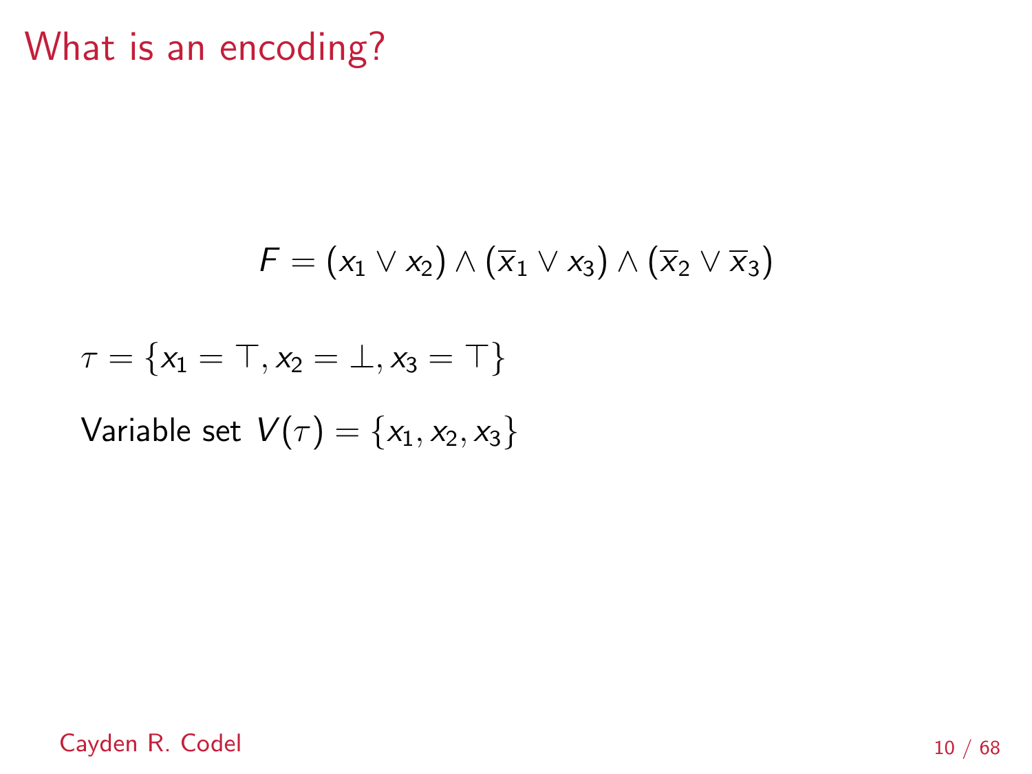# What is an encoding?

$$F = (x_1 \vee x_2) \wedge (\overline{x}_1 \vee x_3) \wedge (\overline{x}_2 \vee \overline{x}_3)$$

$\tau = \{x_1 = \top, x_2 = \bot, x_3 = \top\}$

Variable set $V(\tau) = \{x_1, x_2, x_3\}$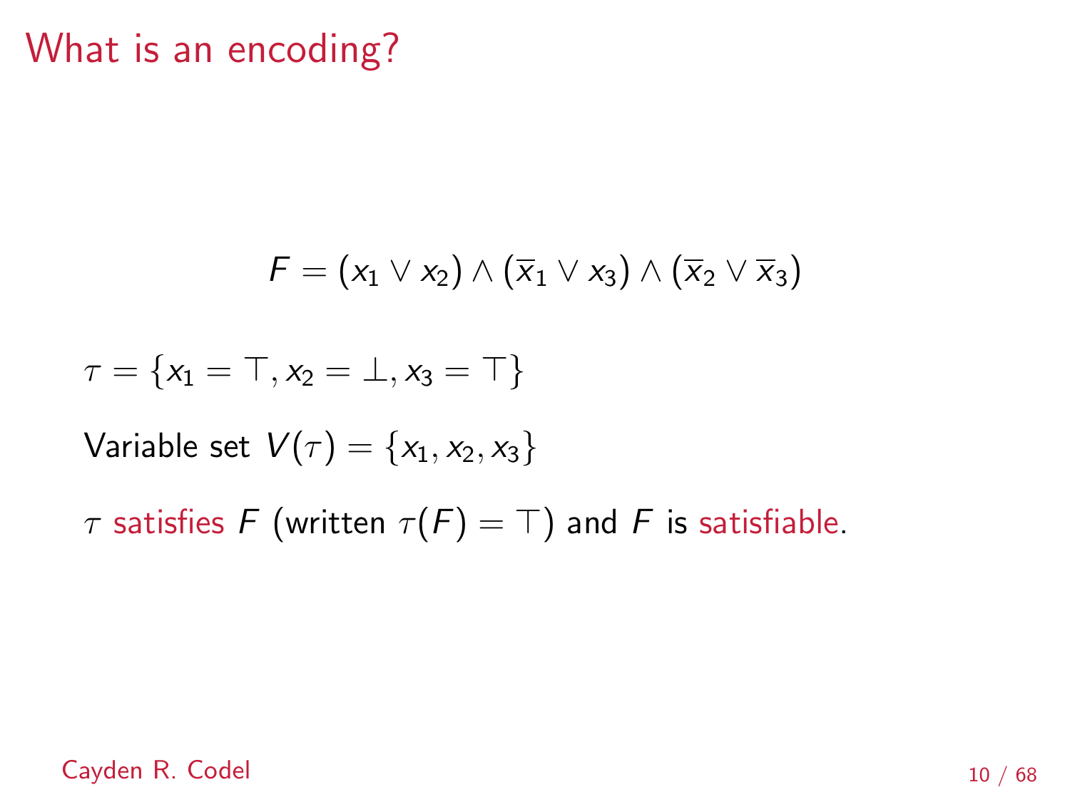# What is an encoding?

$$F = (x_1 \vee x_2) \wedge (\overline{x}_1 \vee x_3) \wedge (\overline{x}_2 \vee \overline{x}_3)$$

$\tau = \{x_1 = \top, x_2 = \bot, x_3 = \top\}$

Variable set $V(\tau) = \{x_1, x_2, x_3\}$

$\tau$ satisfies $F$ (written $\tau(F) = \top$) and $F$ is satisfiable.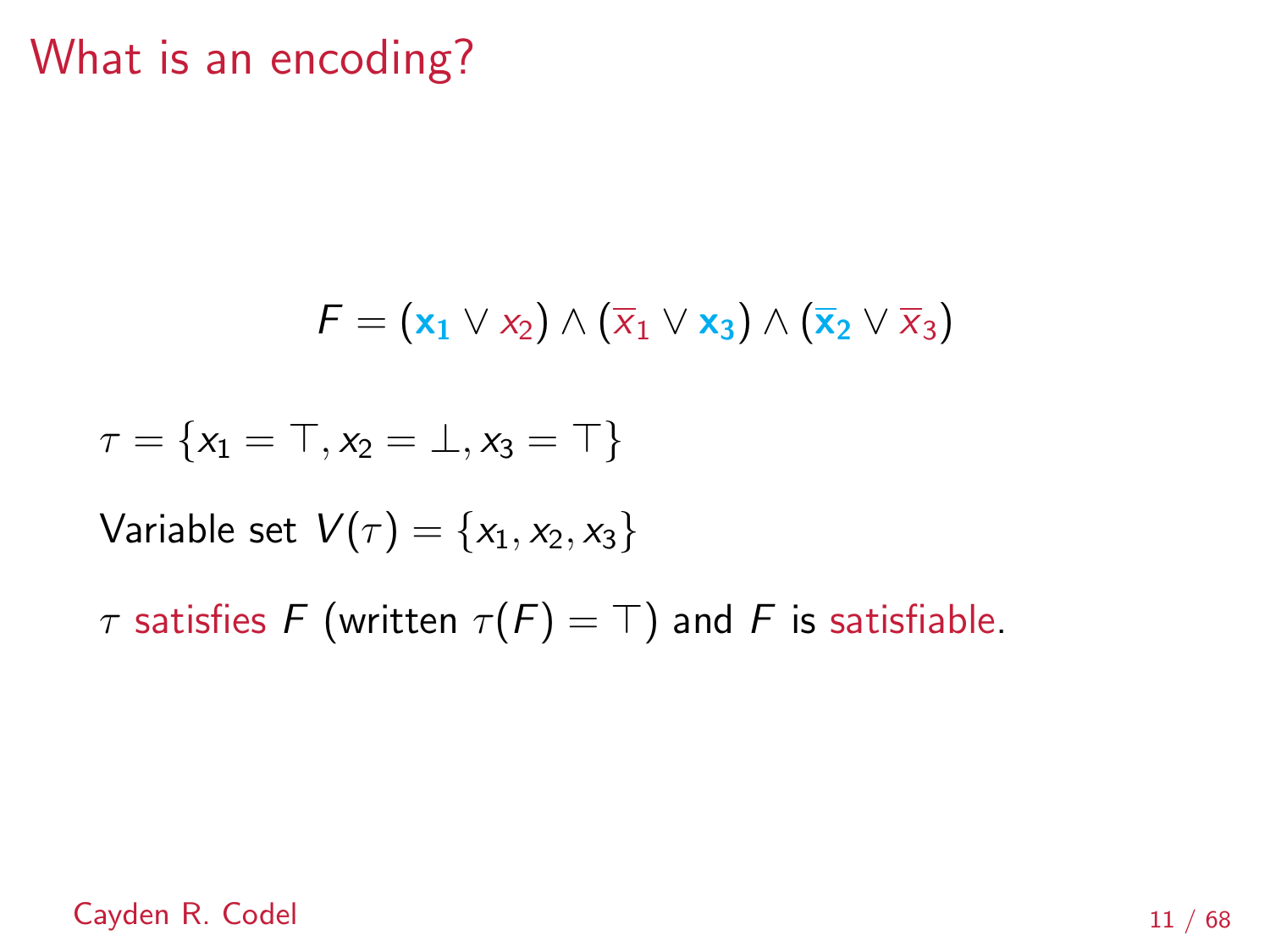# What is an encoding?

$$F = (\mathbf{x_1} \lor x_2) \land (\overline{x}_1 \lor \mathbf{x_3}) \land (\overline{\mathbf{x}}_\mathbf{2} \lor \overline{x}_3)$$

$\tau = \{x_1 = \top, x_2 = \bot, x_3 = \top\}$

Variable set $V(\tau) = \{x_1, x_2, x_3\}$

$\tau$ satisfies $F$ (written $\tau(F) = \top$) and $F$ is satisfiable.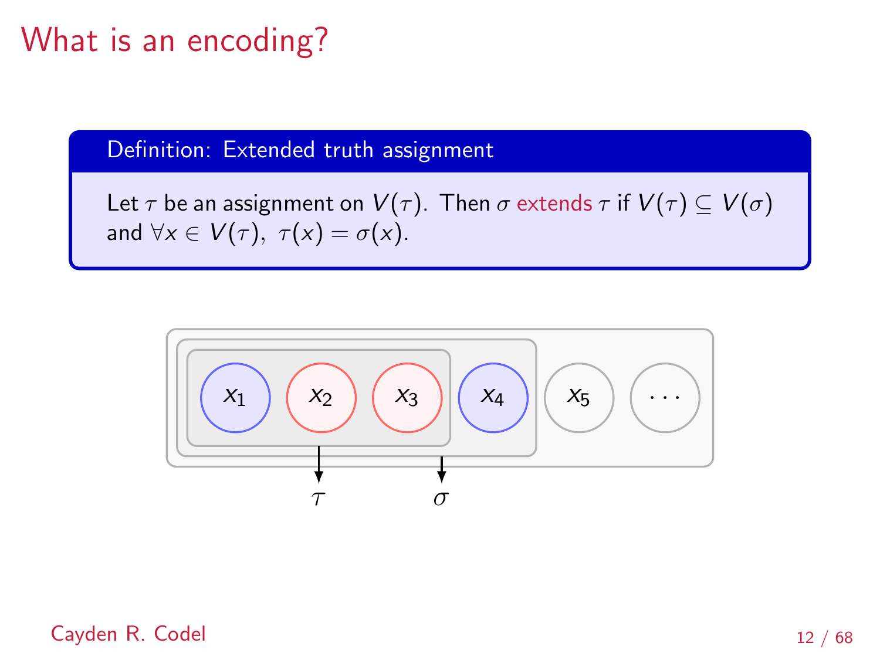# What is an encoding?

**Definition: Extended truth assignment**

Let $\tau$ be an assignment on $V(\tau)$. Then $\sigma$ extends $\tau$ if $V(\tau) \subseteq V(\sigma)$ and $\forall x \in V(\tau),\ \tau(x) = \sigma(x)$.

$x_1$ $x_2$ $x_3$ $x_4$ $x_5$ $\cdots$

$\tau$ $\sigma$

Cayden R. Codel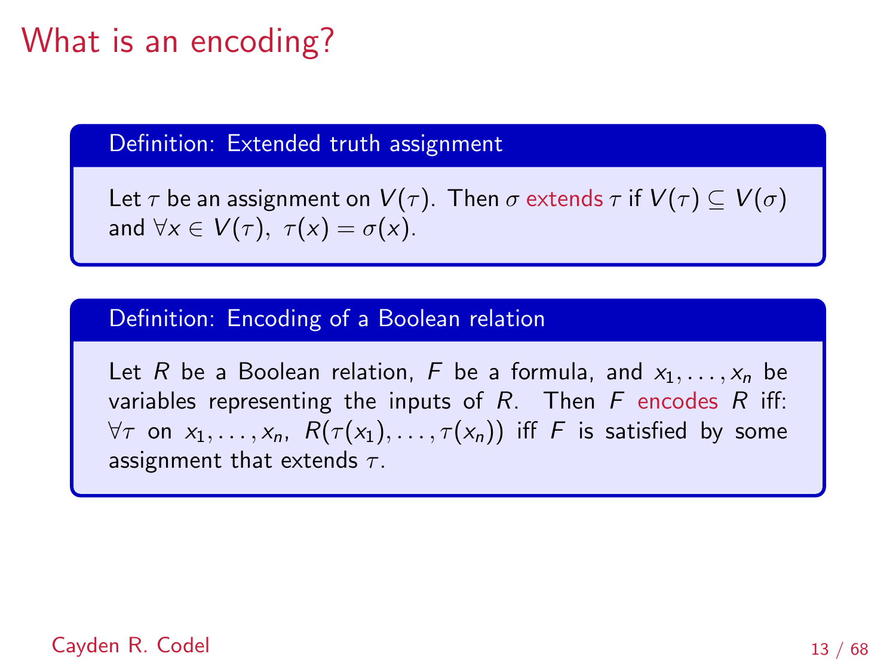# What is an encoding?

### Definition: Extended truth assignment

Let $\tau$ be an assignment on $V(\tau)$. Then $\sigma$ extends $\tau$ if $V(\tau) \subseteq V(\sigma)$ and $\forall x \in V(\tau),\ \tau(x) = \sigma(x)$.

### Definition: Encoding of a Boolean relation

Let $R$ be a Boolean relation, $F$ be a formula, and $x_1, \ldots, x_n$ be variables representing the inputs of $R$. Then $F$ encodes $R$ iff: $\forall \tau$ on $x_1, \ldots, x_n$, $R(\tau(x_1), \ldots, \tau(x_n))$ iff $F$ is satisfied by some assignment that extends $\tau$.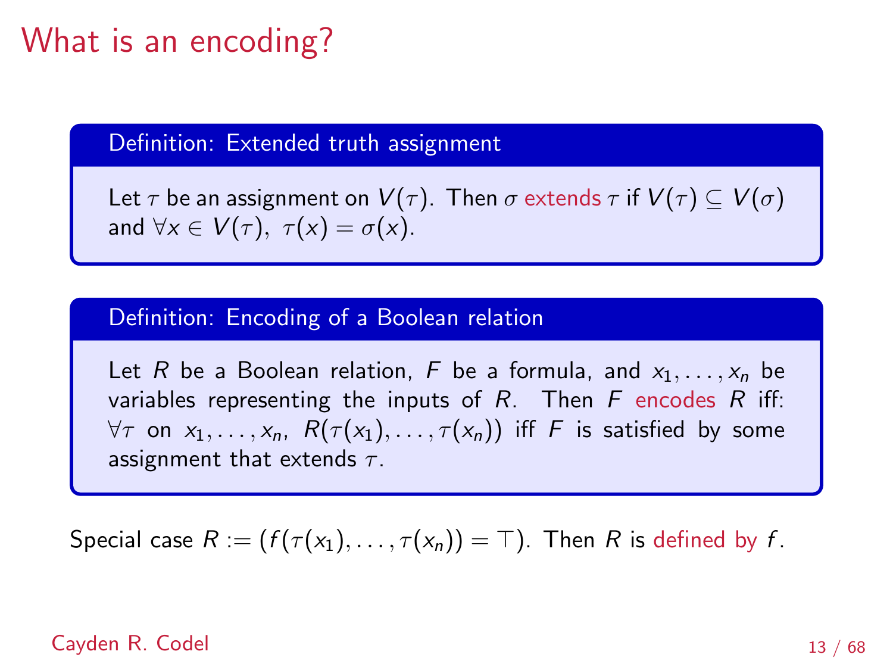# What is an encoding?

**Definition: Extended truth assignment**

Let $\tau$ be an assignment on $V(\tau)$. Then $\sigma$ extends $\tau$ if $V(\tau) \subseteq V(\sigma)$ and $\forall x \in V(\tau),\ \tau(x) = \sigma(x)$.

**Definition: Encoding of a Boolean relation**

Let $R$ be a Boolean relation, $F$ be a formula, and $x_1, \ldots, x_n$ be variables representing the inputs of $R$. Then $F$ encodes $R$ iff: $\forall \tau$ on $x_1, \ldots, x_n$, $R(\tau(x_1), \ldots, \tau(x_n))$ iff $F$ is satisfied by some assignment that extends $\tau$.

Special case $R := (f(\tau(x_1), \ldots, \tau(x_n)) = \top)$. Then $R$ is defined by $f$.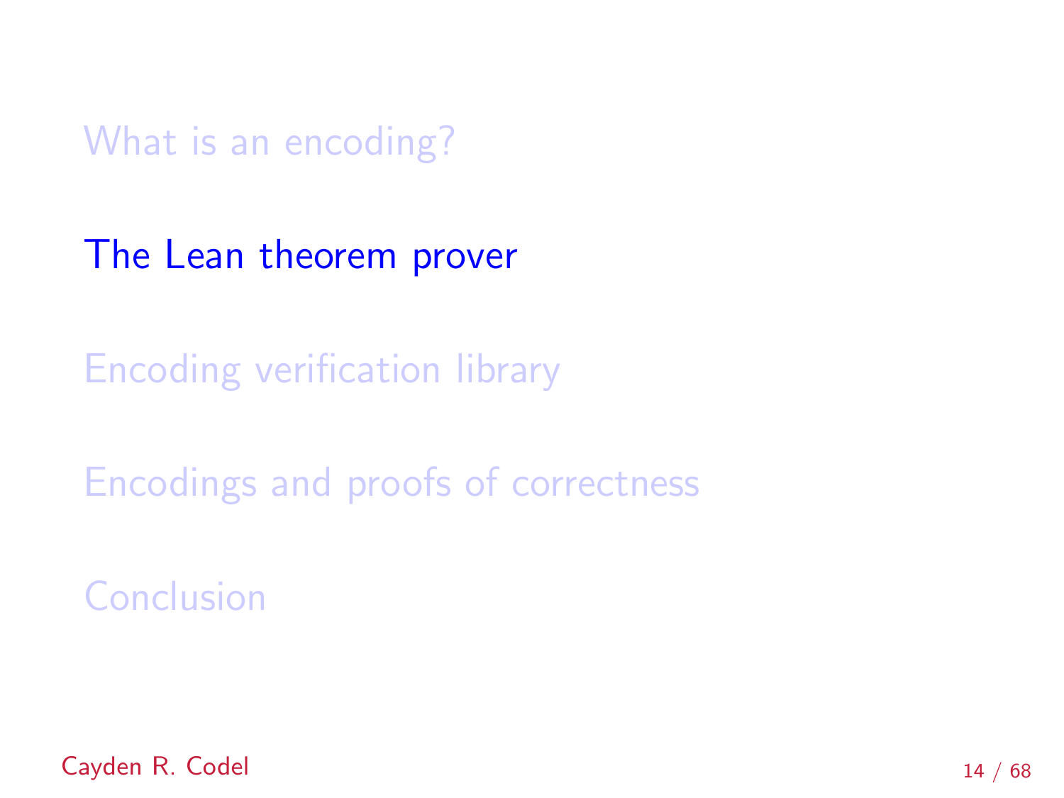What is an encoding?

**The Lean theorem prover**

Encoding verification library

Encodings and proofs of correctness

Conclusion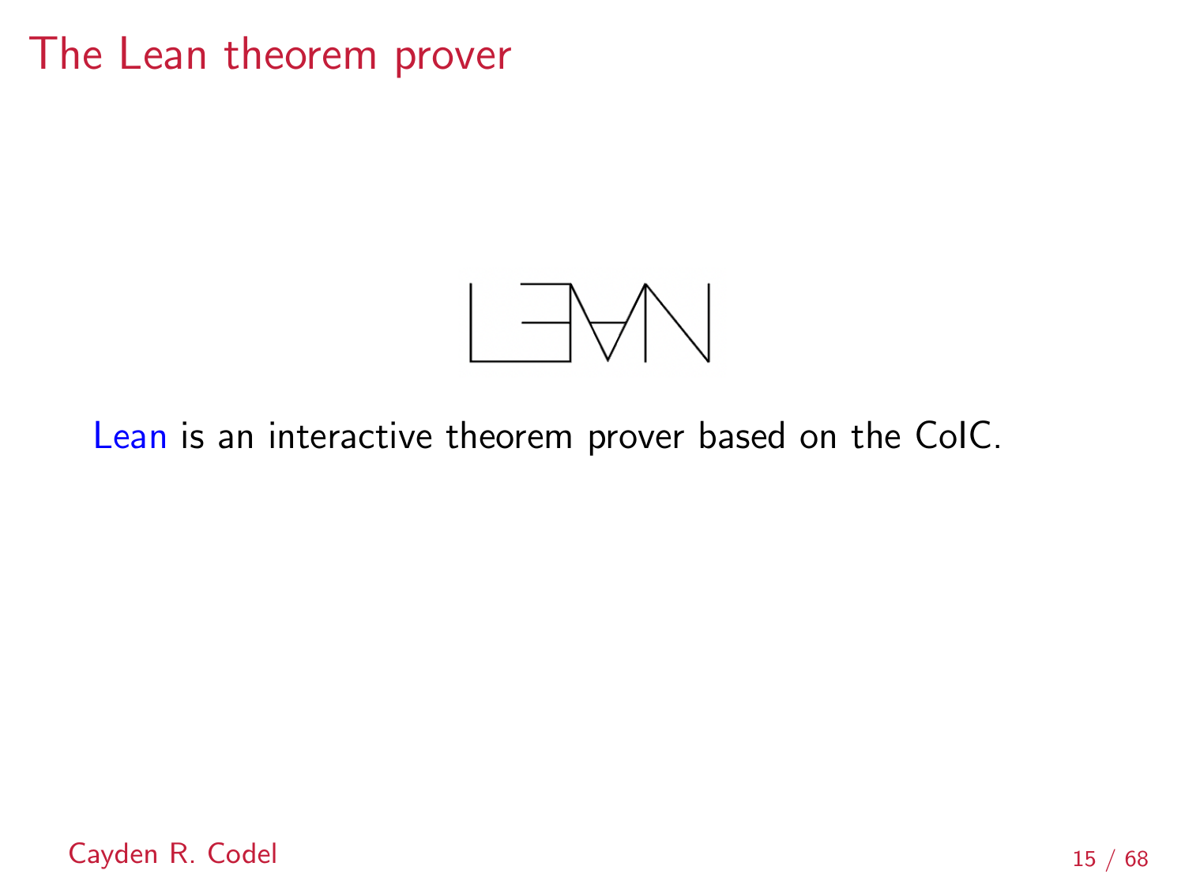# The Lean theorem prover

Lean is an interactive theorem prover based on the CoIC.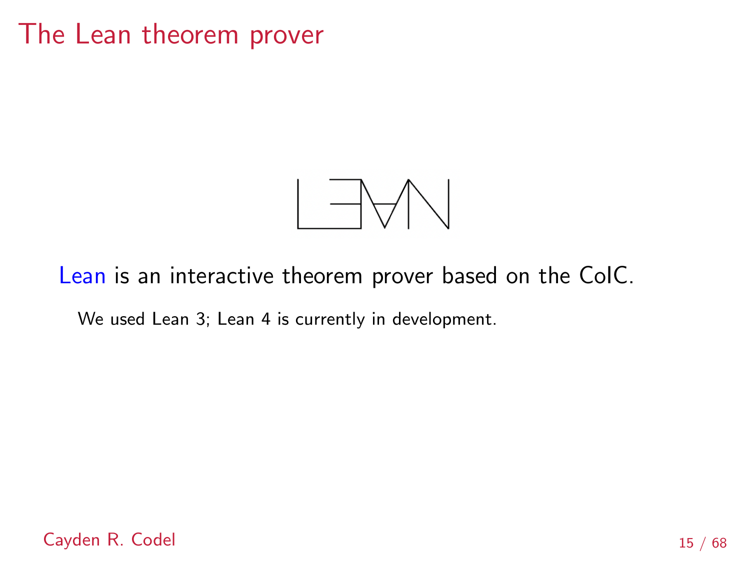# The Lean theorem prover

Lean is an interactive theorem prover based on the CoIC.

We used Lean 3; Lean 4 is currently in development.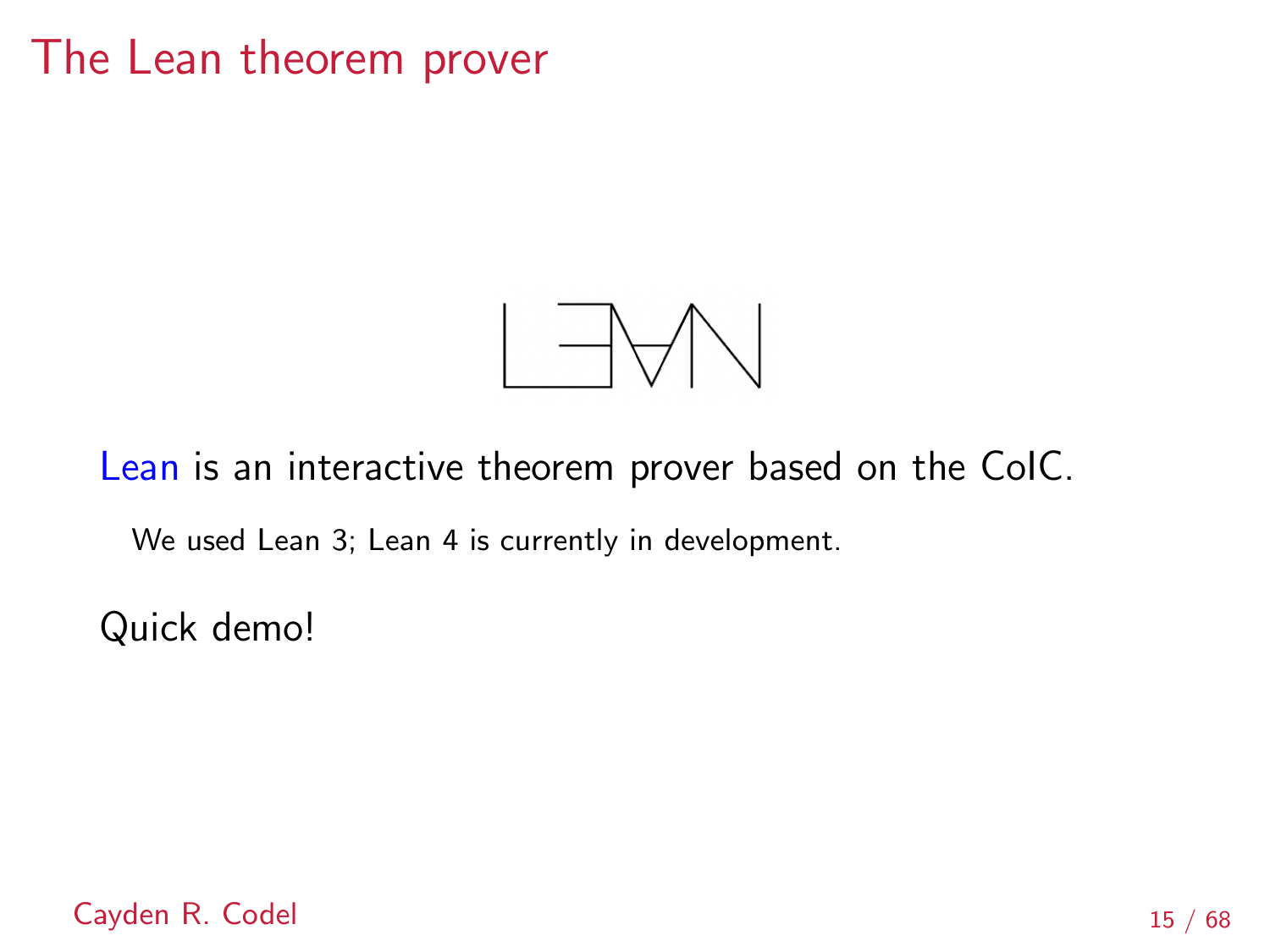# The Lean theorem prover

Lean is an interactive theorem prover based on the CoIC.

We used Lean 3; Lean 4 is currently in development.

Quick demo!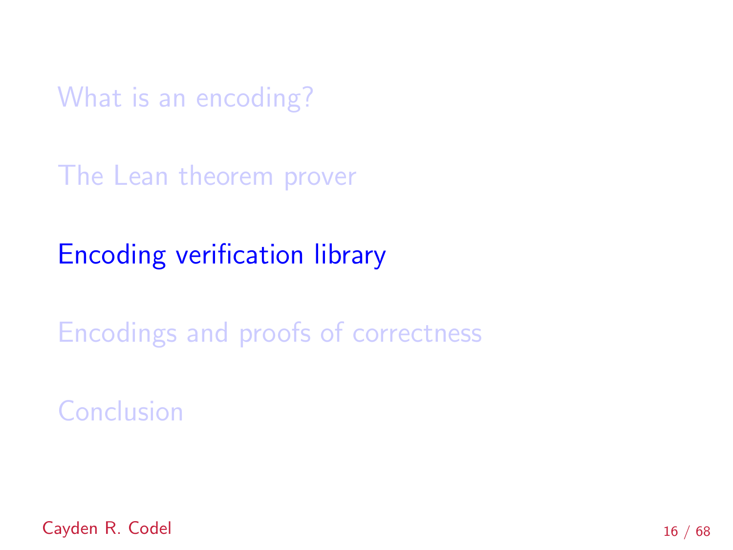What is an encoding?

The Lean theorem prover

**Encoding verification library**

Encodings and proofs of correctness

Conclusion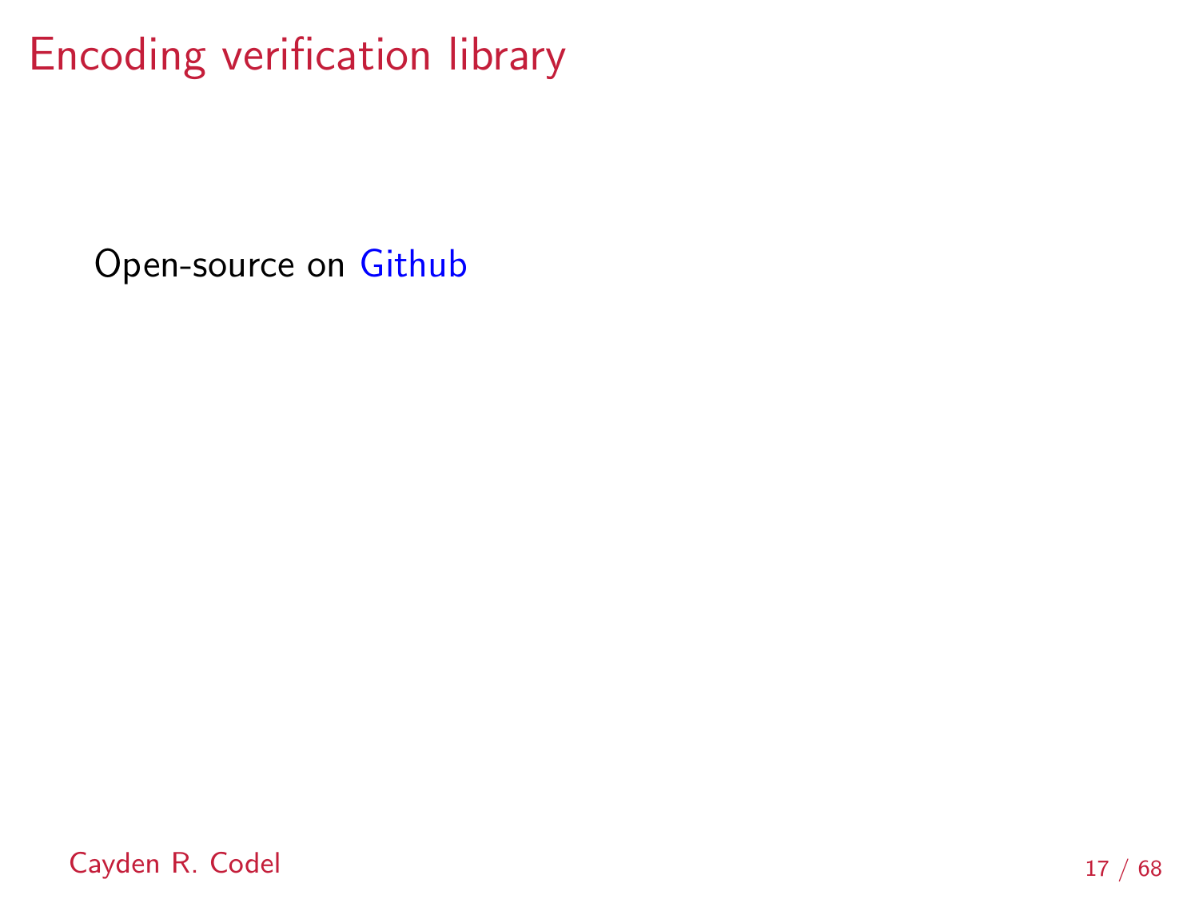# Encoding verification library

Open-source on Github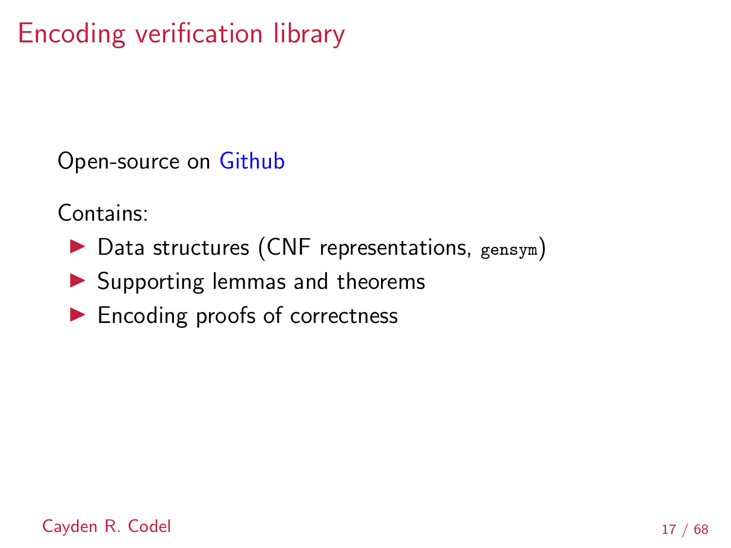# Encoding verification library

Open-source on Github

Contains:

- Data structures (CNF representations, `gensym`)
- Supporting lemmas and theorems
- Encoding proofs of correctness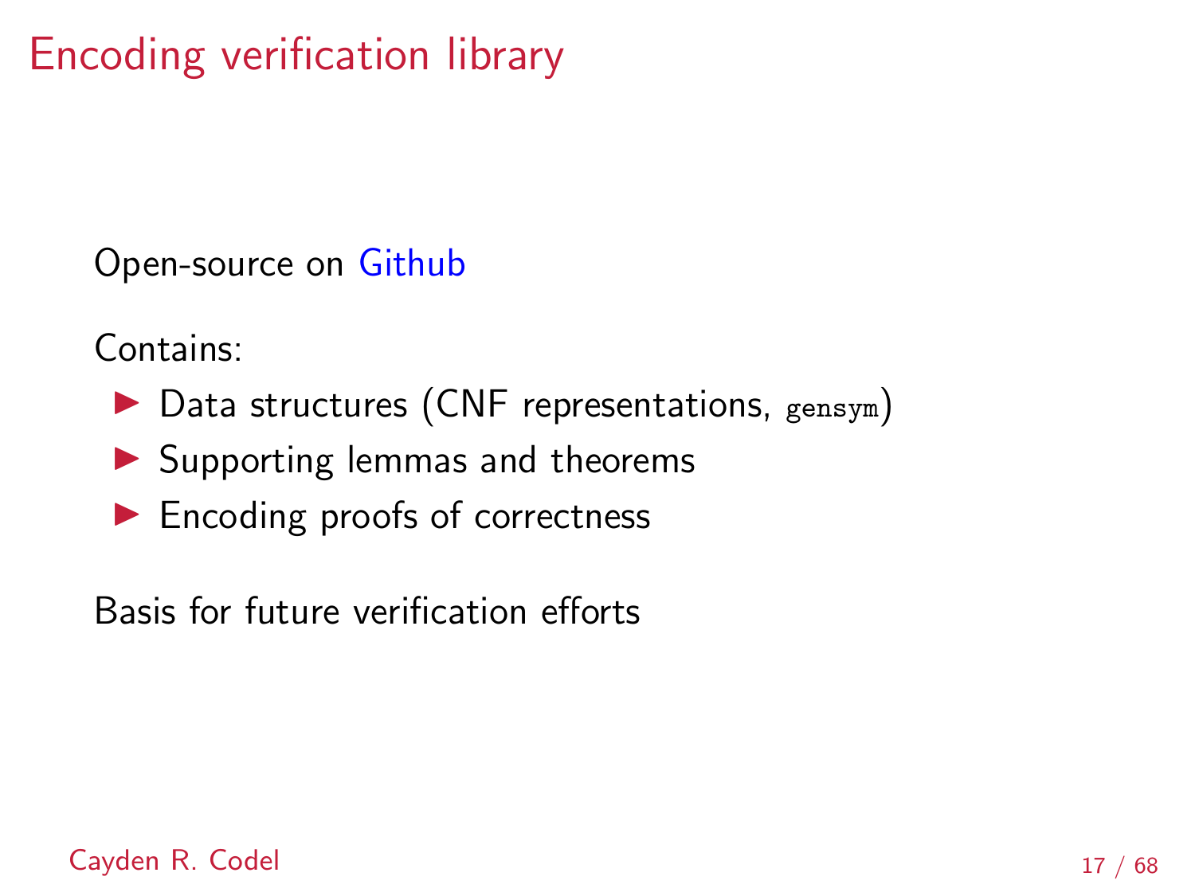# Encoding verification library

Open-source on Github

Contains:

- Data structures (CNF representations, `gensym`)
- Supporting lemmas and theorems
- Encoding proofs of correctness

Basis for future verification efforts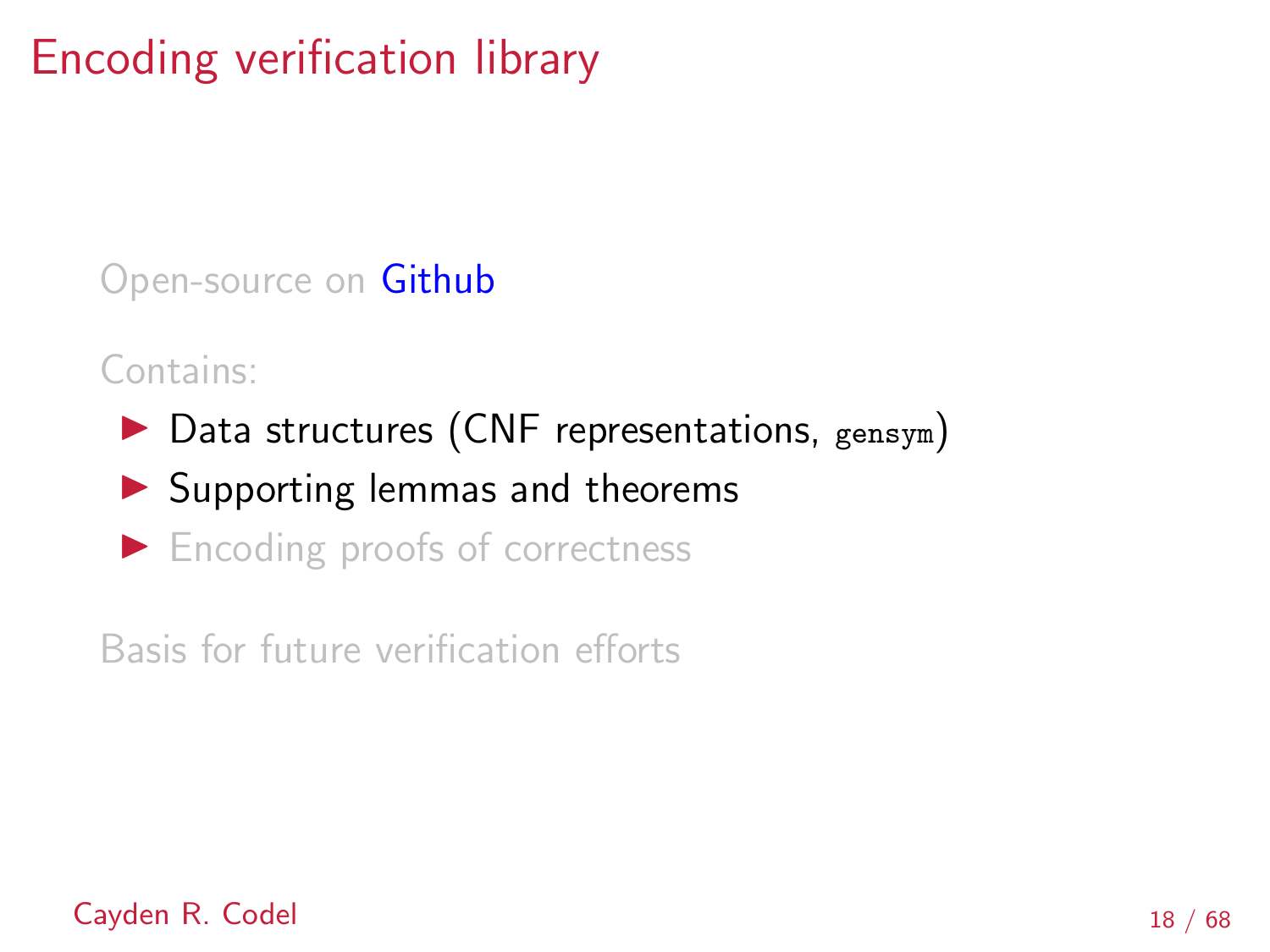# Encoding verification library

Open-source on Github

Contains:

- Data structures (CNF representations, `gensym`)
- Supporting lemmas and theorems
- Encoding proofs of correctness

Basis for future verification efforts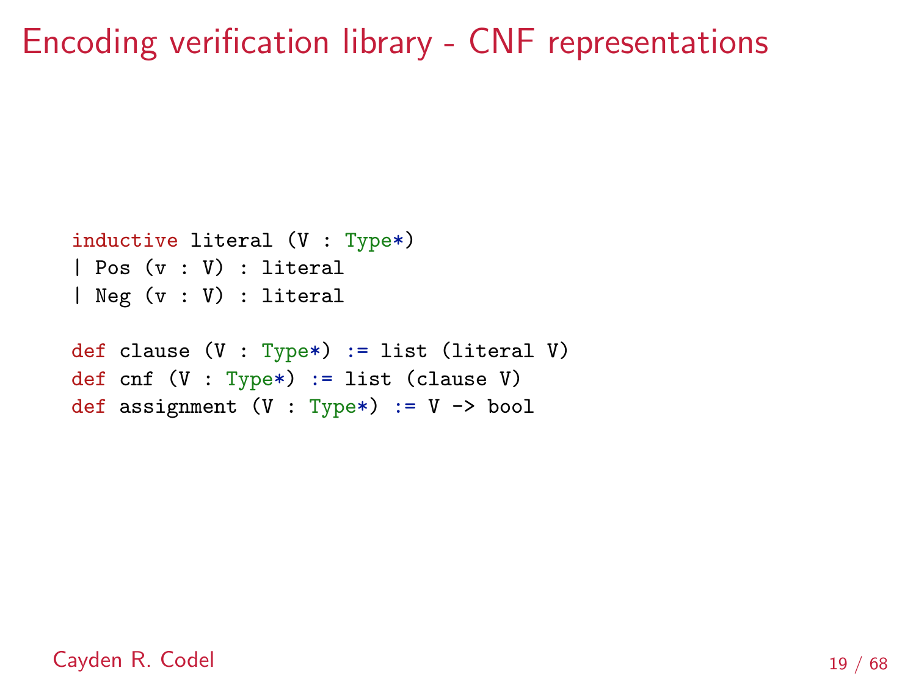# Encoding verification library - CNF representations

```
inductive literal (V : Type*)
| Pos (v : V) : literal
| Neg (v : V) : literal

def clause (V : Type*) := list (literal V)
def cnf (V : Type*) := list (clause V)
def assignment (V : Type*) := V -> bool
```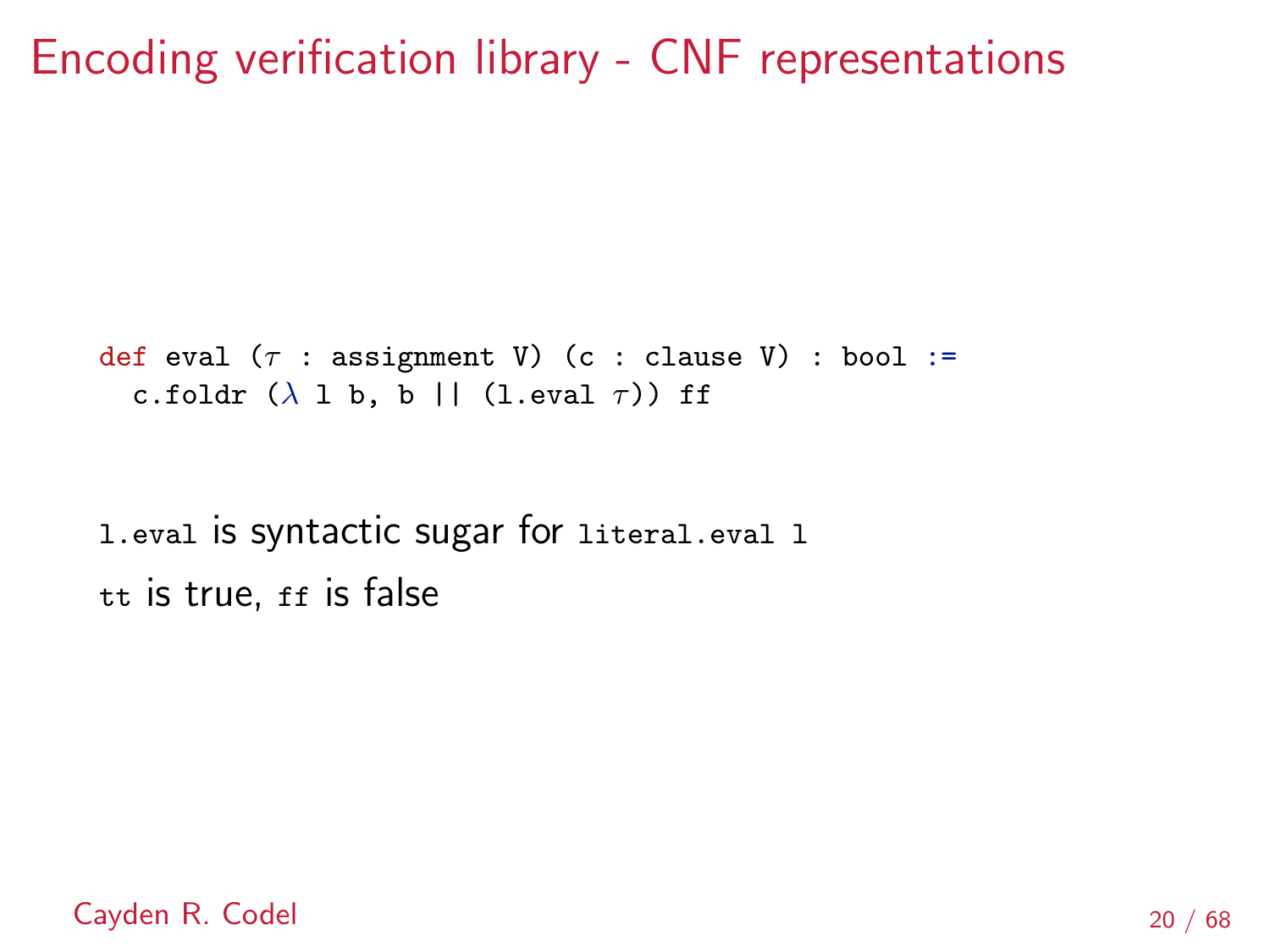# Encoding verification library - CNF representations

```
def eval (τ : assignment V) (c : clause V) : bool :=
  c.foldr (λ l b, b || (l.eval τ)) ff
```

`l.eval` is syntactic sugar for `literal.eval l`

`tt` is true, `ff` is false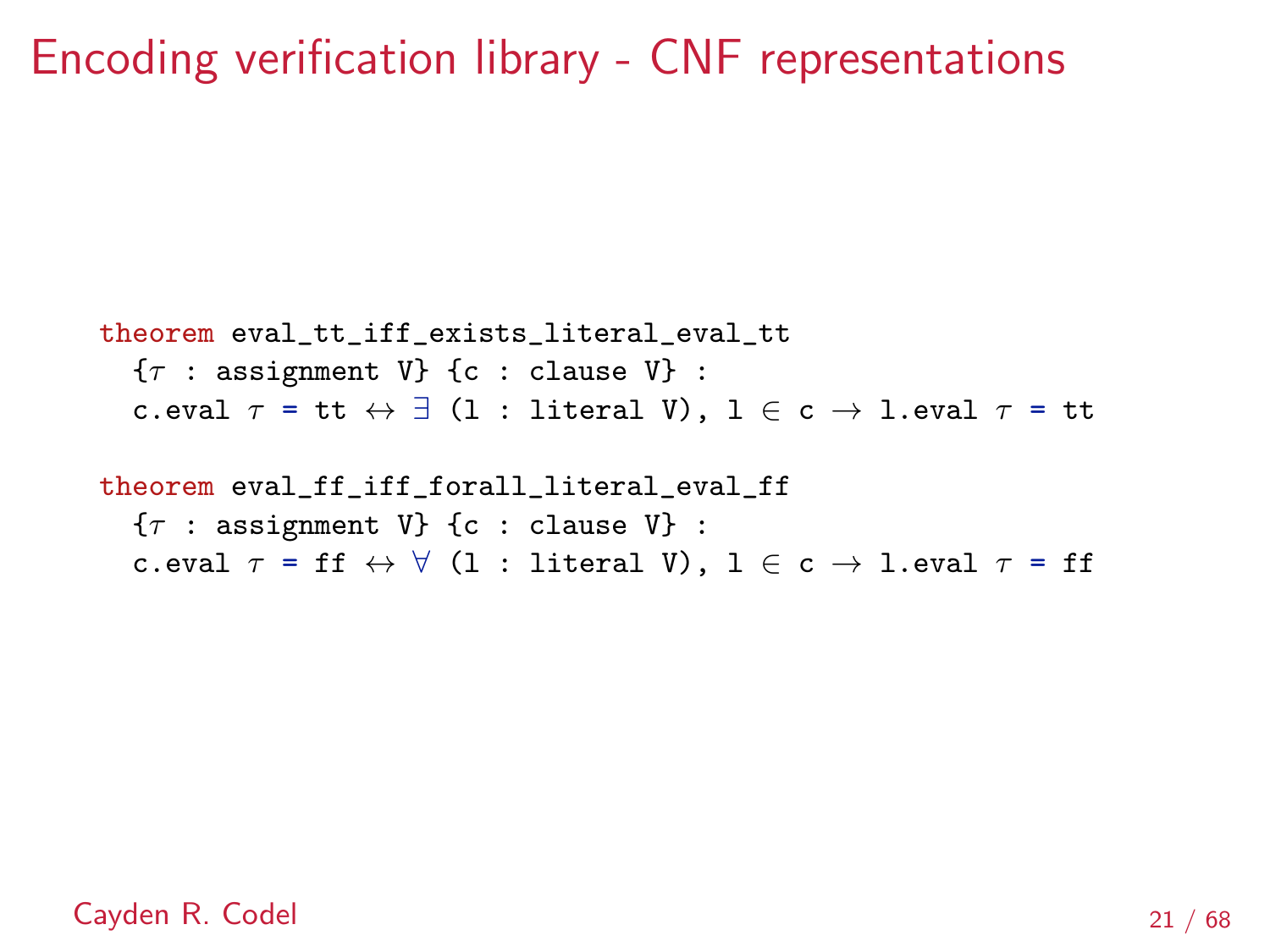# Encoding verification library - CNF representations

```
theorem eval_tt_iff_exists_literal_eval_tt
  {τ : assignment V} {c : clause V} :
  c.eval τ = tt ↔ ∃ (l : literal V), l ∈ c → l.eval τ = tt

theorem eval_ff_iff_forall_literal_eval_ff
  {τ : assignment V} {c : clause V} :
  c.eval τ = ff ↔ ∀ (l : literal V), l ∈ c → l.eval τ = ff
```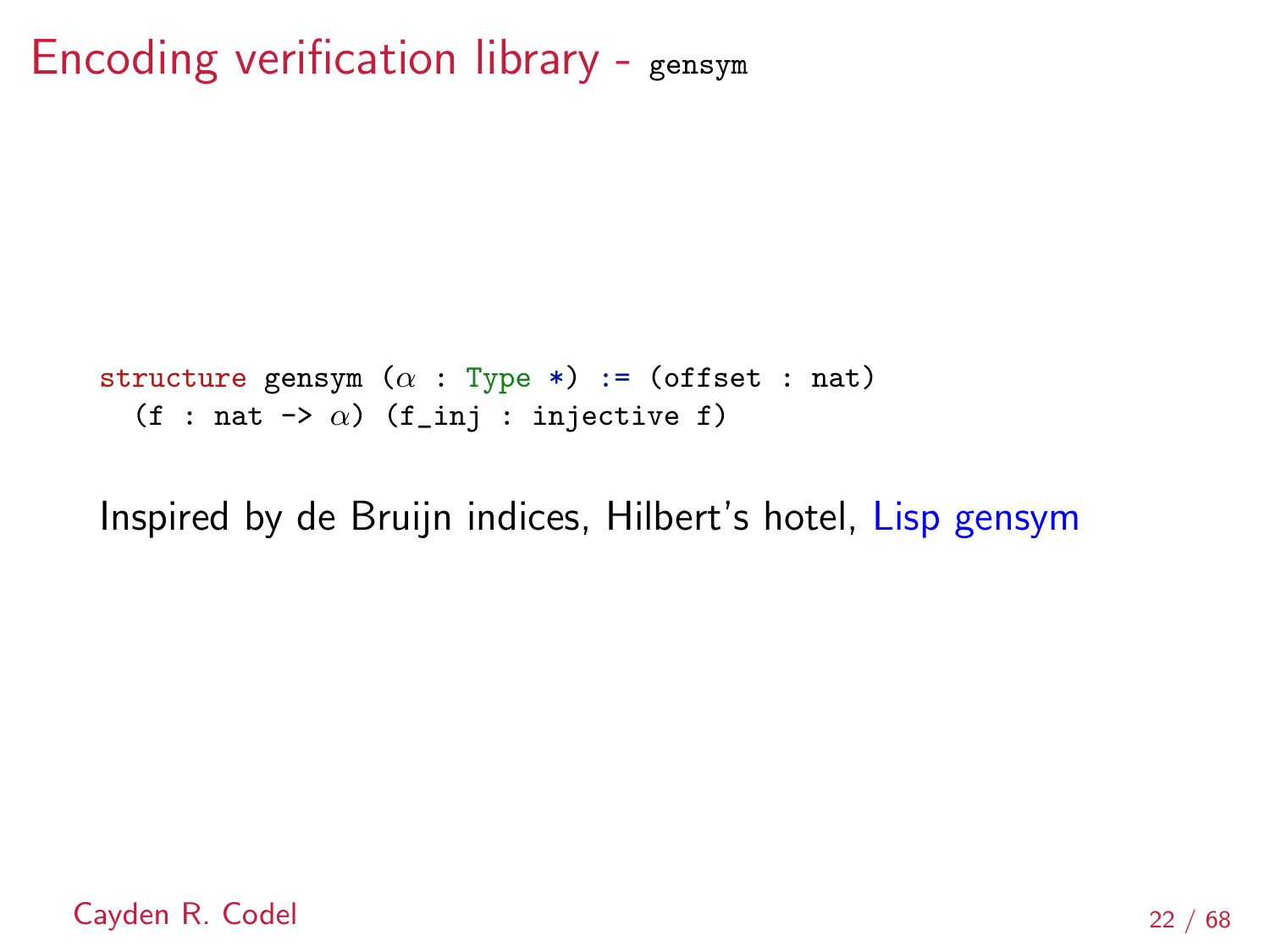# Encoding verification library - gensym

```
structure gensym (α : Type *) := (offset : nat)
  (f : nat -> α) (f_inj : injective f)
```

Inspired by de Bruijn indices, Hilbert's hotel, Lisp gensym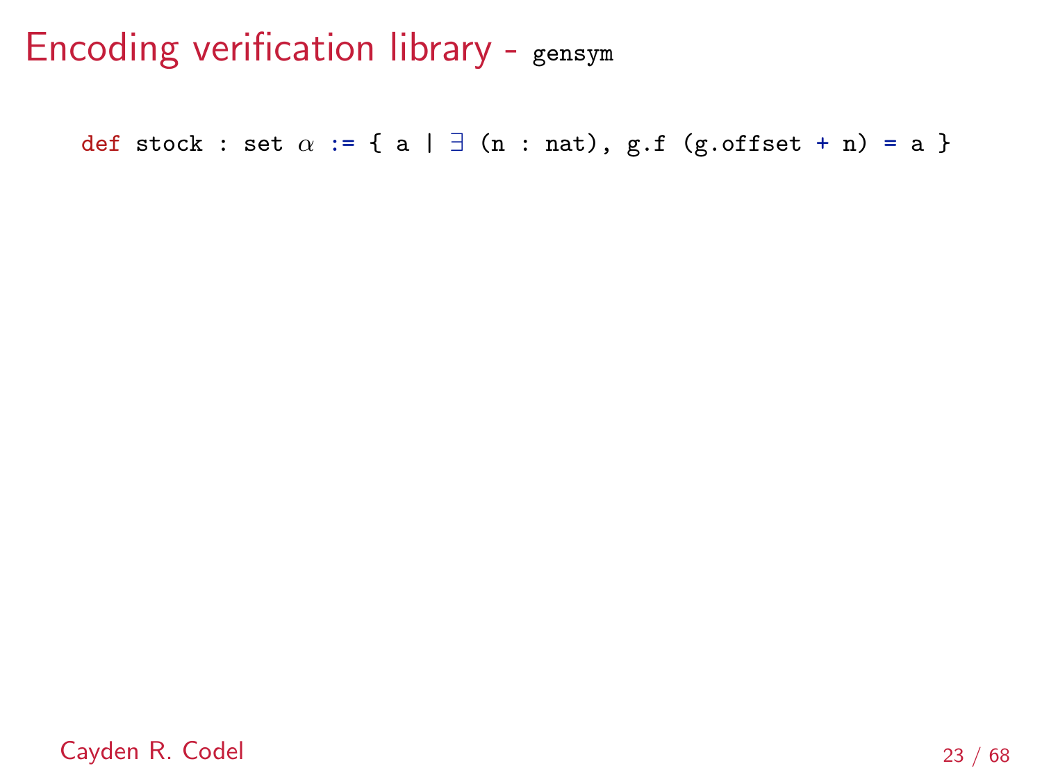# Encoding verification library - `gensym`

```
def stock : set α := { a | ∃ (n : nat), g.f (g.offset + n) = a }
```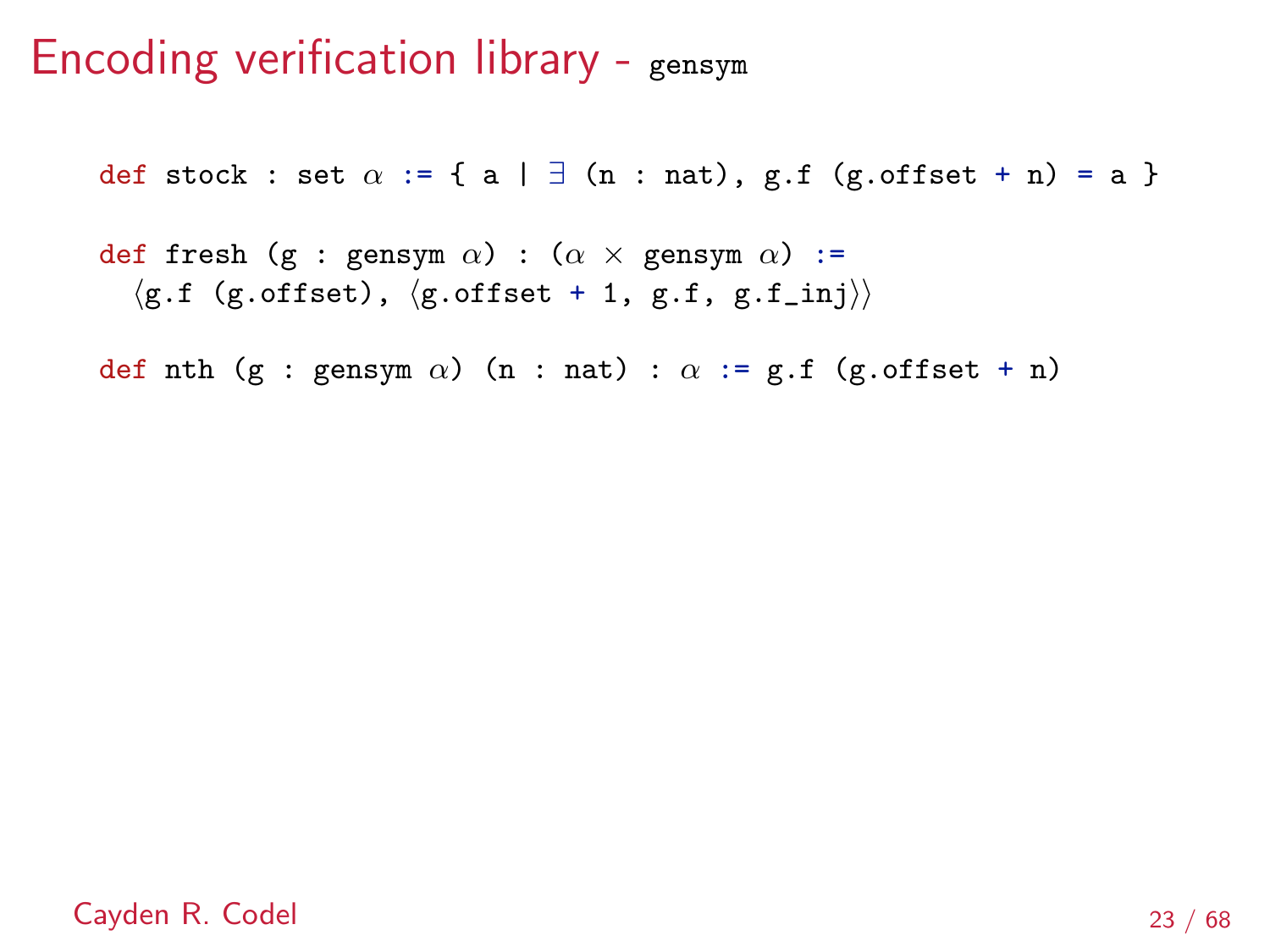# Encoding verification library - `gensym`

```
def stock : set α := { a | ∃ (n : nat), g.f (g.offset + n) = a }

def fresh (g : gensym α) : (α × gensym α) :=
  ⟨g.f (g.offset), ⟨g.offset + 1, g.f, g.f_inj⟩⟩

def nth (g : gensym α) (n : nat) : α := g.f (g.offset + n)
```

Cayden R. Codel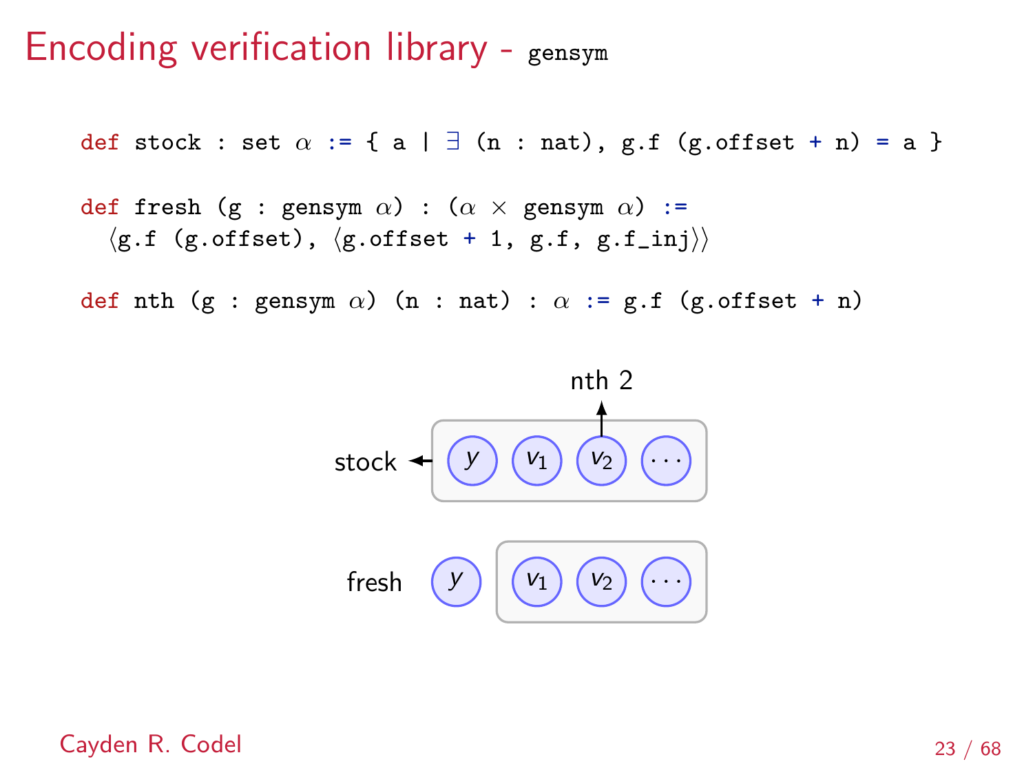# Encoding verification library - `gensym`

```
def stock : set α := { a | ∃ (n : nat), g.f (g.offset + n) = a }

def fresh (g : gensym α) : (α × gensym α) :=
  ⟨g.f (g.offset), ⟨g.offset + 1, g.f, g.f_inj⟩⟩

def nth (g : gensym α) (n : nat) : α := g.f (g.offset + n)
```

nth 2

stock ← $y$ $v_1$ $v_2$ $\cdots$

fresh $y$ $v_1$ $v_2$ $\cdots$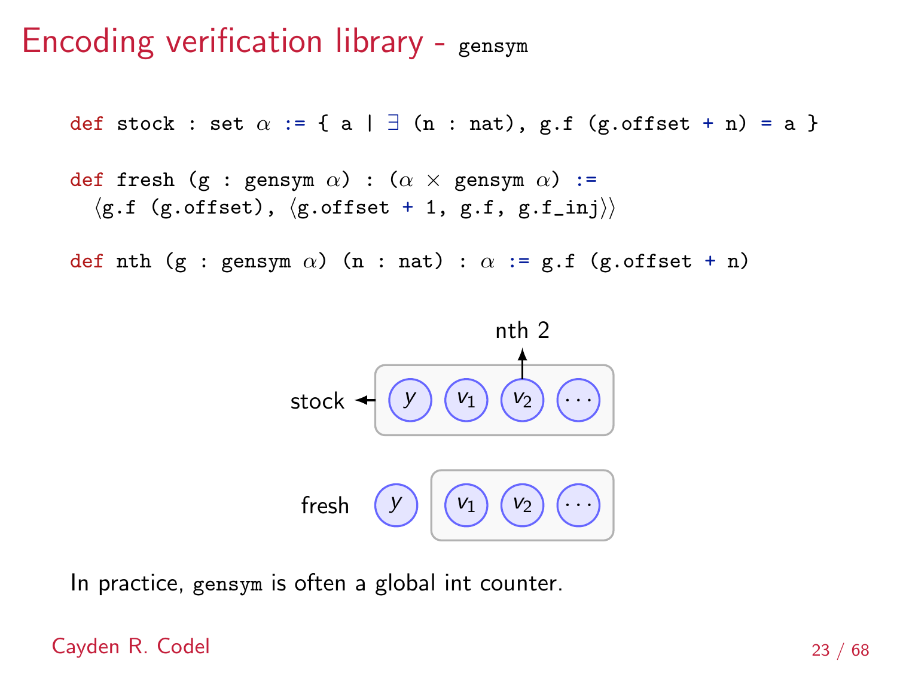# Encoding verification library - gensym

```
def stock : set α := { a | ∃ (n : nat), g.f (g.offset + n) = a }

def fresh (g : gensym α) : (α × gensym α) :=
  ⟨g.f (g.offset), ⟨g.offset + 1, g.f, g.f_inj⟩⟩

def nth (g : gensym α) (n : nat) : α := g.f (g.offset + n)
```

nth 2

stock ← $y$ $v_1$ $v_2$ $\cdots$

fresh $y$ | $v_1$ $v_2$ $\cdots$

In practice, gensym is often a global int counter.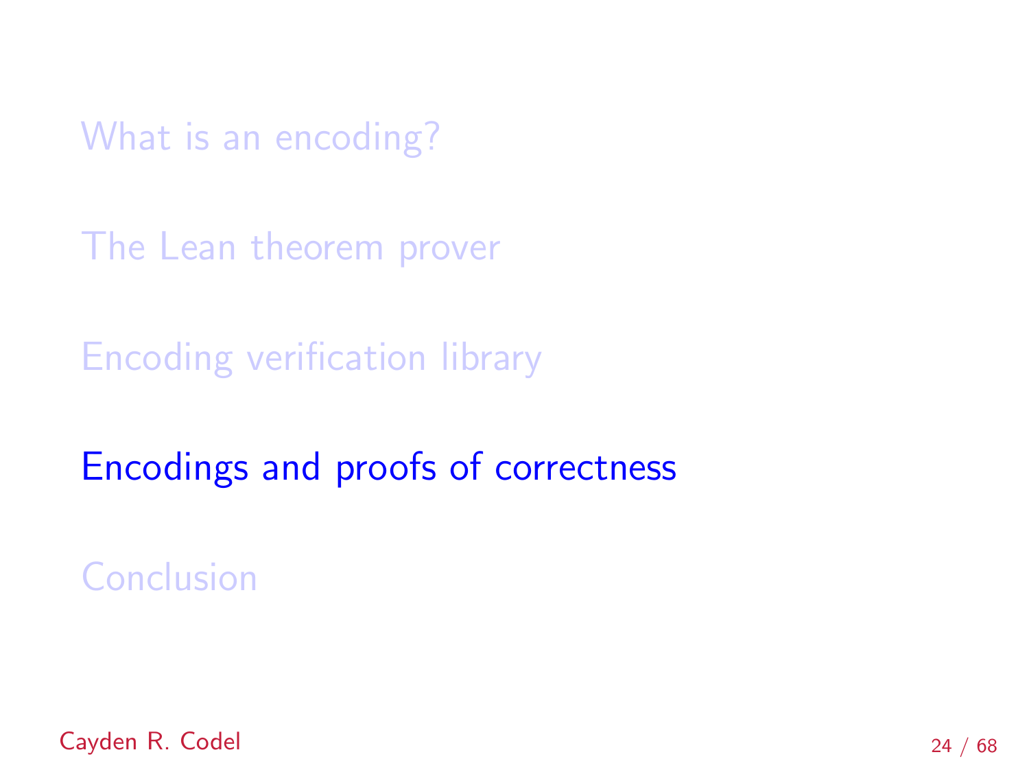What is an encoding?

The Lean theorem prover

Encoding verification library

**Encodings and proofs of correctness**

Conclusion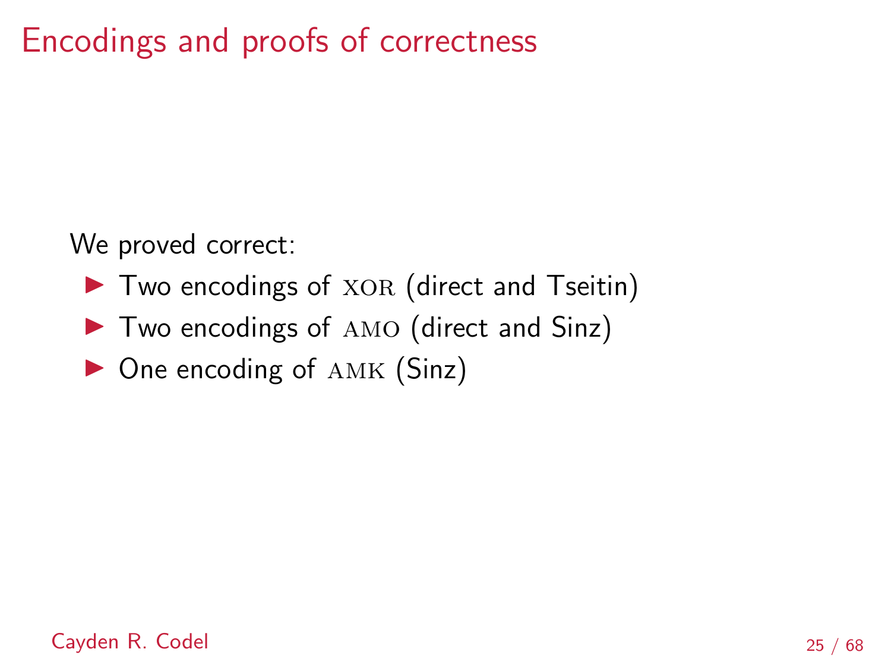# Encodings and proofs of correctness

We proved correct:

- Two encodings of XOR (direct and Tseitin)
- Two encodings of AMO (direct and Sinz)
- One encoding of AMK (Sinz)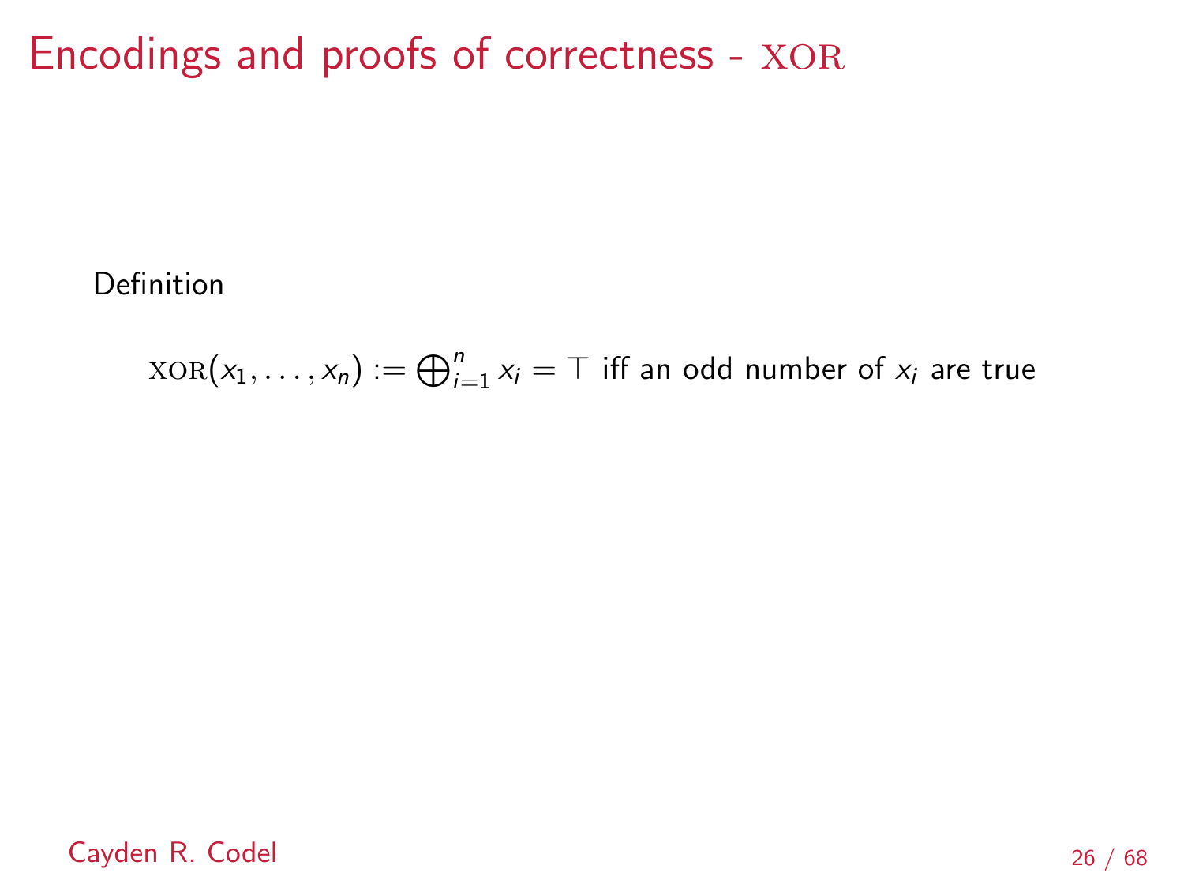# Encodings and proofs of correctness - XOR

**Definition**

$\textsc{xor}(x_1, \ldots, x_n) := \bigoplus_{i=1}^{n} x_i = \top$ iff an odd number of $x_i$ are true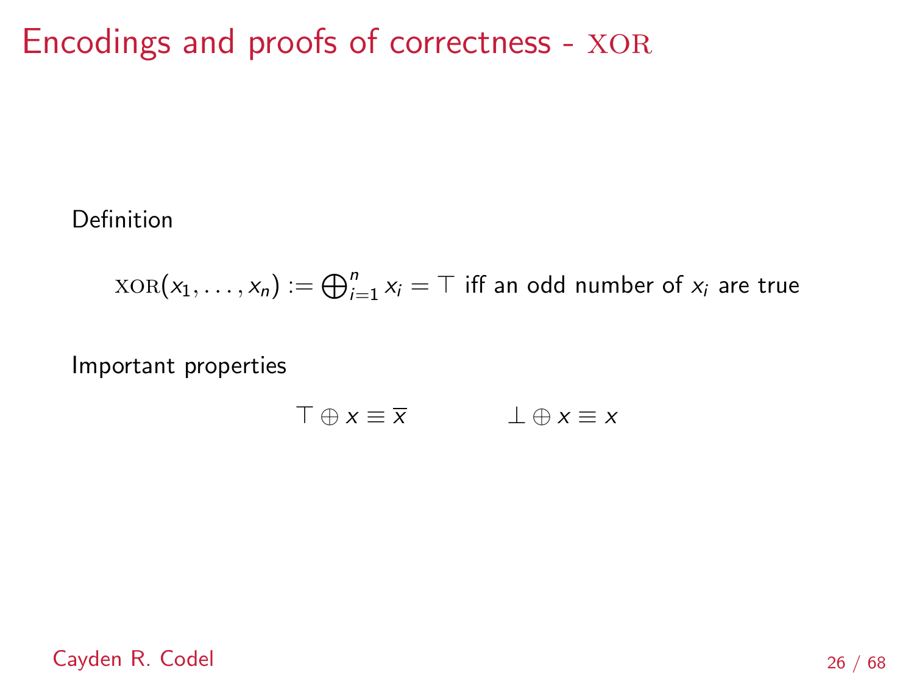# Encodings and proofs of correctness - XOR

Definition

$$\text{XOR}(x_1, \ldots, x_n) := \bigoplus_{i=1}^{n} x_i = \top \text{ iff an odd number of } x_i \text{ are true}$$

Important properties

$$\top \oplus x \equiv \overline{x} \qquad\qquad \bot \oplus x \equiv x$$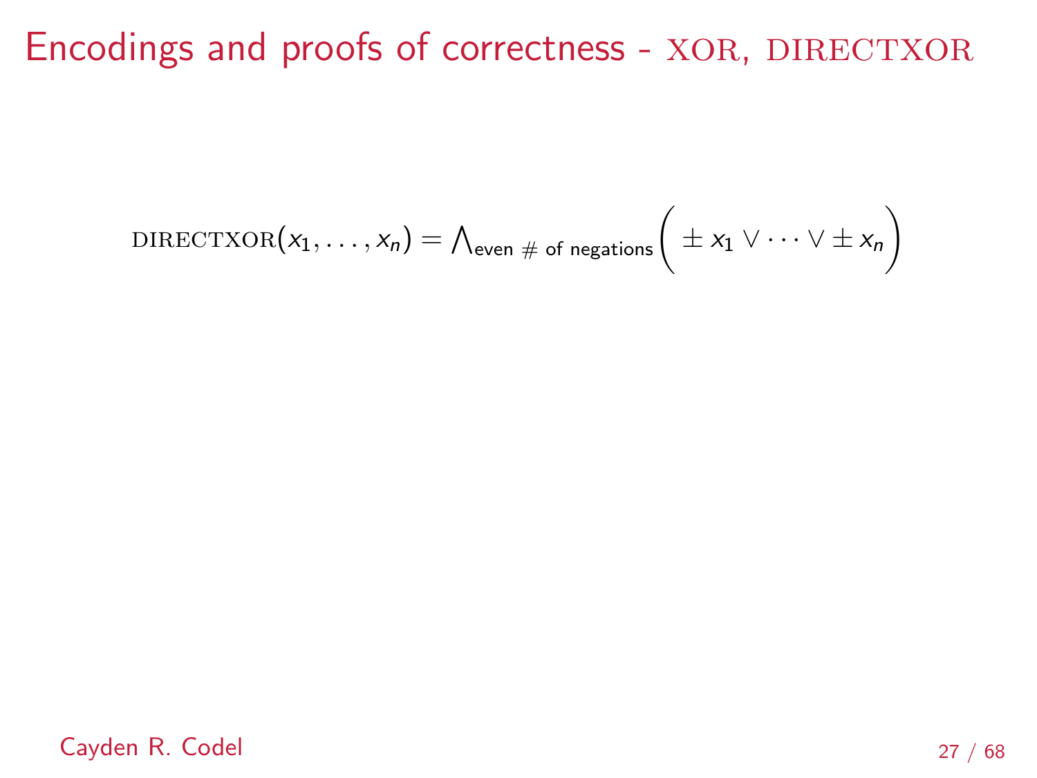# Encodings and proofs of correctness - XOR, DIRECTXOR

$$\textsc{directxor}(x_1, \ldots, x_n) = \bigwedge_{\text{even } \# \text{ of negations}} \Big( \pm x_1 \vee \cdots \vee \pm x_n \Big)$$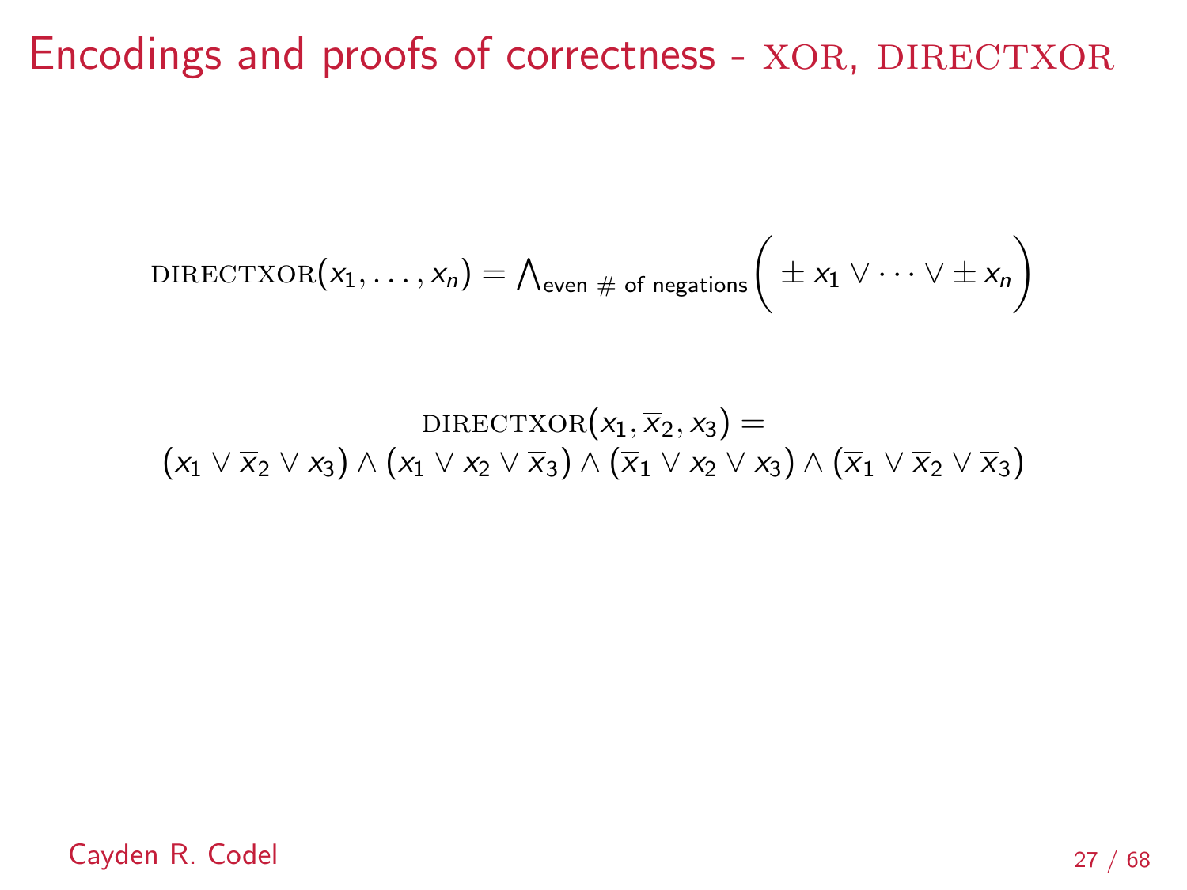# Encodings and proofs of correctness - XOR, DIRECTXOR

$$\text{DIRECTXOR}(x_1, \ldots, x_n) = \bigwedge_{\text{even } \# \text{ of negations}} \Big( \pm x_1 \vee \cdots \vee \pm x_n \Big)$$

$$\text{DIRECTXOR}(x_1, \overline{x}_2, x_3) =$$
$$(x_1 \vee \overline{x}_2 \vee x_3) \wedge (x_1 \vee x_2 \vee \overline{x}_3) \wedge (\overline{x}_1 \vee x_2 \vee x_3) \wedge (\overline{x}_1 \vee \overline{x}_2 \vee \overline{x}_3)$$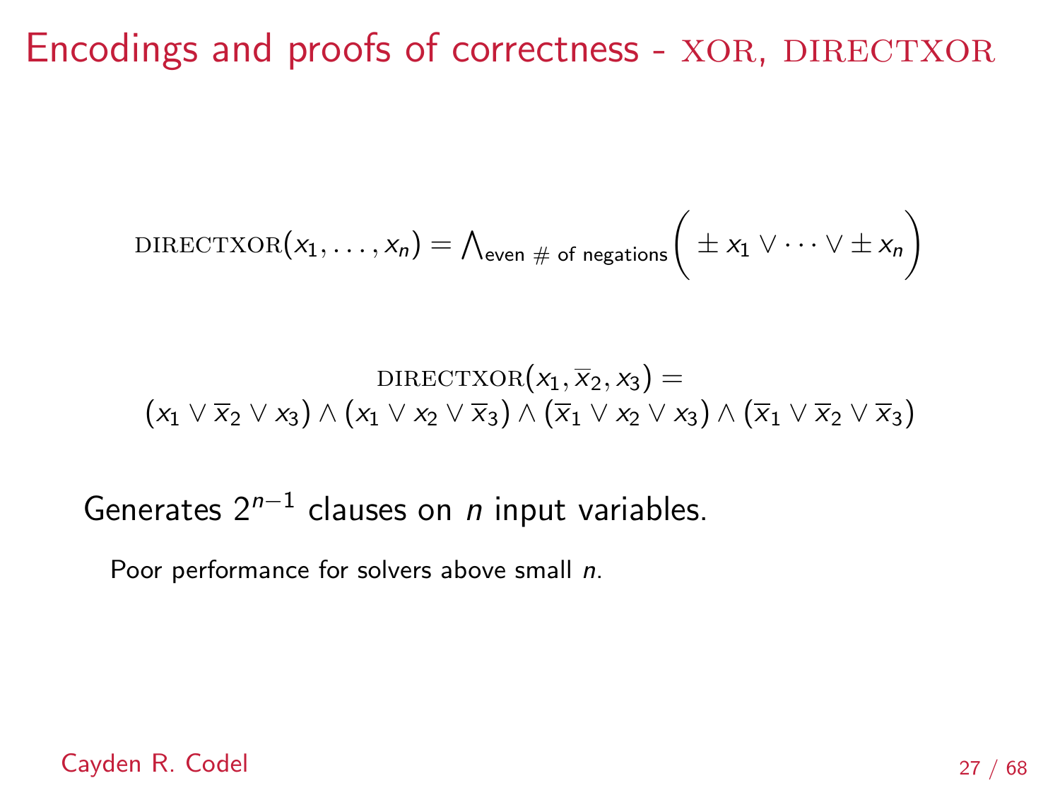# Encodings and proofs of correctness - XOR, DIRECTXOR

$$\text{DIRECTXOR}(x_1, \ldots, x_n) = \bigwedge_{\text{even \# of negations}} \Big( \pm x_1 \lor \cdots \lor \pm x_n \Big)$$

$$\text{DIRECTXOR}(x_1, \overline{x}_2, x_3) = (x_1 \lor \overline{x}_2 \lor x_3) \land (x_1 \lor x_2 \lor \overline{x}_3) \land (\overline{x}_1 \lor x_2 \lor x_3) \land (\overline{x}_1 \lor \overline{x}_2 \lor \overline{x}_3)$$

Generates $2^{n-1}$ clauses on $n$ input variables.

Poor performance for solvers above small $n$.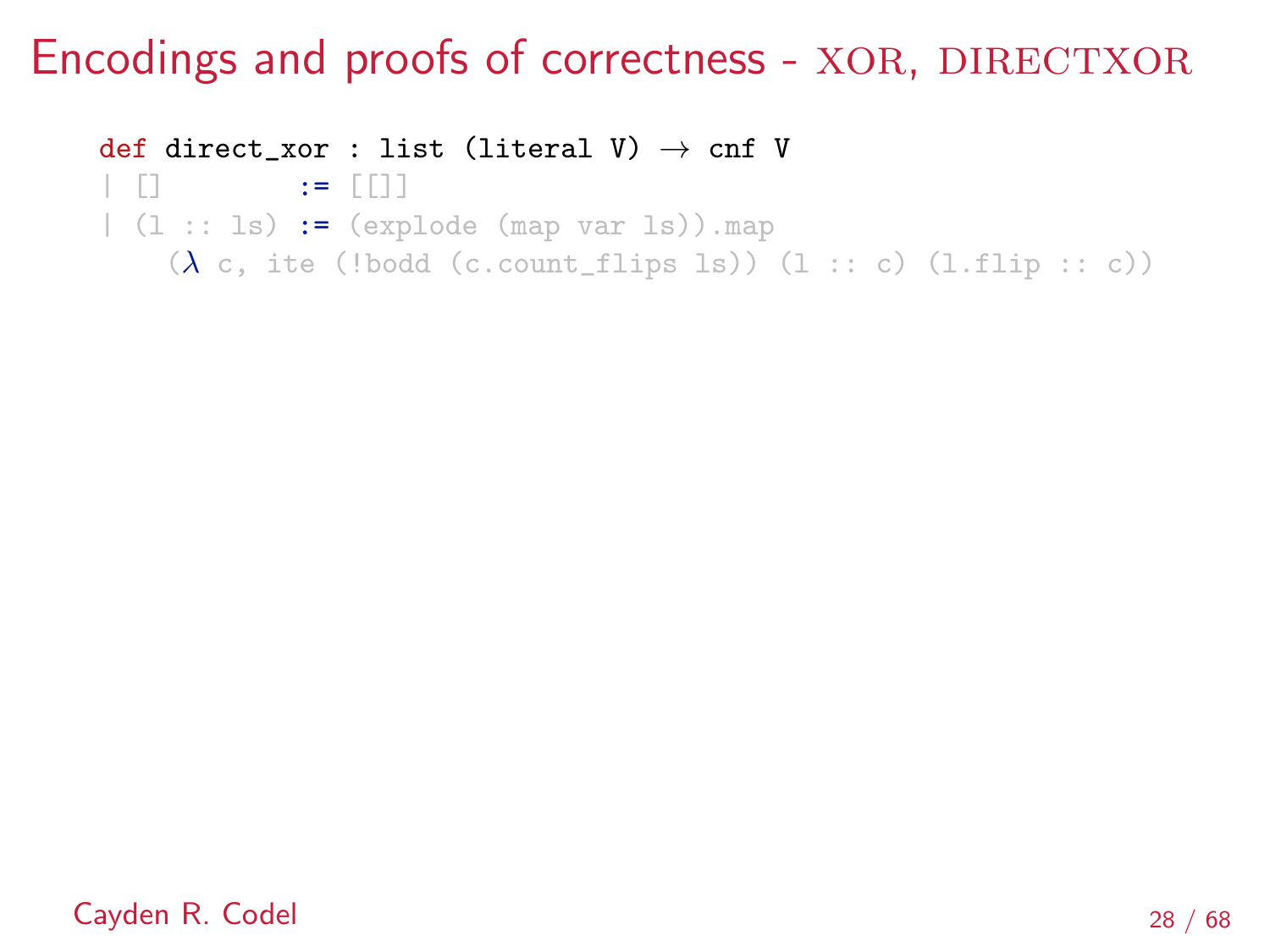# Encodings and proofs of correctness - XOR, DIRECTXOR

```
def direct_xor : list (literal V) → cnf V
| []        := [[]]
| (l :: ls) := (explode (map var ls)).map
    (λ c, ite (!bodd (c.count_flips ls)) (l :: c) (l.flip :: c))
```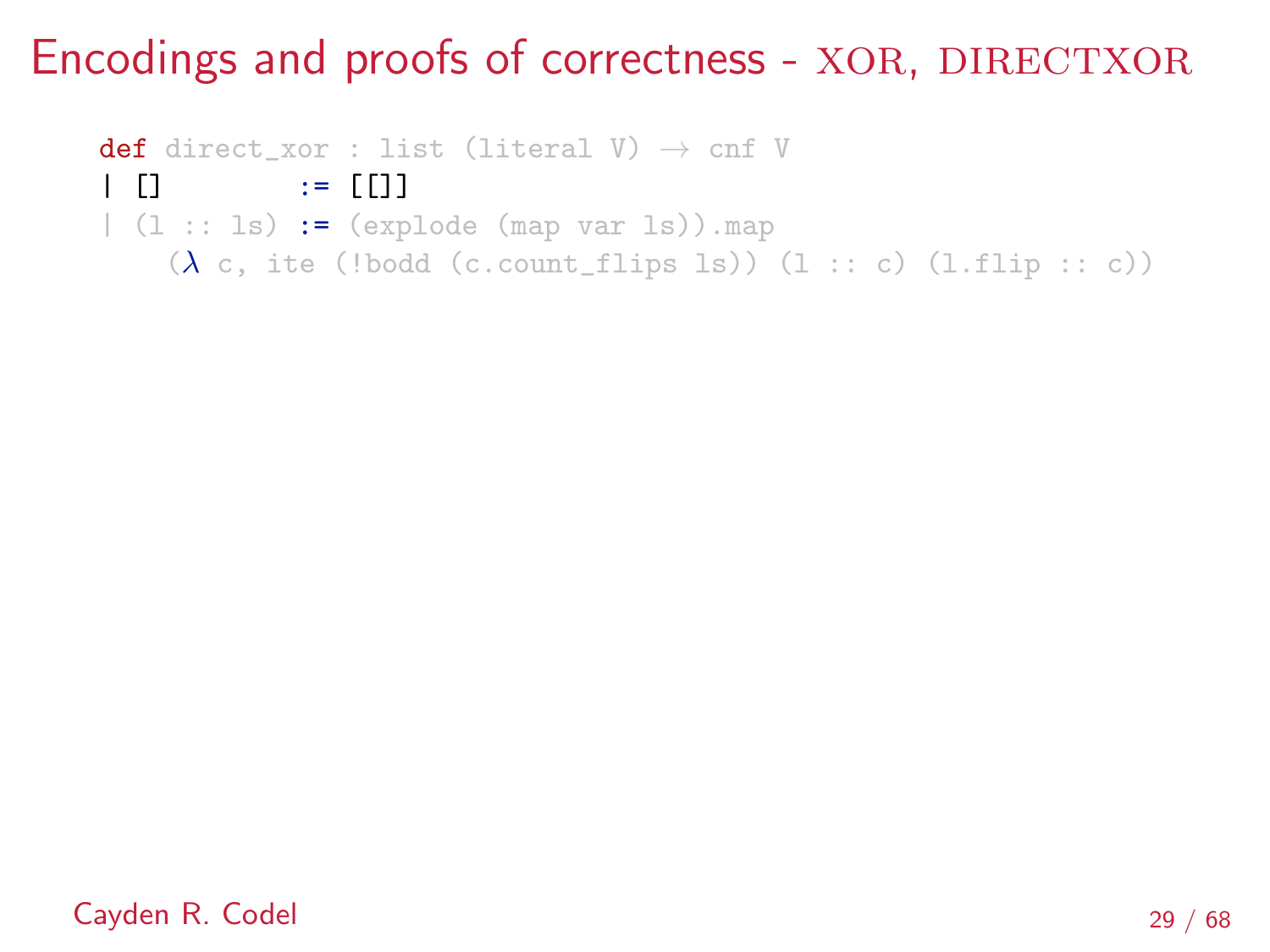# Encodings and proofs of correctness - XOR, DIRECTXOR

```
def direct_xor : list (literal V) → cnf V
| []        := [[]]
| (l :: ls) := (explode (map var ls)).map
    (λ c, ite (!bodd (c.count_flips ls)) (l :: c) (l.flip :: c))
```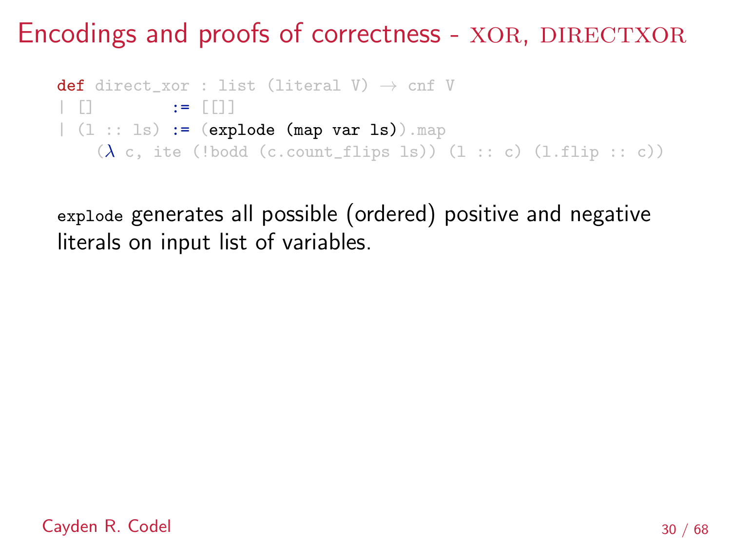# Encodings and proofs of correctness - XOR, DIRECTXOR

```
def direct_xor : list (literal V) → cnf V
| []        := [[]]
| (l :: ls) := (explode (map var ls)).map
    (λ c, ite (!bodd (c.count_flips ls)) (l :: c) (l.flip :: c))
```

`explode` generates all possible (ordered) positive and negative literals on input list of variables.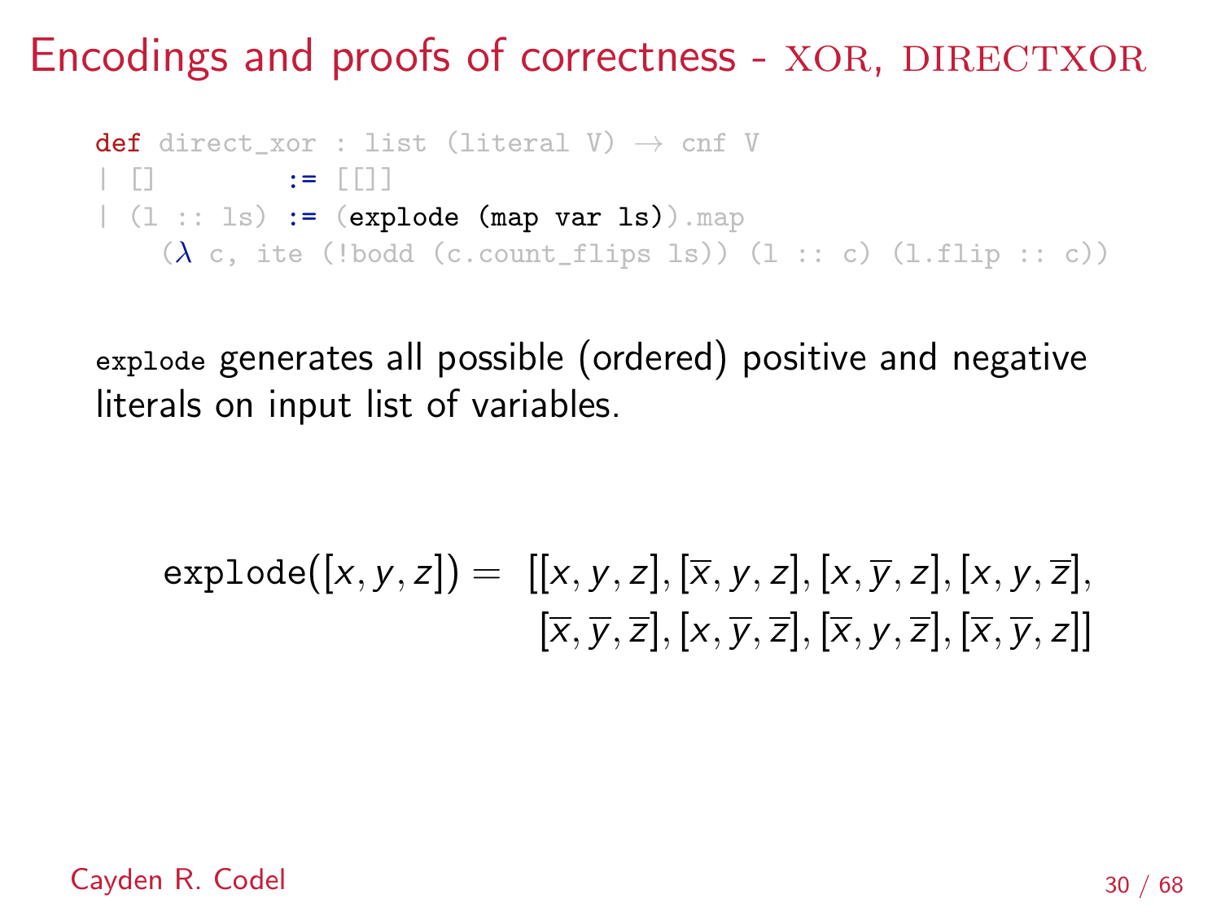# Encodings and proofs of correctness - XOR, DIRECTXOR

```
def direct_xor : list (literal V) → cnf V
| []        := [[]]
| (l :: ls) := (explode (map var ls)).map
    (λ c, ite (!bodd (c.count_flips ls)) (l :: c) (l.flip :: c))
```

`explode` generates all possible (ordered) positive and negative literals on input list of variables.

$$\texttt{explode}([x,y,z]) = \begin{array}{l} [[x,y,z],[\overline{x},y,z],[x,\overline{y},z],[x,y,\overline{z}], \\ \quad [\overline{x},\overline{y},\overline{z}],[x,\overline{y},\overline{z}],[\overline{x},y,\overline{z}],[\overline{x},\overline{y},z]] \end{array}$$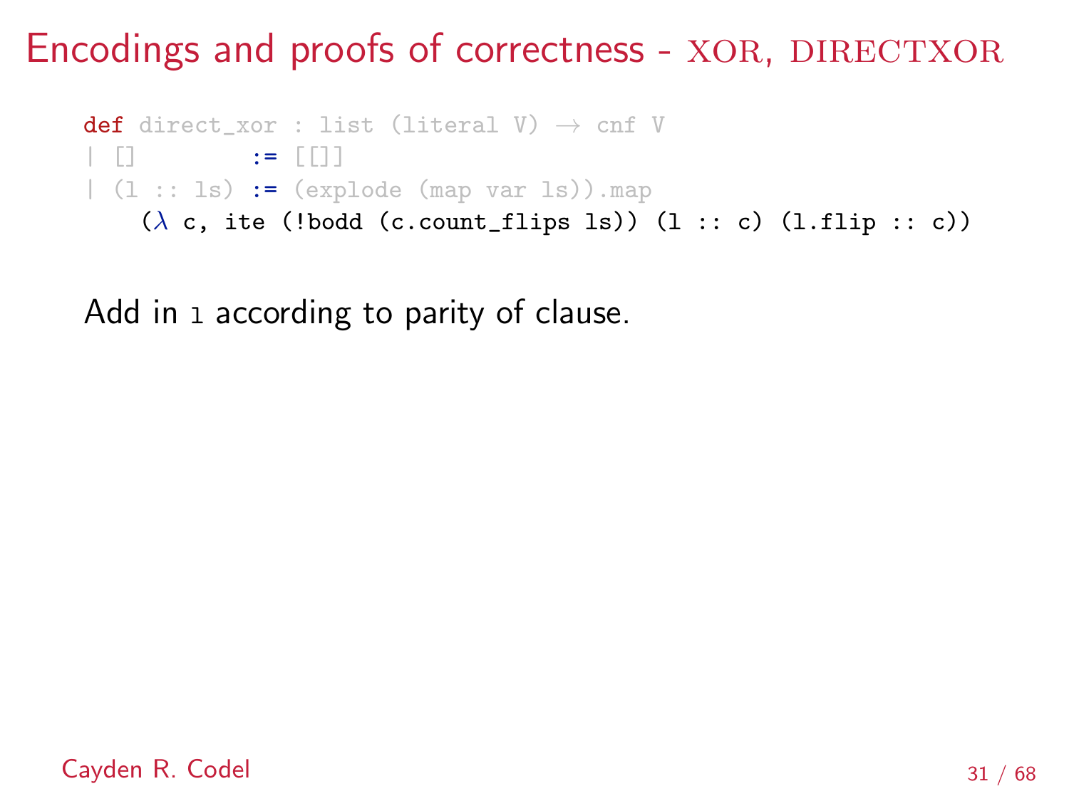# Encodings and proofs of correctness - XOR, DIRECTXOR

```
def direct_xor : list (literal V) → cnf V
| []        := [[]]
| (l :: ls) := (explode (map var ls)).map
    (λ c, ite (!bodd (c.count_flips ls)) (l :: c) (l.flip :: c))
```

Add in `l` according to parity of clause.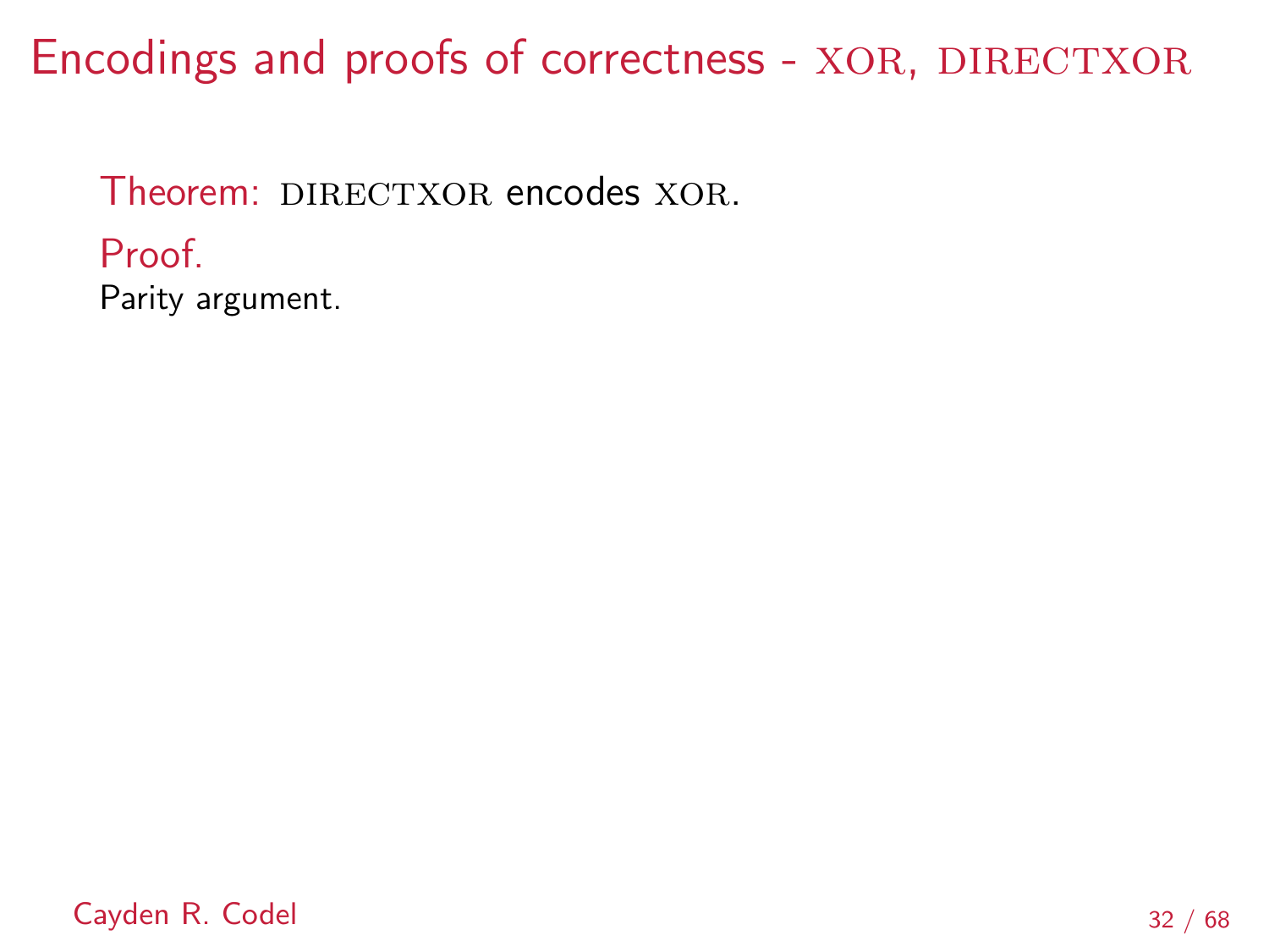# Encodings and proofs of correctness - XOR, DIRECTXOR

Theorem: DIRECTXOR encodes XOR.

Proof.

Parity argument.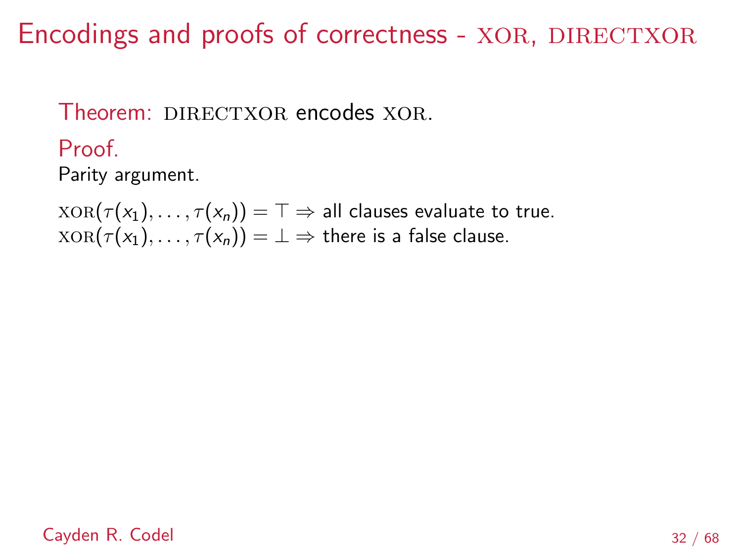# Encodings and proofs of correctness - XOR, DIRECTXOR

**Theorem:** DIRECTXOR encodes XOR.

**Proof.**

Parity argument.

$\text{XOR}(\tau(x_1), \ldots, \tau(x_n)) = \top \Rightarrow$ all clauses evaluate to true.
$\text{XOR}(\tau(x_1), \ldots, \tau(x_n)) = \bot \Rightarrow$ there is a false clause.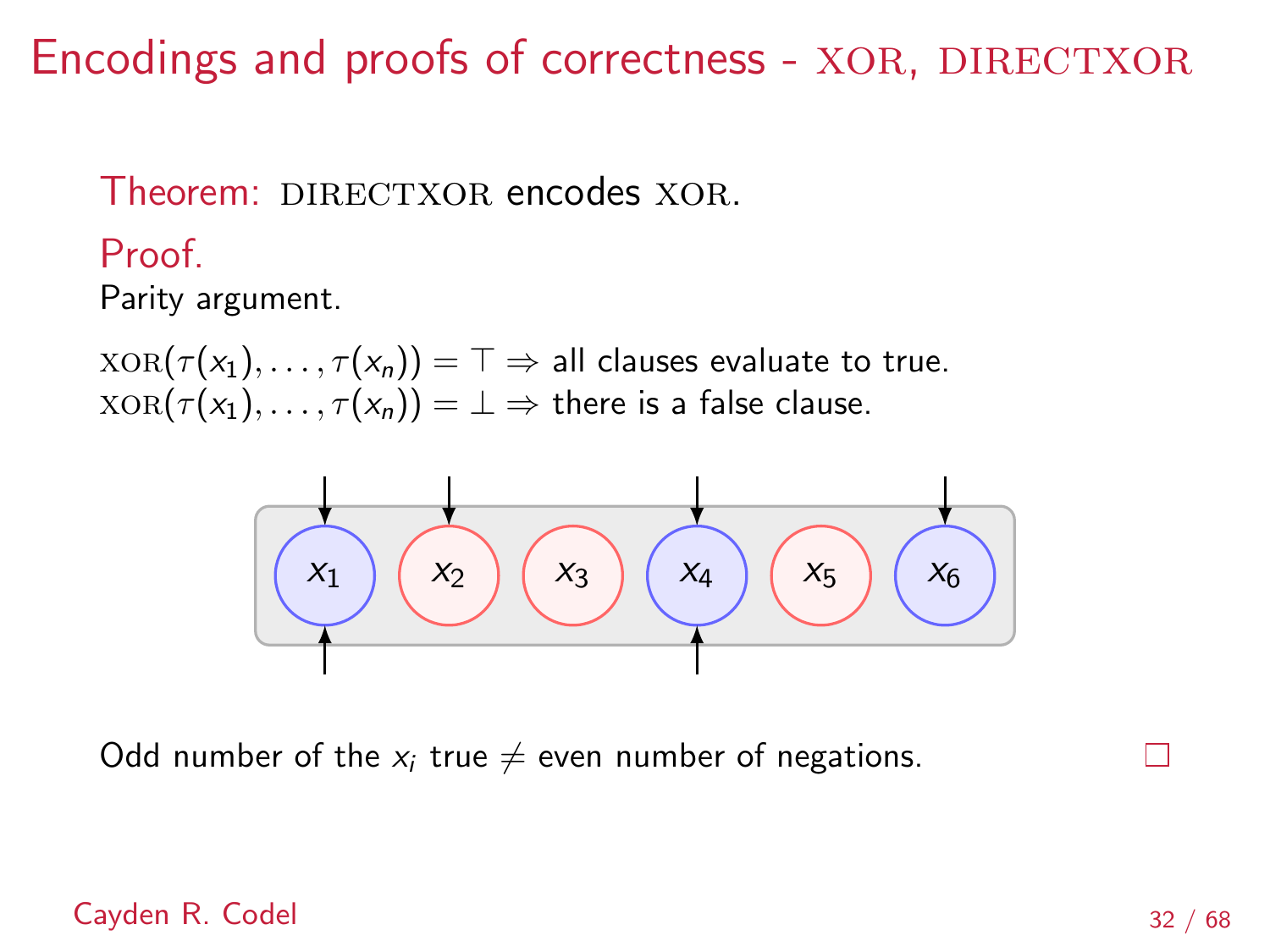# Encodings and proofs of correctness - XOR, DIRECTXOR

**Theorem:** DIRECTXOR encodes XOR.

**Proof.**

Parity argument.

$\text{XOR}(\tau(x_1), \ldots, \tau(x_n)) = \top \Rightarrow$ all clauses evaluate to true.
$\text{XOR}(\tau(x_1), \ldots, \tau(x_n)) = \bot \Rightarrow$ there is a false clause.

$x_1$ $x_2$ $x_3$ $x_4$ $x_5$ $x_6$

Odd number of the $x_i$ true $\neq$ even number of negations. □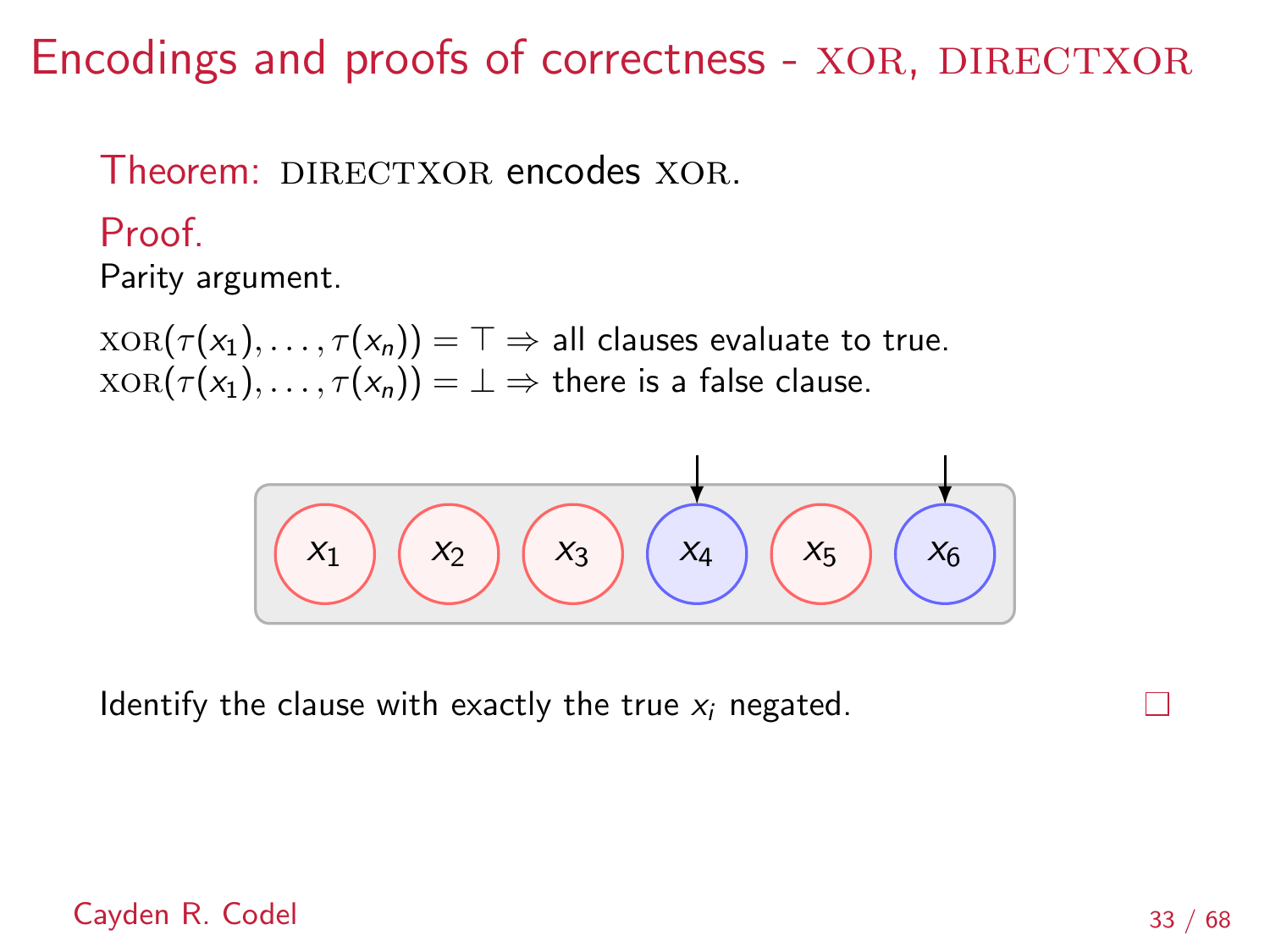# Encodings and proofs of correctness - XOR, DIRECTXOR

**Theorem:** DIRECTXOR encodes XOR.

**Proof.**

Parity argument.

$\text{XOR}(\tau(x_1), \ldots, \tau(x_n)) = \top \Rightarrow$ all clauses evaluate to true.
$\text{XOR}(\tau(x_1), \ldots, \tau(x_n)) = \bot \Rightarrow$ there is a false clause.

$x_1$ $x_2$ $x_3$ $x_4$ $x_5$ $x_6$

Identify the clause with exactly the true $x_i$ negated. □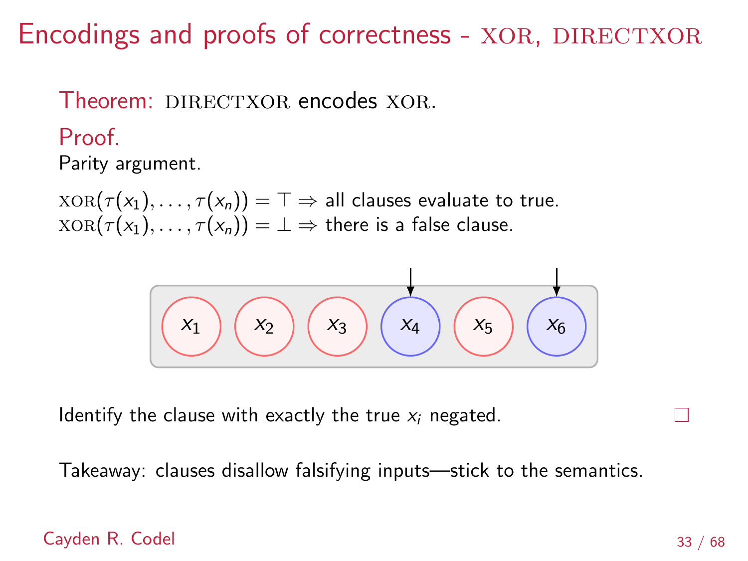# Encodings and proofs of correctness - XOR, DIRECTXOR

**Theorem:** DIRECTXOR encodes XOR.

**Proof.**

Parity argument.

$\text{XOR}(\tau(x_1), \ldots, \tau(x_n)) = \top \Rightarrow$ all clauses evaluate to true.
$\text{XOR}(\tau(x_1), \ldots, \tau(x_n)) = \bot \Rightarrow$ there is a false clause.

$x_1$ $x_2$ $x_3$ $x_4$ $x_5$ $x_6$

Identify the clause with exactly the true $x_i$ negated. □

Takeaway: clauses disallow falsifying inputs—stick to the semantics.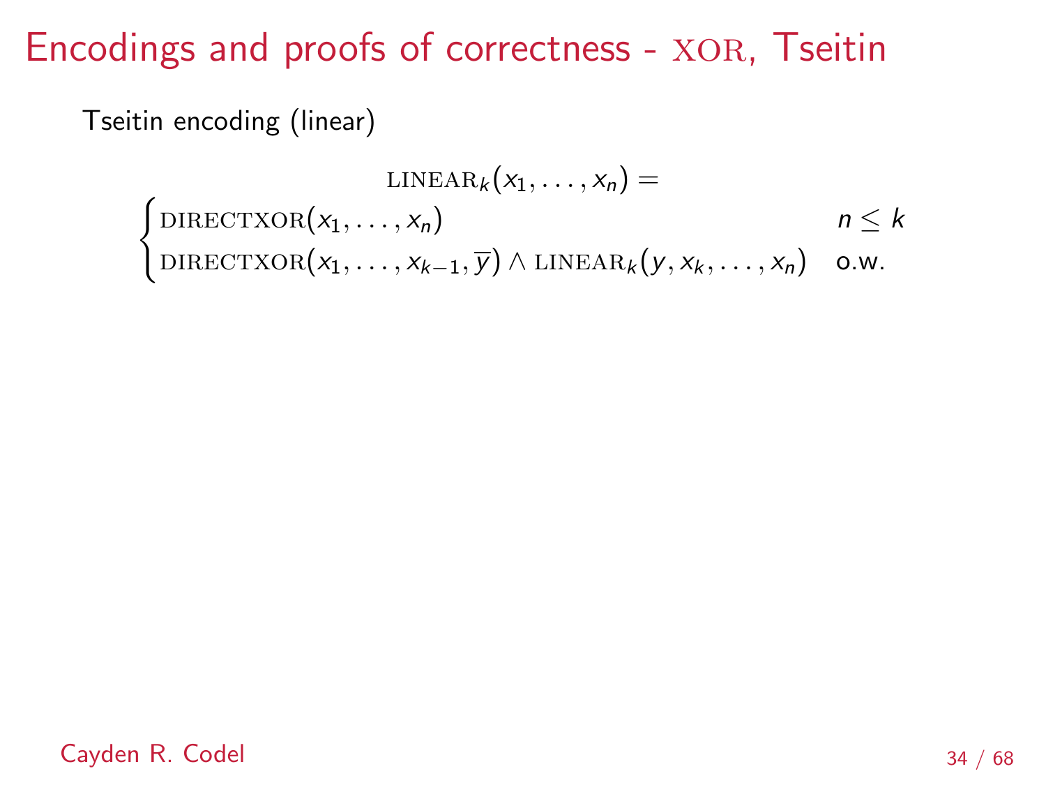# Encodings and proofs of correctness - XOR, Tseitin

Tseitin encoding (linear)

$$
\textsc{linear}_k(x_1, \ldots, x_n) =
\begin{cases}
\textsc{directxor}(x_1, \ldots, x_n) & n \leq k \\
\textsc{directxor}(x_1, \ldots, x_{k-1}, \overline{y}) \wedge \textsc{linear}_k(y, x_k, \ldots, x_n) & \text{o.w.}
\end{cases}
$$

Cayden R. Codel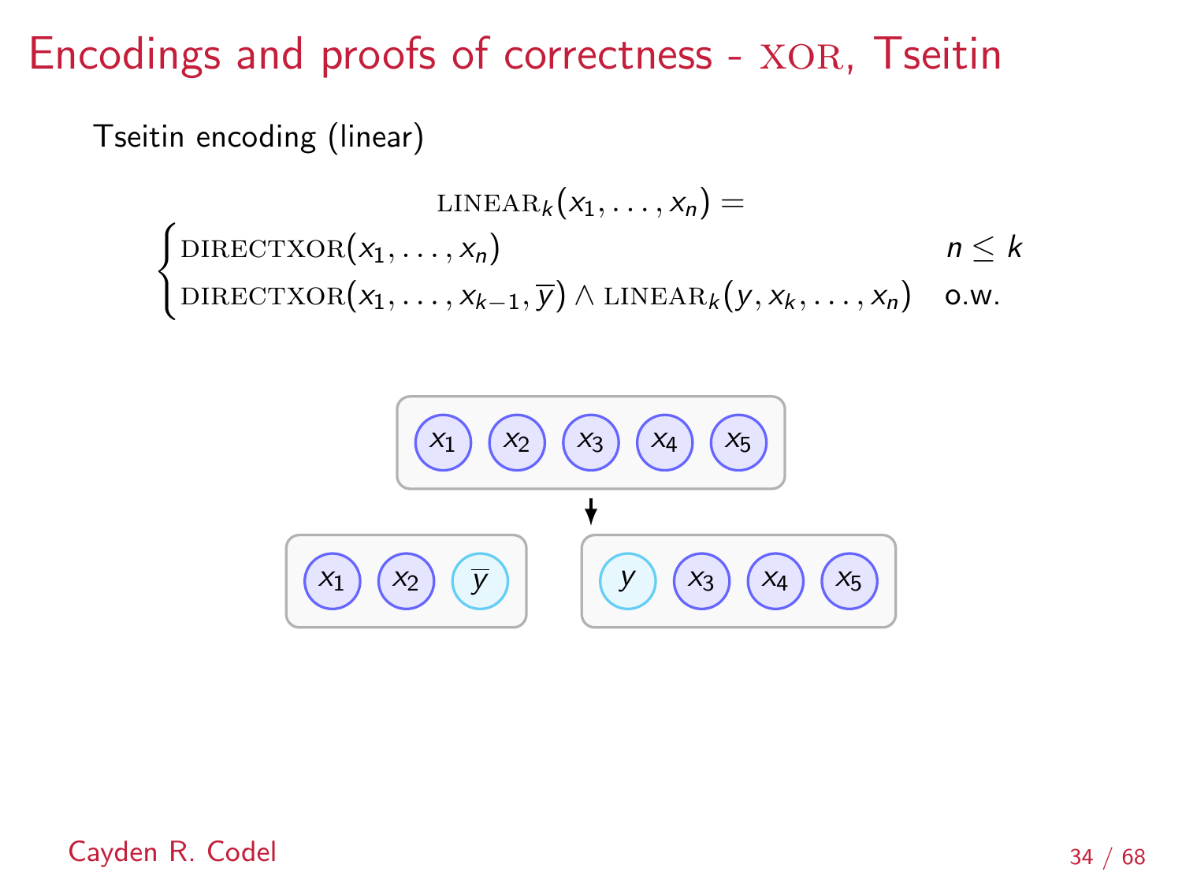# Encodings and proofs of correctness - XOR, Tseitin

Tseitin encoding (linear)

$$\text{LINEAR}_k(x_1, \ldots, x_n) =$$
$$\begin{cases} \text{DIRECTXOR}(x_1, \ldots, x_n) & n \leq k \\ \text{DIRECTXOR}(x_1, \ldots, x_{k-1}, \overline{y}) \wedge \text{LINEAR}_k(y, x_k, \ldots, x_n) & \text{o.w.} \end{cases}$$

$x_1$ $x_2$ $x_3$ $x_4$ $x_5$

↓

$x_1$ $x_2$ $\overline{y}$ | $y$ $x_3$ $x_4$ $x_5$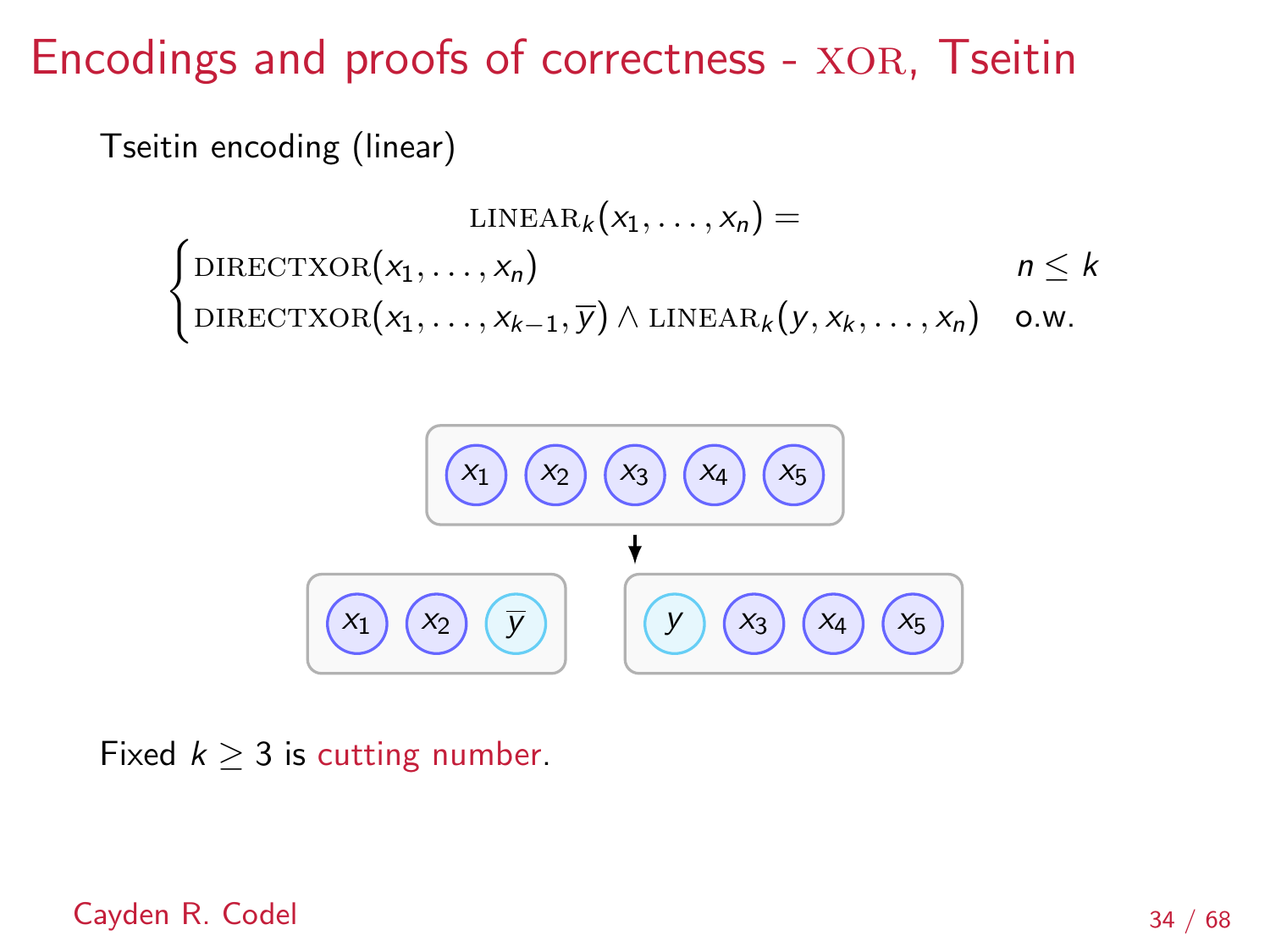# Encodings and proofs of correctness - XOR, Tseitin

Tseitin encoding (linear)

$$\text{LINEAR}_k(x_1, \ldots, x_n) =$$

$$\begin{cases} \text{DIRECTXOR}(x_1, \ldots, x_n) & n \leq k \\ \text{DIRECTXOR}(x_1, \ldots, x_{k-1}, \overline{y}) \wedge \text{LINEAR}_k(y, x_k, \ldots, x_n) & \text{o.w.} \end{cases}$$

$x_1$ $x_2$ $x_3$ $x_4$ $x_5$

↓

$x_1$ $x_2$ $\overline{y}$ | $y$ $x_3$ $x_4$ $x_5$

Fixed $k \geq 3$ is cutting number.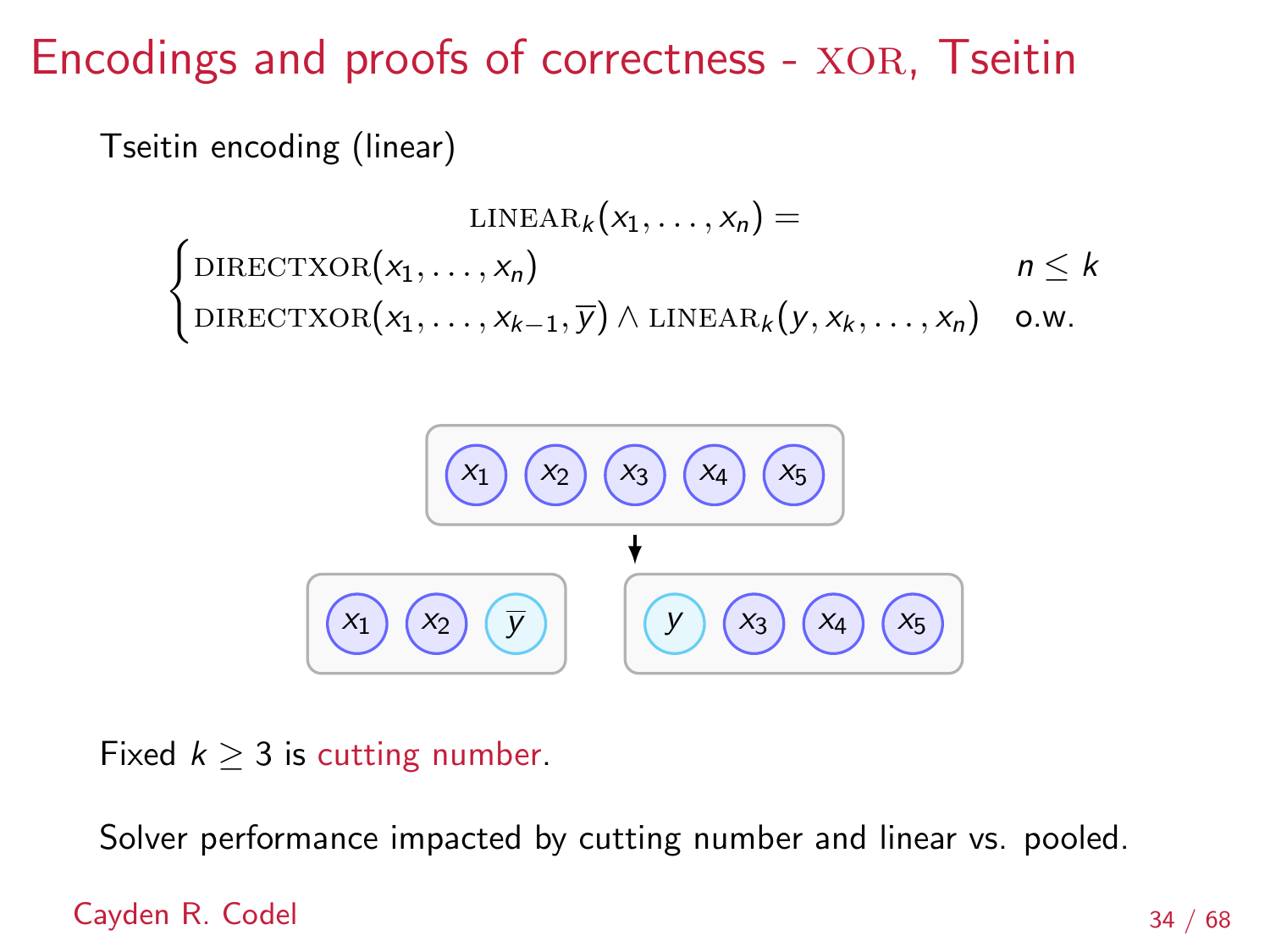# Encodings and proofs of correctness - XOR, Tseitin

Tseitin encoding (linear)

$$\text{LINEAR}_k(x_1, \ldots, x_n) = \begin{cases} \text{DIRECTXOR}(x_1, \ldots, x_n) & n \leq k \\ \text{DIRECTXOR}(x_1, \ldots, x_{k-1}, \overline{y}) \wedge \text{LINEAR}_k(y, x_k, \ldots, x_n) & \text{o.w.} \end{cases}$$

$x_1$ $x_2$ $x_3$ $x_4$ $x_5$

↓

$x_1$ $x_2$ $\overline{y}$ $y$ $x_3$ $x_4$ $x_5$

Fixed $k \geq 3$ is cutting number.

Solver performance impacted by cutting number and linear vs. pooled.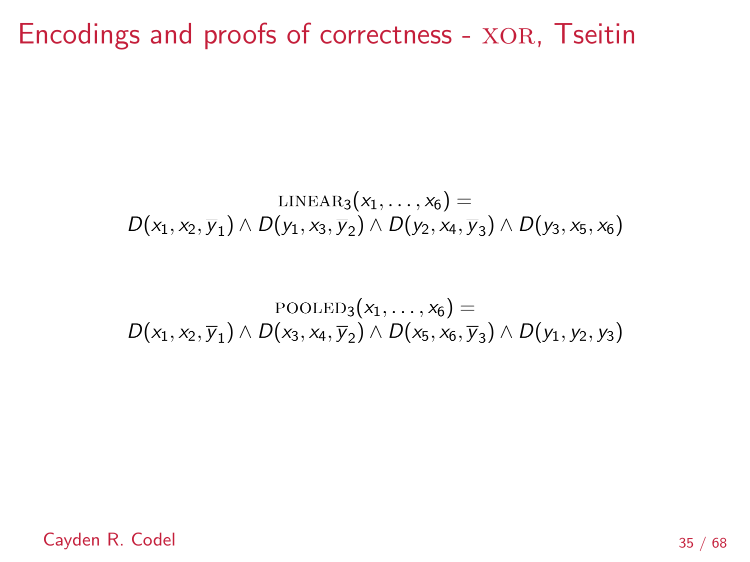# Encodings and proofs of correctness - XOR, Tseitin

$$\textsc{linear}_3(x_1, \ldots, x_6) =$$
$$D(x_1, x_2, \overline{y}_1) \wedge D(y_1, x_3, \overline{y}_2) \wedge D(y_2, x_4, \overline{y}_3) \wedge D(y_3, x_5, x_6)$$

$$\textsc{pooled}_3(x_1, \ldots, x_6) =$$
$$D(x_1, x_2, \overline{y}_1) \wedge D(x_3, x_4, \overline{y}_2) \wedge D(x_5, x_6, \overline{y}_3) \wedge D(y_1, y_2, y_3)$$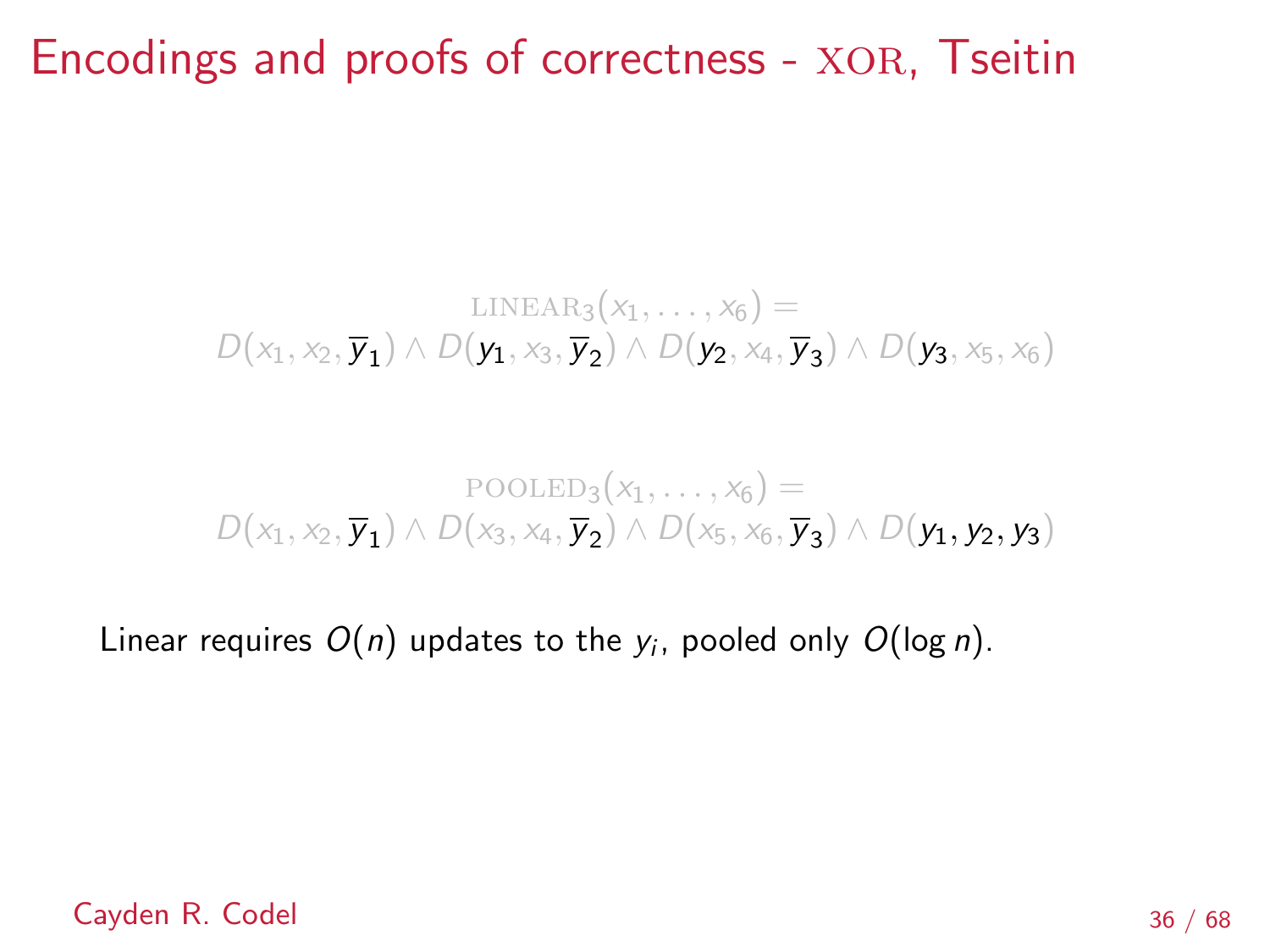# Encodings and proofs of correctness - XOR, Tseitin

$$\text{LINEAR}_3(x_1, \ldots, x_6) =$$
$$D(x_1, x_2, \overline{y}_1) \wedge D(y_1, x_3, \overline{y}_2) \wedge D(y_2, x_4, \overline{y}_3) \wedge D(y_3, x_5, x_6)$$

$$\text{POOLED}_3(x_1, \ldots, x_6) =$$
$$D(x_1, x_2, \overline{y}_1) \wedge D(x_3, x_4, \overline{y}_2) \wedge D(x_5, x_6, \overline{y}_3) \wedge D(y_1, y_2, y_3)$$

Linear requires $O(n)$ updates to the $y_i$, pooled only $O(\log n)$.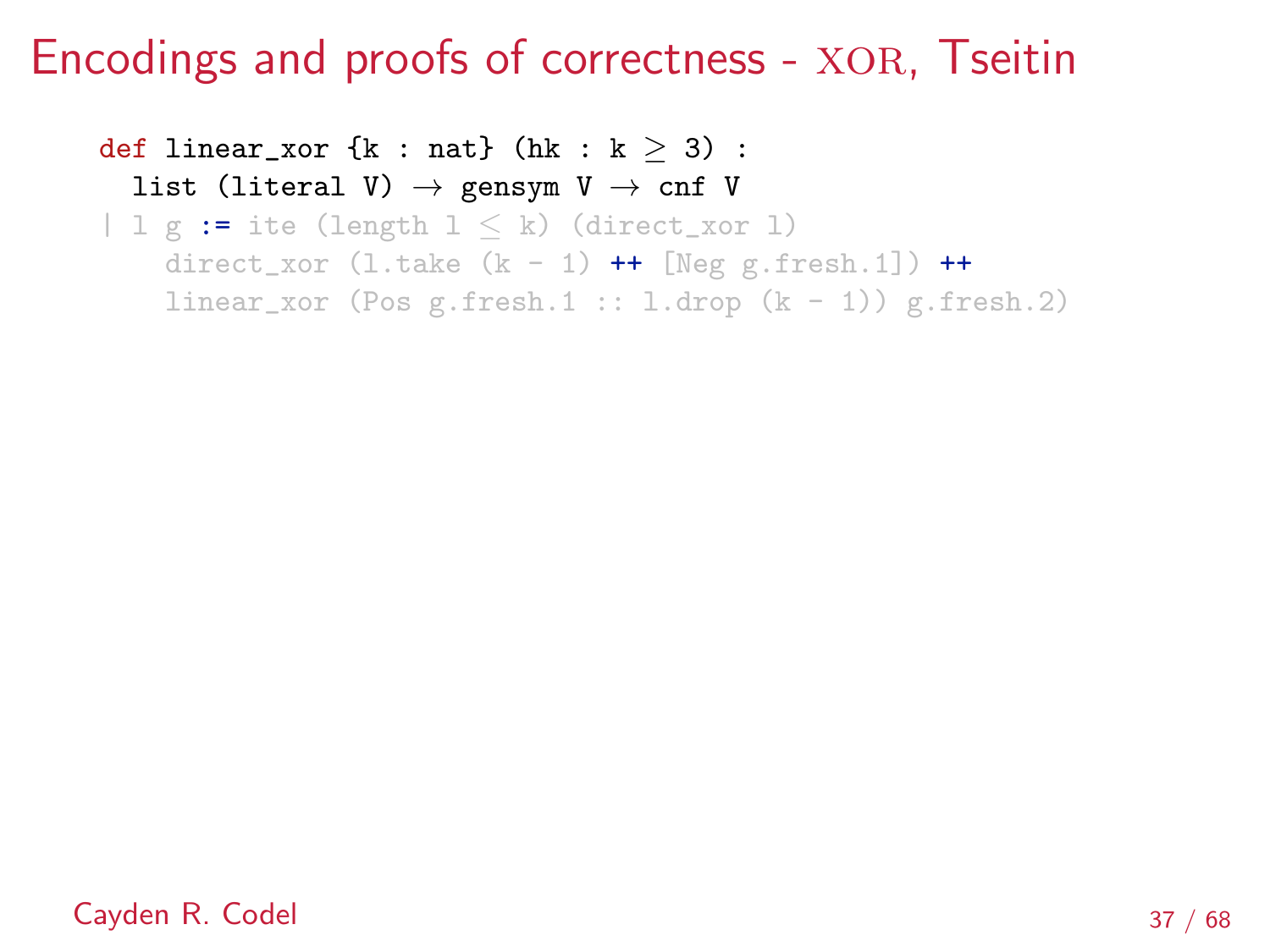# Encodings and proofs of correctness - XOR, Tseitin

```
def linear_xor {k : nat} (hk : k ≥ 3) :
  list (literal V) → gensym V → cnf V
| l g := ite (length l ≤ k) (direct_xor l)
    direct_xor (l.take (k - 1) ++ [Neg g.fresh.1]) ++
    linear_xor (Pos g.fresh.1 :: l.drop (k - 1)) g.fresh.2)
```

Cayden R. Codel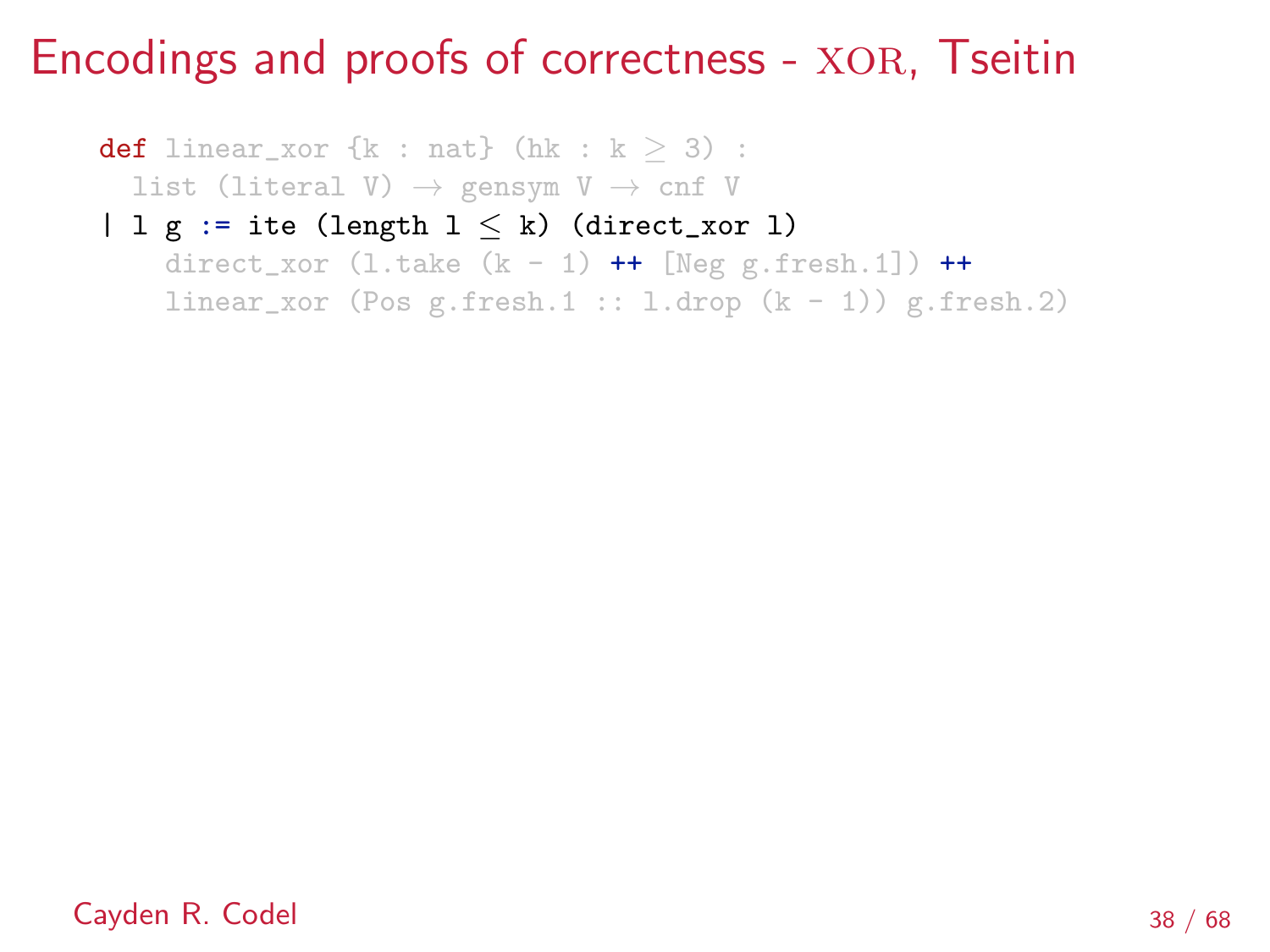# Encodings and proofs of correctness - XOR, Tseitin

```
def linear_xor {k : nat} (hk : k ≥ 3) :
  list (literal V) → gensym V → cnf V
| l g := ite (length l ≤ k) (direct_xor l)
    direct_xor (l.take (k - 1) ++ [Neg g.fresh.1]) ++
    linear_xor (Pos g.fresh.1 :: l.drop (k - 1)) g.fresh.2)
```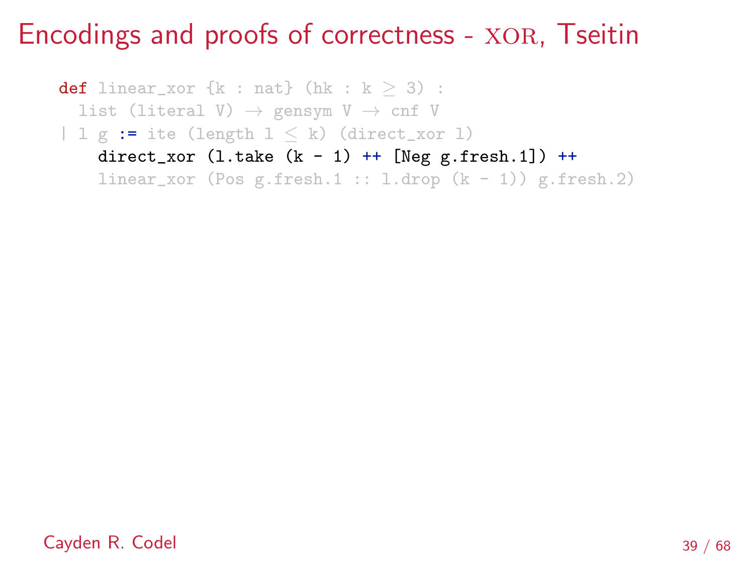# Encodings and proofs of correctness - XOR, Tseitin

```
def linear_xor {k : nat} (hk : k ≥ 3) :
  list (literal V) → gensym V → cnf V
| l g := ite (length l ≤ k) (direct_xor l)
    direct_xor (l.take (k - 1) ++ [Neg g.fresh.1]) ++
    linear_xor (Pos g.fresh.1 :: l.drop (k - 1)) g.fresh.2)
```

Cayden R. Codel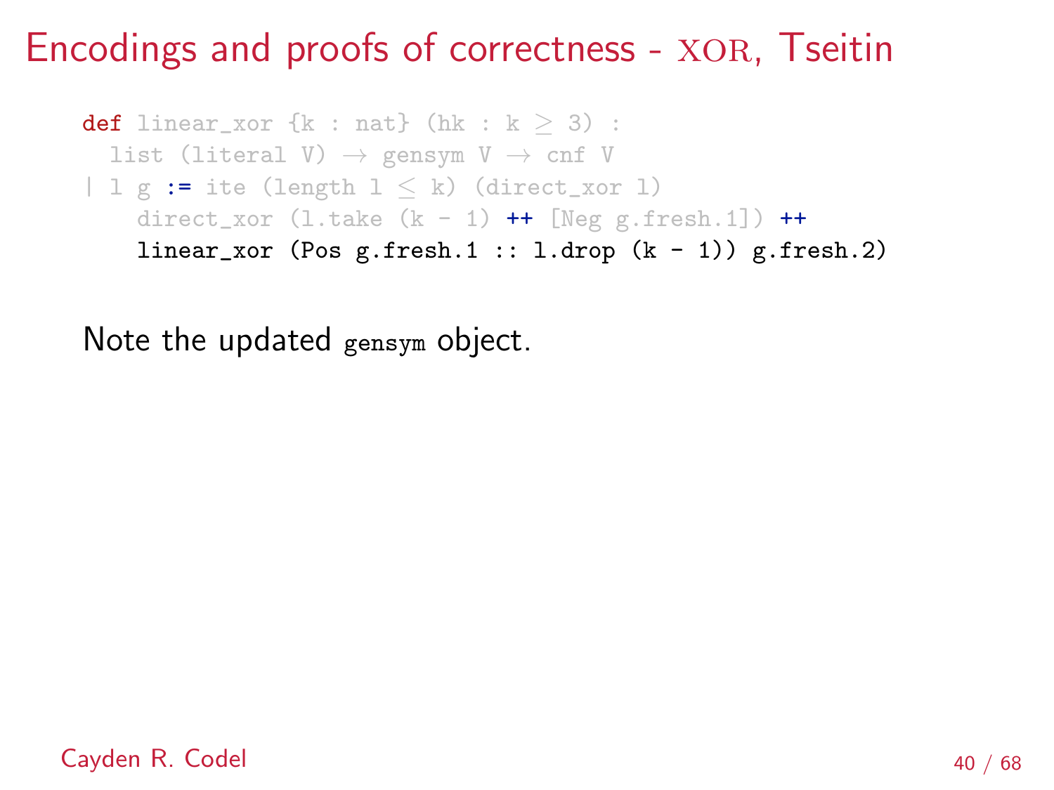# Encodings and proofs of correctness - XOR, Tseitin

```
def linear_xor {k : nat} (hk : k ≥ 3) :
  list (literal V) → gensym V → cnf V
| l g := ite (length l ≤ k) (direct_xor l)
    direct_xor (l.take (k - 1) ++ [Neg g.fresh.1]) ++
    linear_xor (Pos g.fresh.1 :: l.drop (k - 1)) g.fresh.2)
```

Note the updated `gensym` object.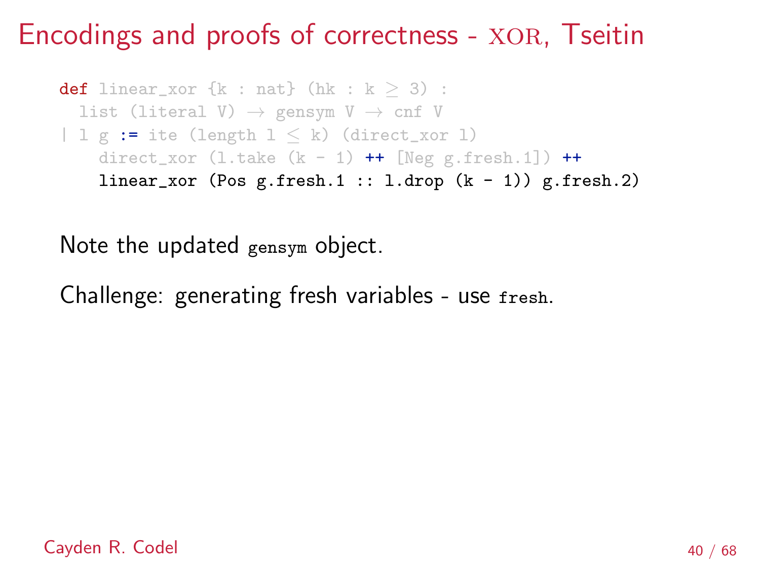# Encodings and proofs of correctness - XOR, Tseitin

```
def linear_xor {k : nat} (hk : k ≥ 3) :
  list (literal V) → gensym V → cnf V
| l g := ite (length l ≤ k) (direct_xor l)
    direct_xor (l.take (k - 1) ++ [Neg g.fresh.1]) ++
    linear_xor (Pos g.fresh.1 :: l.drop (k - 1)) g.fresh.2)
```

Note the updated `gensym` object.

Challenge: generating fresh variables - use `fresh`.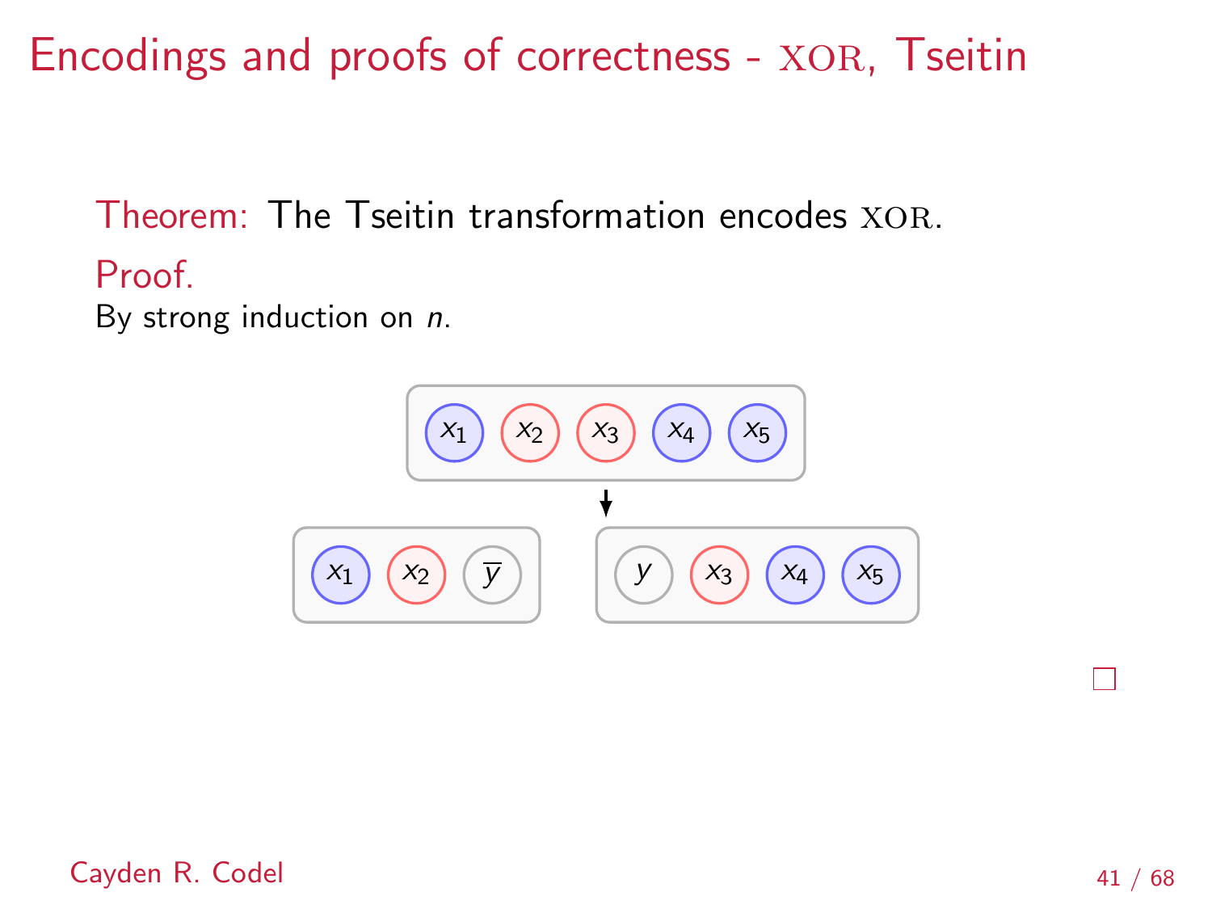# Encodings and proofs of correctness - XOR, Tseitin

**Theorem:** The Tseitin transformation encodes XOR.

**Proof.**
By strong induction on $n$.

$x_1$ $x_2$ $x_3$ $x_4$ $x_5$

↓

$x_1$ $x_2$ $\overline{y}$   $y$ $x_3$ $x_4$ $x_5$

□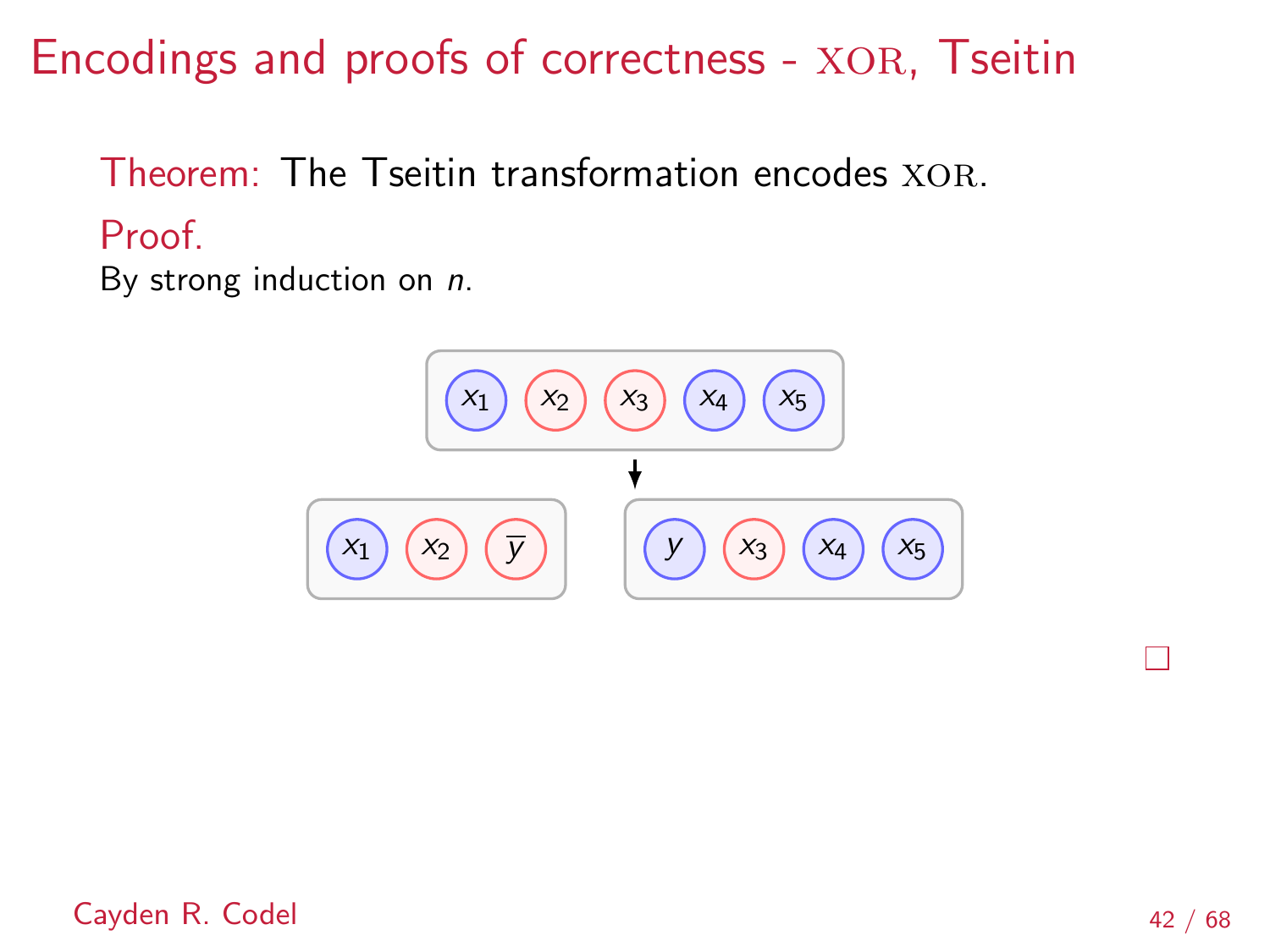# Encodings and proofs of correctness - XOR, Tseitin

**Theorem:** The Tseitin transformation encodes XOR.

**Proof.**

By strong induction on $n$.

$x_1$ $x_2$ $x_3$ $x_4$ $x_5$

↓

$x_1$ $x_2$ $\overline{y}$ $y$ $x_3$ $x_4$ $x_5$

□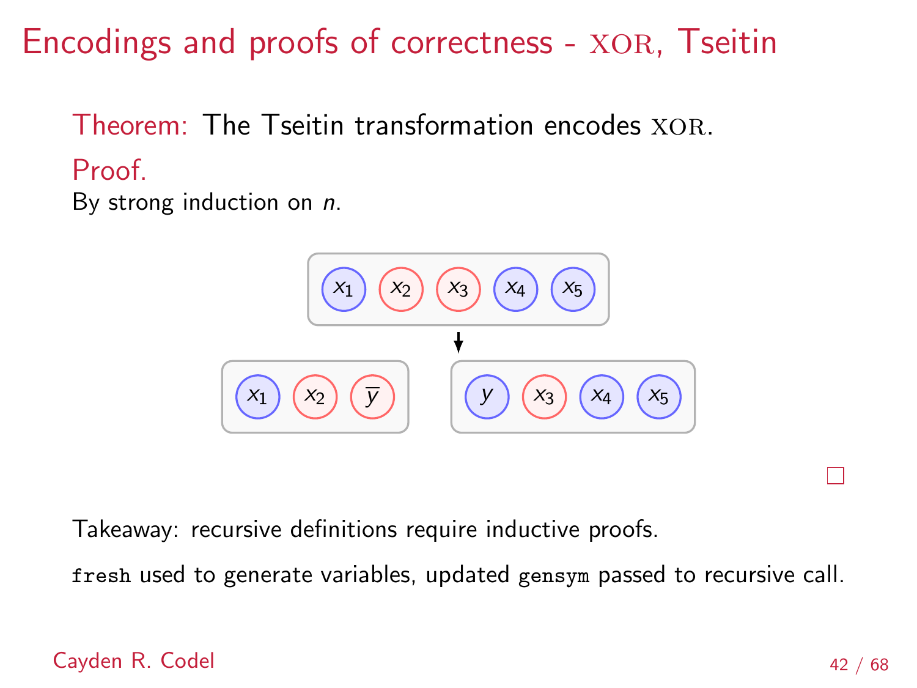# Encodings and proofs of correctness - XOR, Tseitin

**Theorem:** The Tseitin transformation encodes XOR.

**Proof.**

By strong induction on $n$.

$x_1$ $x_2$ $x_3$ $x_4$ $x_5$

↓

$x_1$ $x_2$ $\overline{y}$ $y$ $x_3$ $x_4$ $x_5$

□

Takeaway: recursive definitions require inductive proofs.

`fresh` used to generate variables, updated `gensym` passed to recursive call.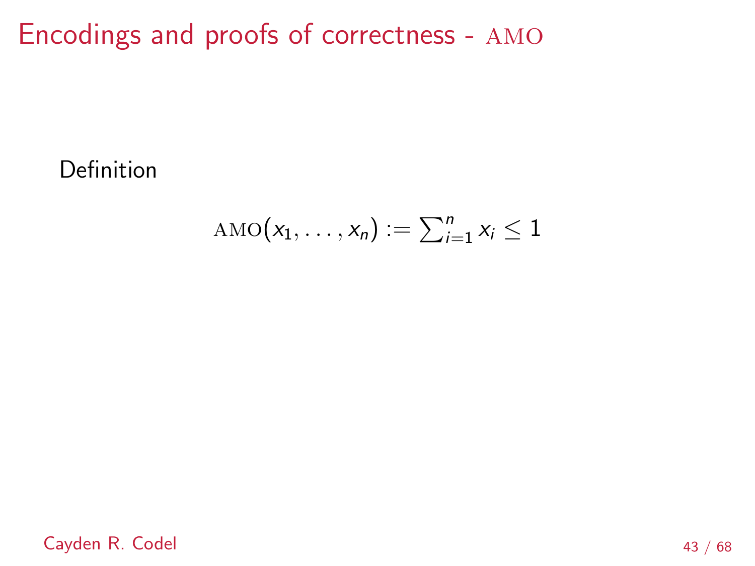# Encodings and proofs of correctness - AMO

Definition

$$\textsc{amo}(x_1, \ldots, x_n) := \sum_{i=1}^{n} x_i \leq 1$$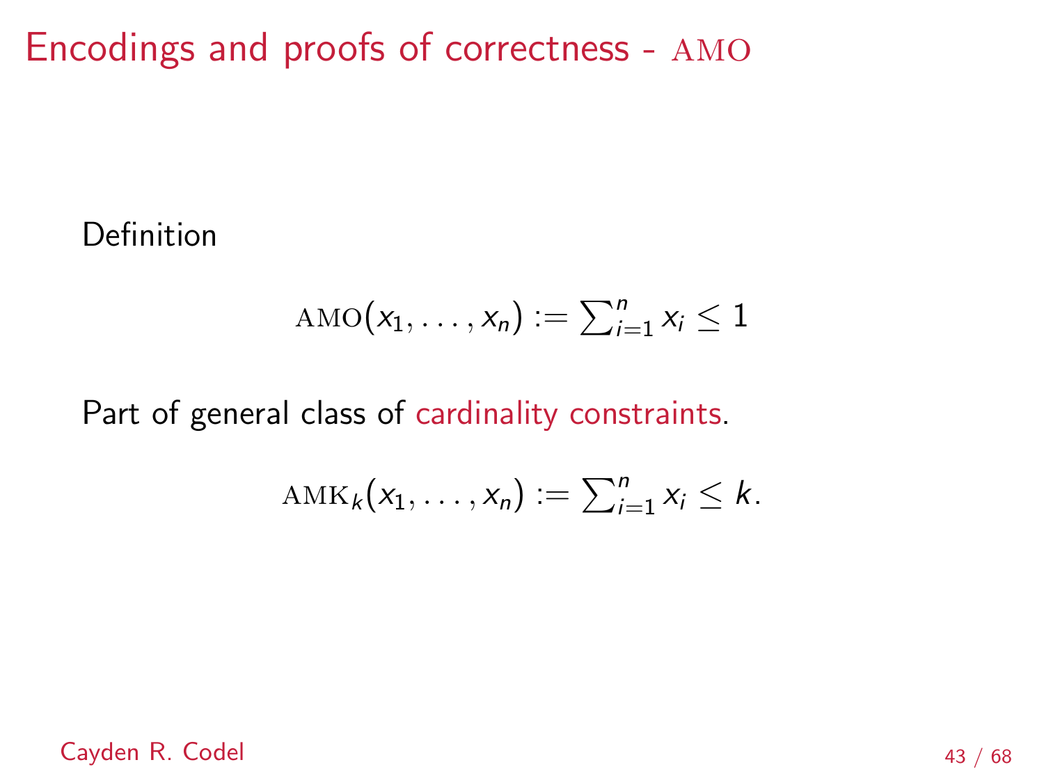# Encodings and proofs of correctness - AMO

Definition

$$\text{AMO}(x_1, \ldots, x_n) := \sum_{i=1}^{n} x_i \leq 1$$

Part of general class of cardinality constraints.

$$\text{AMK}_k(x_1, \ldots, x_n) := \sum_{i=1}^{n} x_i \leq k.$$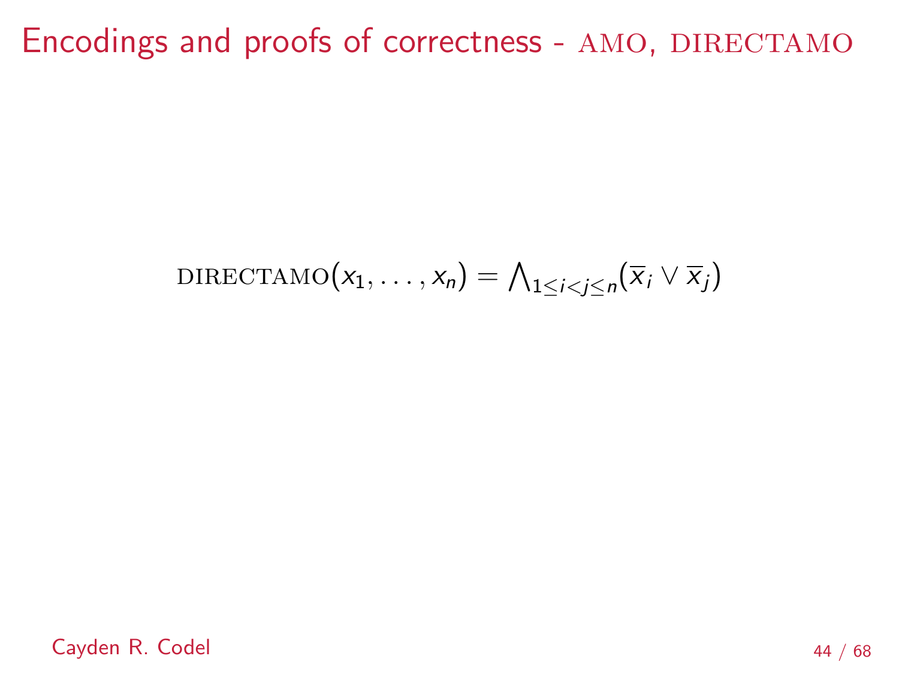# Encodings and proofs of correctness - AMO, DIRECTAMO

$$\textsc{directAMO}(x_1, \ldots, x_n) = \bigwedge_{1 \leq i < j \leq n} (\overline{x}_i \vee \overline{x}_j)$$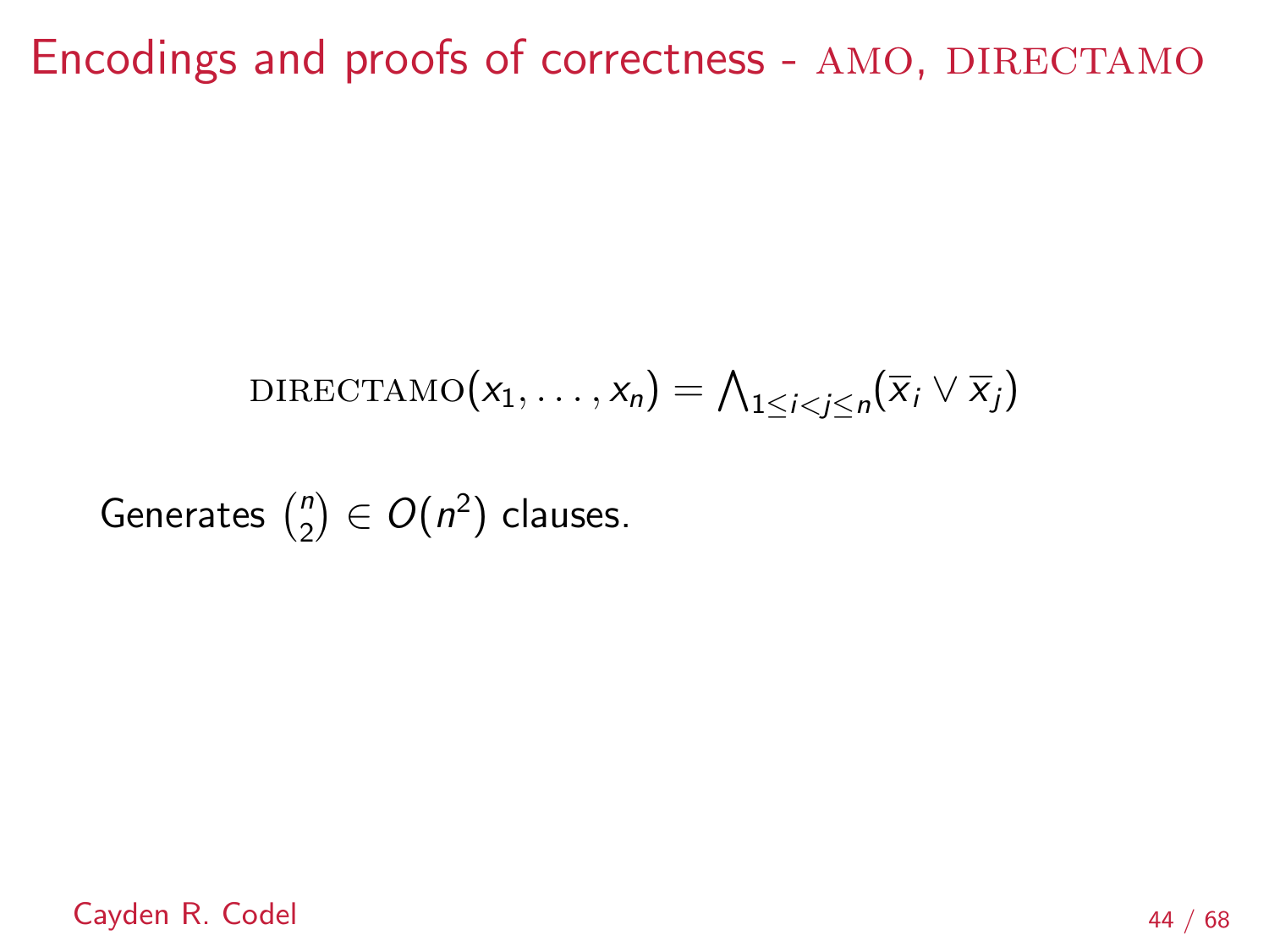# Encodings and proofs of correctness - AMO, DIRECTAMO

$$\text{DIRECTAMO}(x_1, \ldots, x_n) = \bigwedge_{1 \leq i < j \leq n} (\overline{x}_i \vee \overline{x}_j)$$

Generates $\binom{n}{2} \in O(n^2)$ clauses.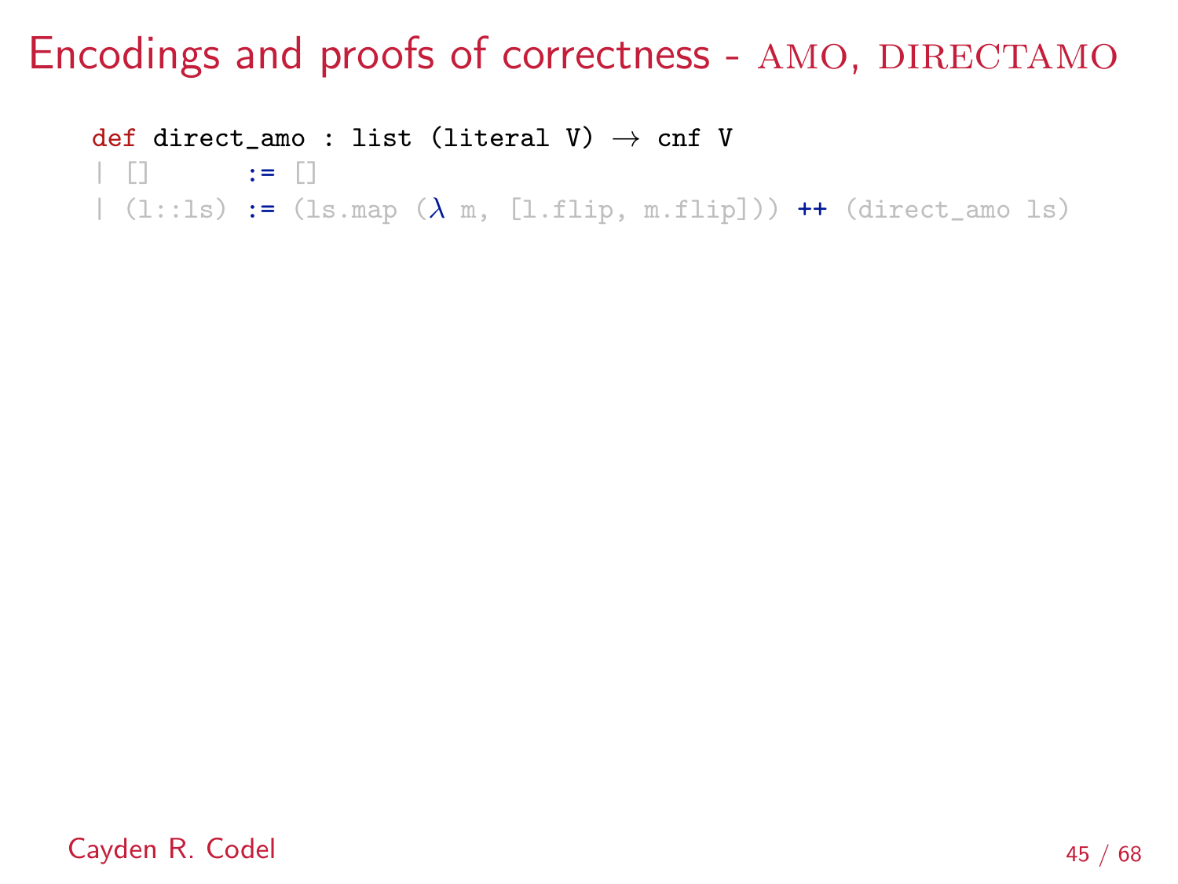# Encodings and proofs of correctness - AMO, DIRECTAMO

```
def direct_amo : list (literal V) → cnf V
| []       := []
| (l::ls) := (ls.map (λ m, [l.flip, m.flip])) ++ (direct_amo ls)
```

Cayden R. Codel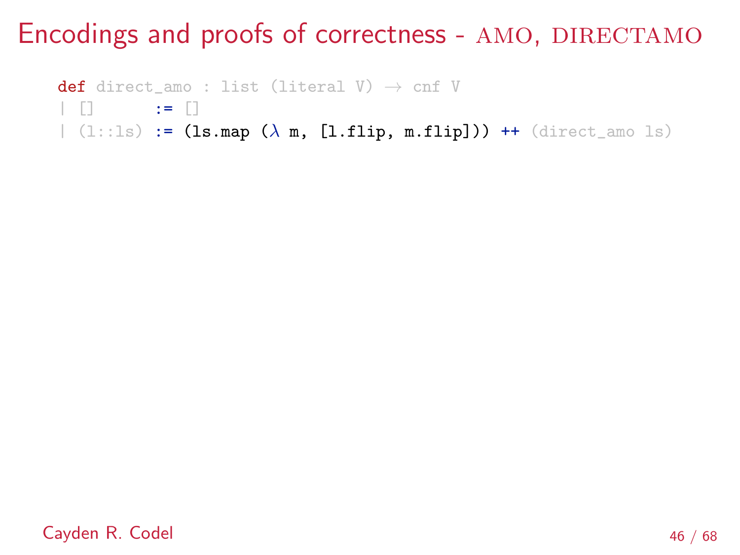# Encodings and proofs of correctness - AMO, DIRECTAMO

```
def direct_amo : list (literal V) → cnf V
| []       := []
| (l::ls) := (ls.map (λ m, [l.flip, m.flip])) ++ (direct_amo ls)
```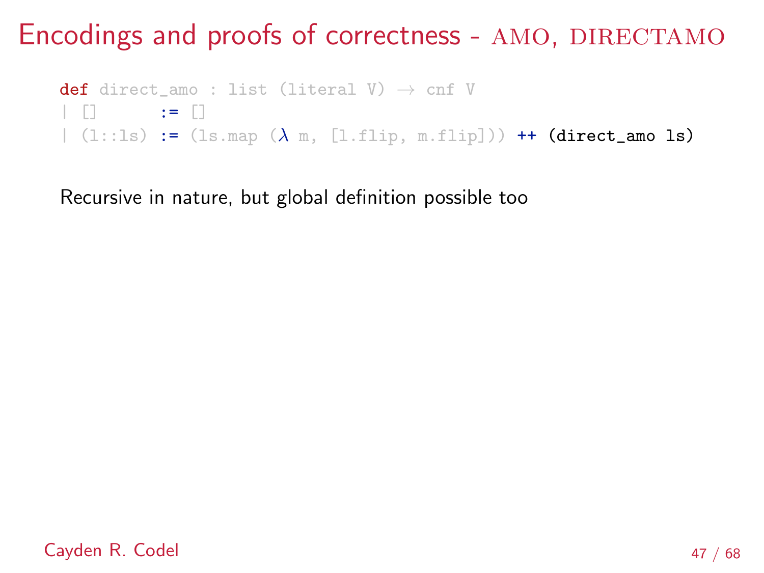# Encodings and proofs of correctness - AMO, DIRECTAMO

```
def direct_amo : list (literal V) → cnf V
| []      := []
| (l::ls) := (ls.map (λ m, [l.flip, m.flip])) ++ (direct_amo ls)
```

Recursive in nature, but global definition possible too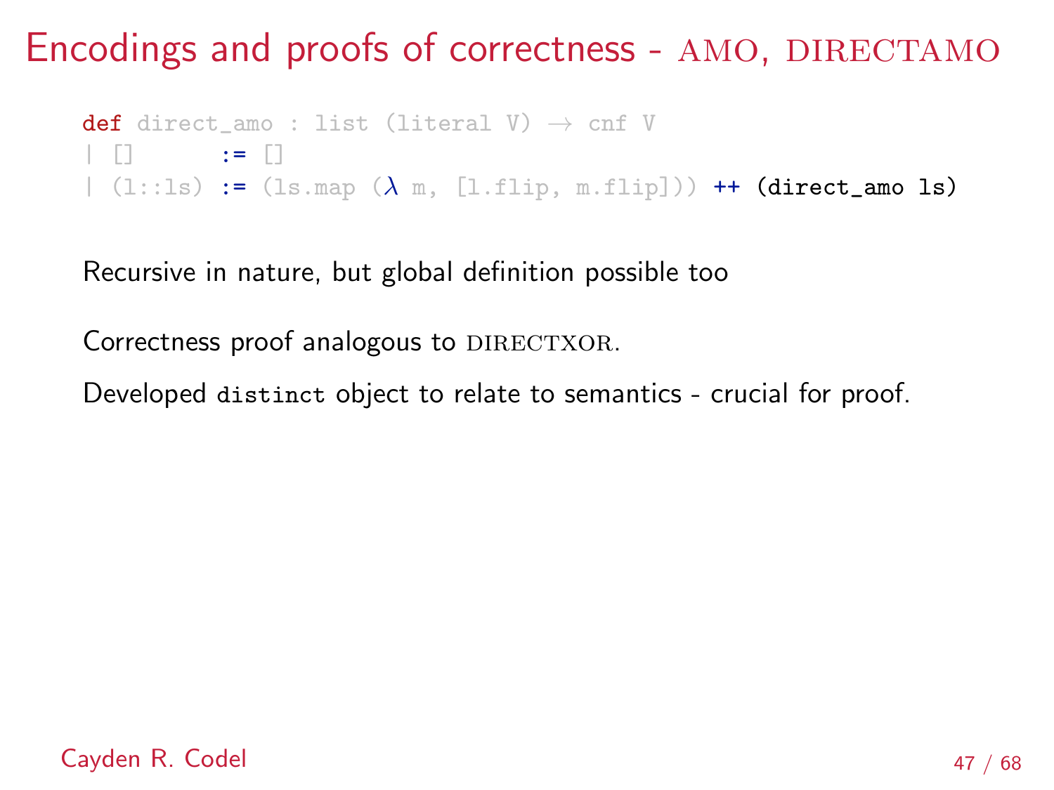# Encodings and proofs of correctness - AMO, DIRECTAMO

```
def direct_amo : list (literal V) → cnf V
| []      := []
| (l::ls) := (ls.map (λ m, [l.flip, m.flip])) ++ (direct_amo ls)
```

Recursive in nature, but global definition possible too

Correctness proof analogous to DIRECTXOR.

Developed `distinct` object to relate to semantics - crucial for proof.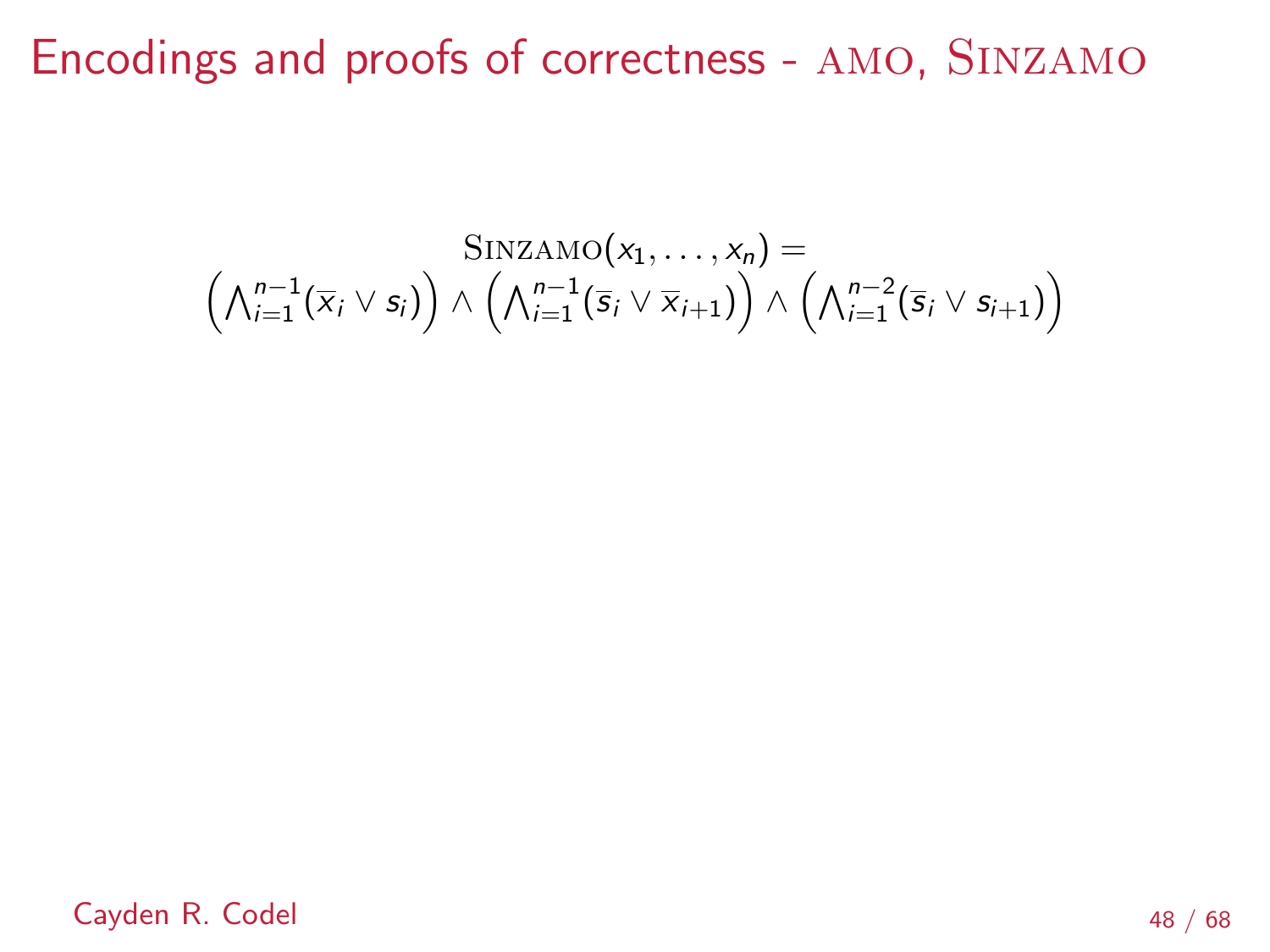# Encodings and proofs of correctness - AMO, SINZAMO

$$\textsc{SinzAMO}(x_1, \ldots, x_n) = \left(\bigwedge_{i=1}^{n-1}(\overline{x}_i \vee s_i)\right) \wedge \left(\bigwedge_{i=1}^{n-1}(\overline{s}_i \vee \overline{x}_{i+1})\right) \wedge \left(\bigwedge_{i=1}^{n-2}(\overline{s}_i \vee s_{i+1})\right)$$

Cayden R. Codel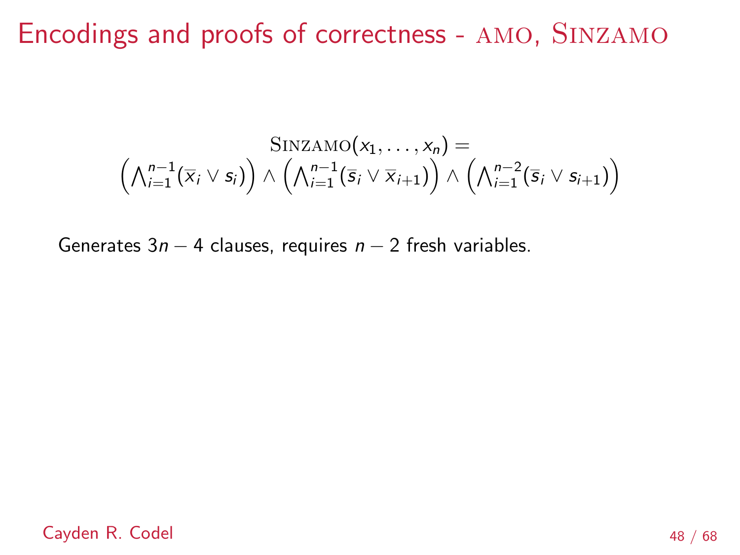# Encodings and proofs of correctness - AMO, SINZAMO

$$\text{SINZAMO}(x_1, \ldots, x_n) =$$
$$\left(\bigwedge_{i=1}^{n-1}(\overline{x}_i \vee s_i)\right) \wedge \left(\bigwedge_{i=1}^{n-1}(\overline{s}_i \vee \overline{x}_{i+1})\right) \wedge \left(\bigwedge_{i=1}^{n-2}(\overline{s}_i \vee s_{i+1})\right)$$

Generates $3n - 4$ clauses, requires $n - 2$ fresh variables.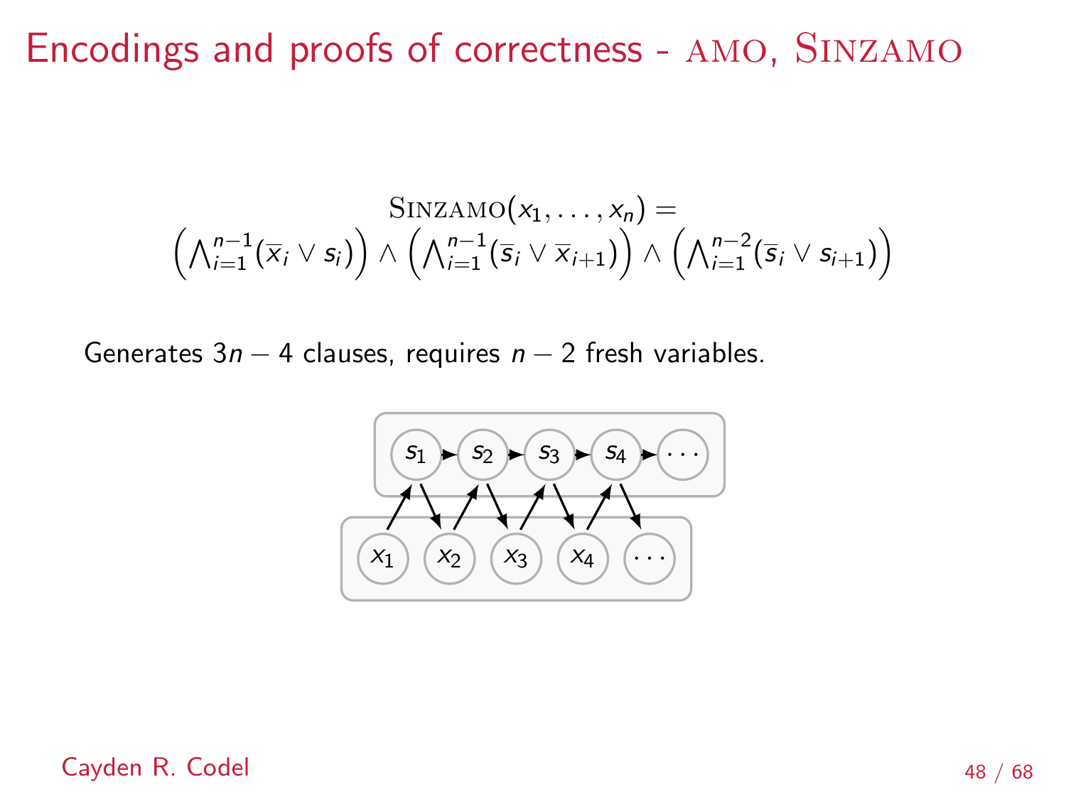# Encodings and proofs of correctness - AMO, SINZAMO

$$\textsc{SinzAMO}(x_1, \ldots, x_n) = \left(\bigwedge_{i=1}^{n-1} (\overline{x}_i \vee s_i)\right) \wedge \left(\bigwedge_{i=1}^{n-1} (\overline{s}_i \vee \overline{x}_{i+1})\right) \wedge \left(\bigwedge_{i=1}^{n-2} (\overline{s}_i \vee s_{i+1})\right)$$

Generates $3n - 4$ clauses, requires $n - 2$ fresh variables.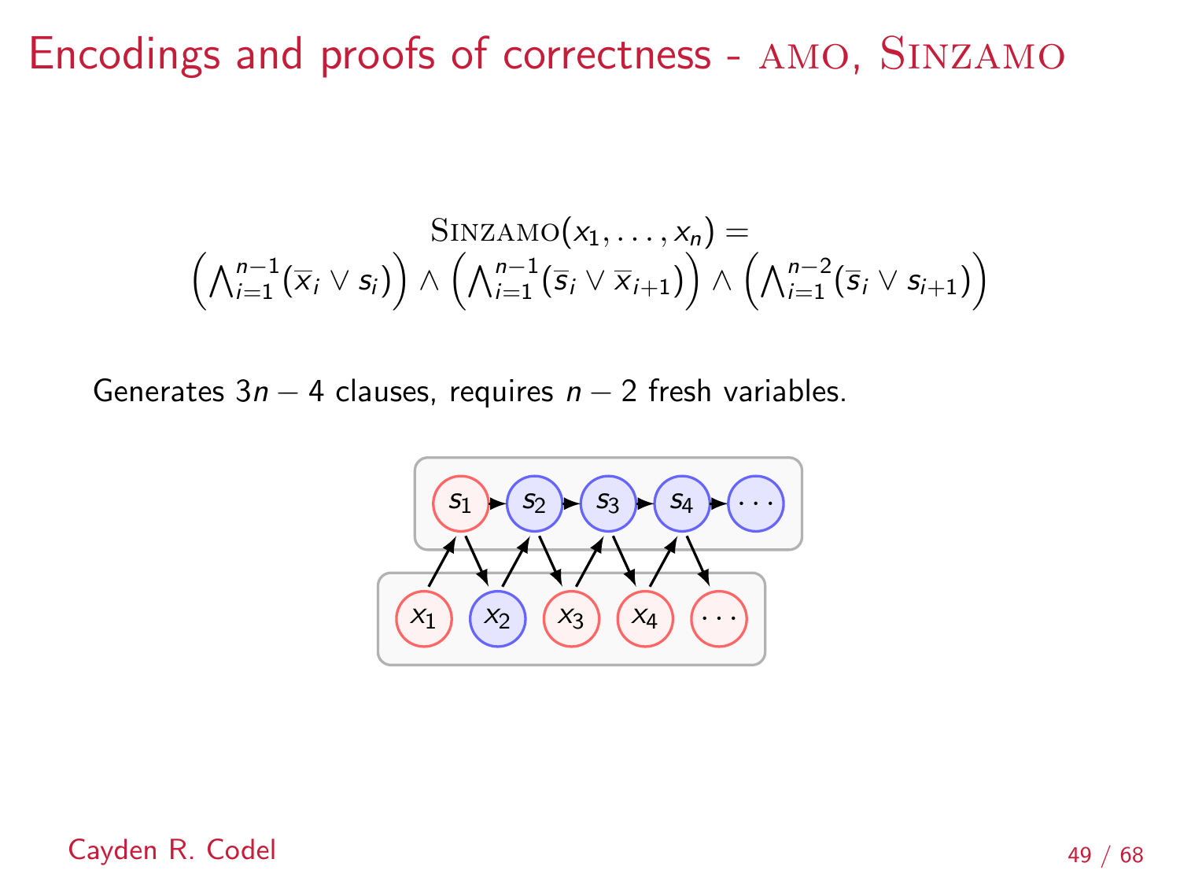# Encodings and proofs of correctness - AMO, SINZAMO

$$\textsc{SinzAMO}(x_1, \ldots, x_n) =$$
$$\left(\bigwedge_{i=1}^{n-1}(\overline{x}_i \vee s_i)\right) \wedge \left(\bigwedge_{i=1}^{n-1}(\overline{s}_i \vee \overline{x}_{i+1})\right) \wedge \left(\bigwedge_{i=1}^{n-2}(\overline{s}_i \vee s_{i+1})\right)$$

Generates $3n - 4$ clauses, requires $n - 2$ fresh variables.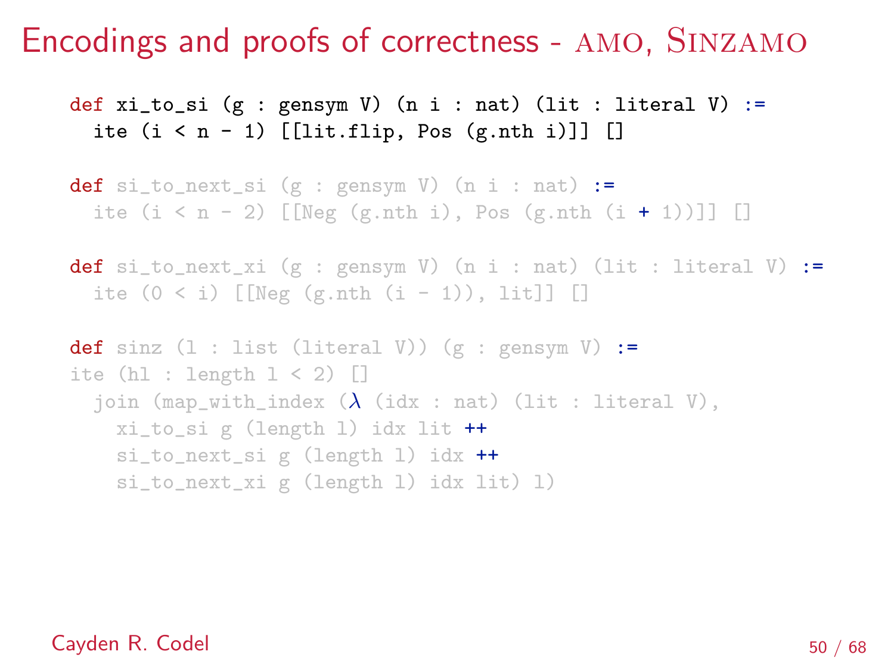# Encodings and proofs of correctness - AMO, SINZAMO

```
def xi_to_si (g : gensym V) (n i : nat) (lit : literal V) :=
  ite (i < n - 1) [[lit.flip, Pos (g.nth i)]] []

def si_to_next_si (g : gensym V) (n i : nat) :=
  ite (i < n - 2) [[Neg (g.nth i), Pos (g.nth (i + 1))]] []

def si_to_next_xi (g : gensym V) (n i : nat) (lit : literal V) :=
  ite (0 < i) [[Neg (g.nth (i - 1)), lit]] []

def sinz (l : list (literal V)) (g : gensym V) :=
ite (hl : length l < 2) []
  join (map_with_index (λ (idx : nat) (lit : literal V),
    xi_to_si g (length l) idx lit ++
    si_to_next_si g (length l) idx ++
    si_to_next_xi g (length l) idx lit) l)
```

Cayden R. Codel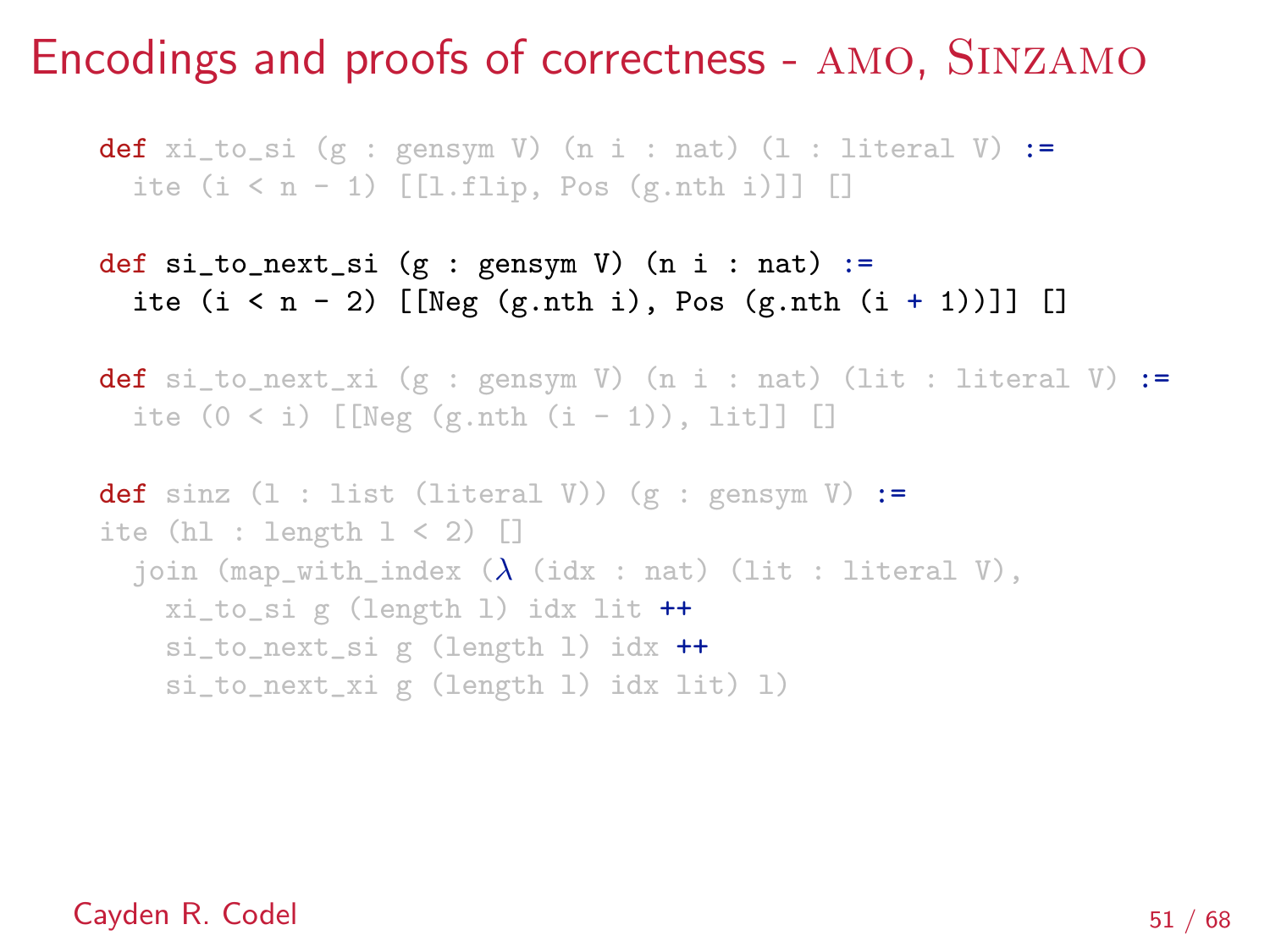# Encodings and proofs of correctness - AMO, SINZAMO

```
def xi_to_si (g : gensym V) (n i : nat) (l : literal V) :=
  ite (i < n - 1) [[l.flip, Pos (g.nth i)]] []

def si_to_next_si (g : gensym V) (n i : nat) :=
  ite (i < n - 2) [[Neg (g.nth i), Pos (g.nth (i + 1))]] []

def si_to_next_xi (g : gensym V) (n i : nat) (lit : literal V) :=
  ite (0 < i) [[Neg (g.nth (i - 1)), lit]] []

def sinz (l : list (literal V)) (g : gensym V) :=
ite (hl : length l < 2) []
  join (map_with_index (λ (idx : nat) (lit : literal V),
    xi_to_si g (length l) idx lit ++
    si_to_next_si g (length l) idx ++
    si_to_next_xi g (length l) idx lit) l)
```

Cayden R. Codel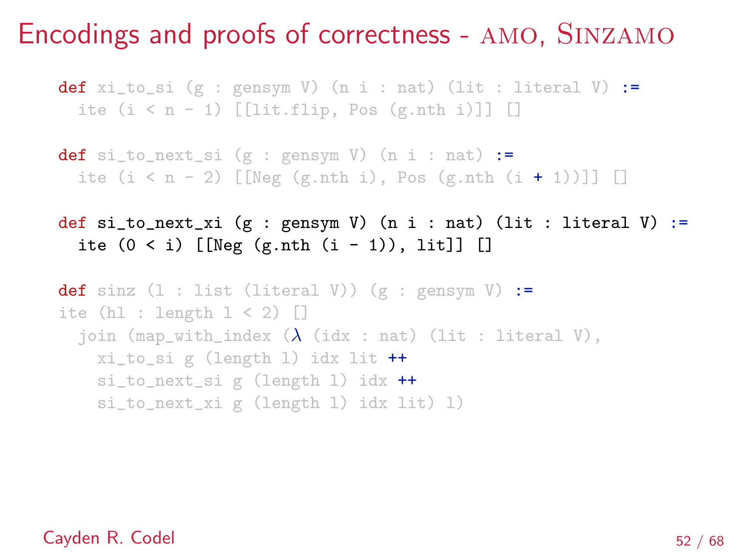# Encodings and proofs of correctness - AMO, SINZAMO

```
def xi_to_si (g : gensym V) (n i : nat) (lit : literal V) :=
  ite (i < n - 1) [[lit.flip, Pos (g.nth i)]] []

def si_to_next_si (g : gensym V) (n i : nat) :=
  ite (i < n - 2) [[Neg (g.nth i), Pos (g.nth (i + 1))]] []

def si_to_next_xi (g : gensym V) (n i : nat) (lit : literal V) :=
  ite (0 < i) [[Neg (g.nth (i - 1)), lit]] []

def sinz (l : list (literal V)) (g : gensym V) :=
ite (hl : length l < 2) []
  join (map_with_index (λ (idx : nat) (lit : literal V),
    xi_to_si g (length l) idx lit ++
    si_to_next_si g (length l) idx ++
    si_to_next_xi g (length l) idx lit) l)
```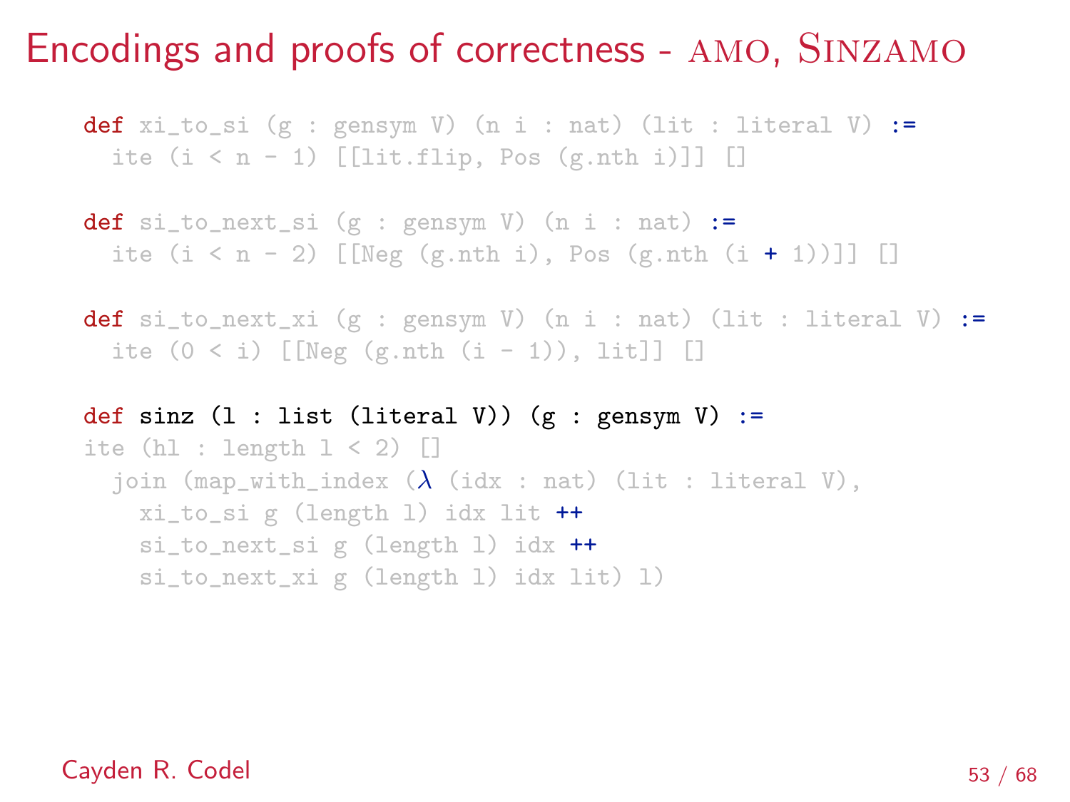# Encodings and proofs of correctness - AMO, SINZAMO

```
def xi_to_si (g : gensym V) (n i : nat) (lit : literal V) :=
  ite (i < n - 1) [[lit.flip, Pos (g.nth i)]] []

def si_to_next_si (g : gensym V) (n i : nat) :=
  ite (i < n - 2) [[Neg (g.nth i), Pos (g.nth (i + 1))]] []

def si_to_next_xi (g : gensym V) (n i : nat) (lit : literal V) :=
  ite (0 < i) [[Neg (g.nth (i - 1)), lit]] []

def sinz (l : list (literal V)) (g : gensym V) :=
ite (hl : length l < 2) []
  join (map_with_index (λ (idx : nat) (lit : literal V),
    xi_to_si g (length l) idx lit ++
    si_to_next_si g (length l) idx ++
    si_to_next_xi g (length l) idx lit) l)
```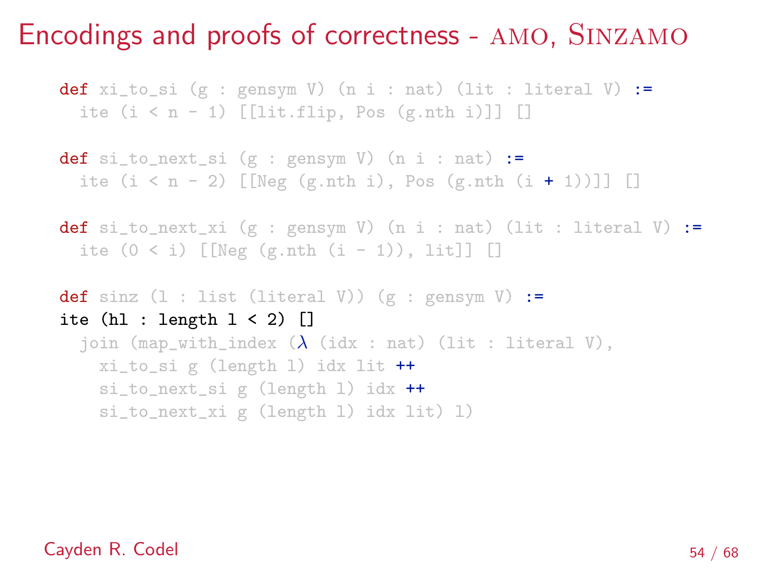# Encodings and proofs of correctness - AMO, SINZAMO

```
def xi_to_si (g : gensym V) (n i : nat) (lit : literal V) :=
  ite (i < n - 1) [[lit.flip, Pos (g.nth i)]] []

def si_to_next_si (g : gensym V) (n i : nat) :=
  ite (i < n - 2) [[Neg (g.nth i), Pos (g.nth (i + 1))]] []

def si_to_next_xi (g : gensym V) (n i : nat) (lit : literal V) :=
  ite (0 < i) [[Neg (g.nth (i - 1)), lit]] []

def sinz (l : list (literal V)) (g : gensym V) :=
ite (hl : length l < 2) []
  join (map_with_index (λ (idx : nat) (lit : literal V),
    xi_to_si g (length l) idx lit ++
    si_to_next_si g (length l) idx ++
    si_to_next_xi g (length l) idx lit) l)
```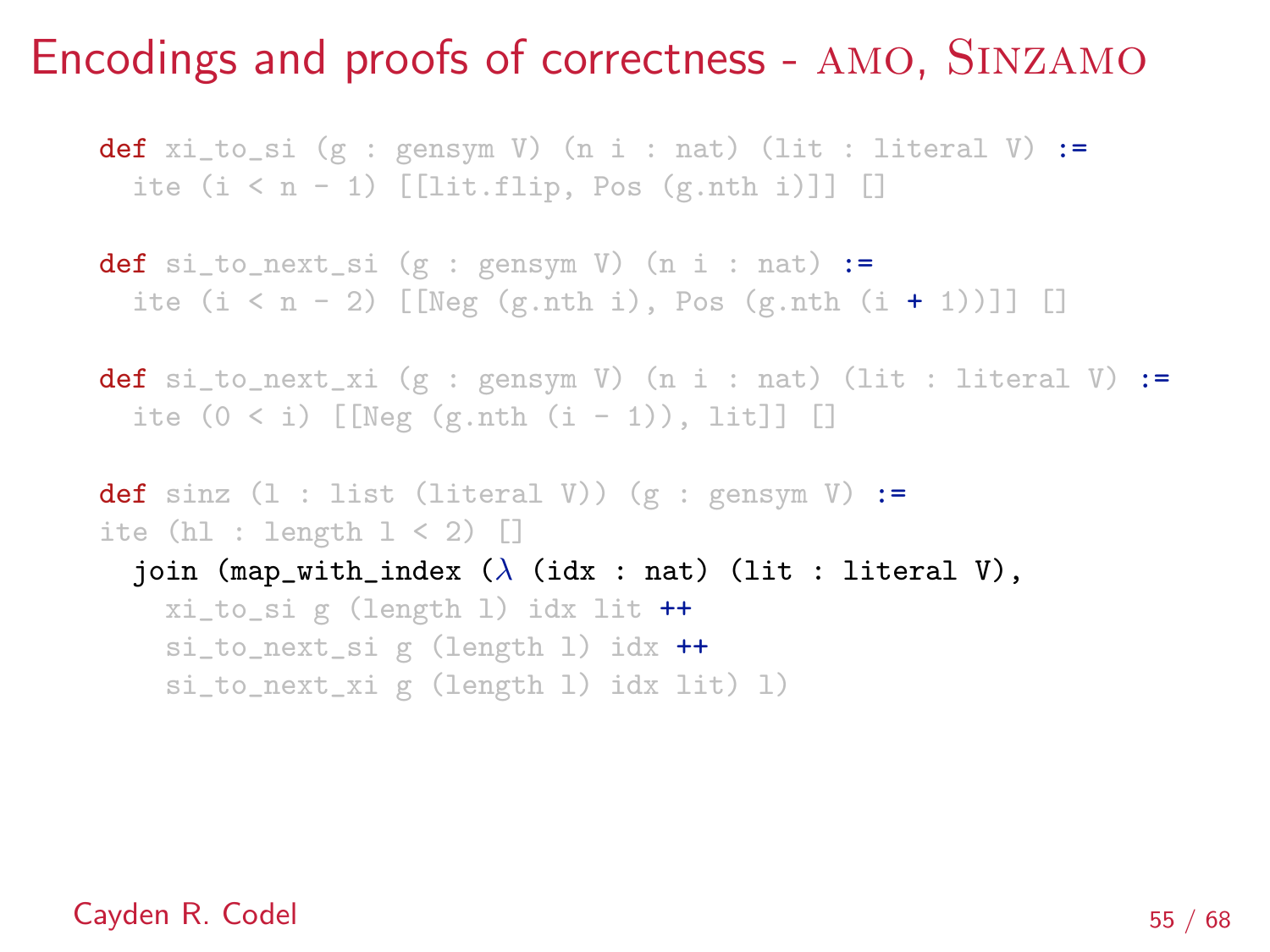# Encodings and proofs of correctness - AMO, SINZAMO

```
def xi_to_si (g : gensym V) (n i : nat) (lit : literal V) :=
  ite (i < n - 1) [[lit.flip, Pos (g.nth i)]] []

def si_to_next_si (g : gensym V) (n i : nat) :=
  ite (i < n - 2) [[Neg (g.nth i), Pos (g.nth (i + 1))]] []

def si_to_next_xi (g : gensym V) (n i : nat) (lit : literal V) :=
  ite (0 < i) [[Neg (g.nth (i - 1)), lit]] []

def sinz (l : list (literal V)) (g : gensym V) :=
ite (hl : length l < 2) []
  join (map_with_index (λ (idx : nat) (lit : literal V),
    xi_to_si g (length l) idx lit ++
    si_to_next_si g (length l) idx ++
    si_to_next_xi g (length l) idx lit) l)
```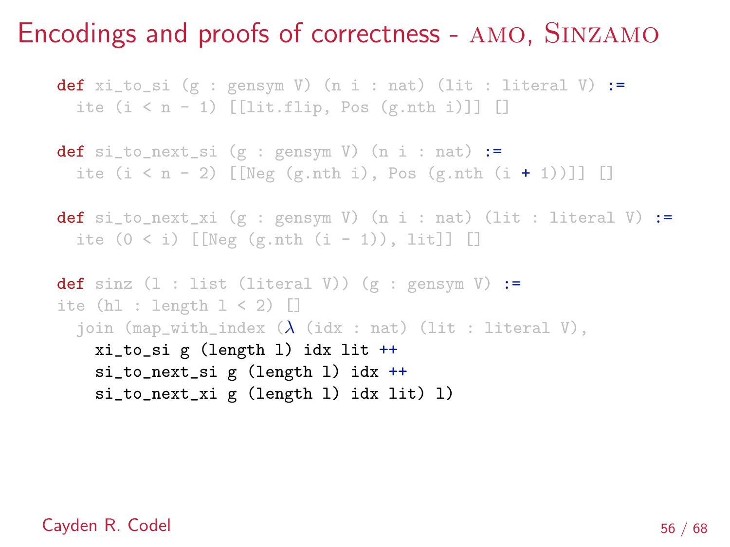# Encodings and proofs of correctness - AMO, SINZAMO

```
def xi_to_si (g : gensym V) (n i : nat) (lit : literal V) :=
  ite (i < n - 1) [[lit.flip, Pos (g.nth i)]] []

def si_to_next_si (g : gensym V) (n i : nat) :=
  ite (i < n - 2) [[Neg (g.nth i), Pos (g.nth (i + 1))]] []

def si_to_next_xi (g : gensym V) (n i : nat) (lit : literal V) :=
  ite (0 < i) [[Neg (g.nth (i - 1)), lit]] []

def sinz (l : list (literal V)) (g : gensym V) :=
ite (hl : length l < 2) []
  join (map_with_index (λ (idx : nat) (lit : literal V),
    xi_to_si g (length l) idx lit ++
    si_to_next_si g (length l) idx ++
    si_to_next_xi g (length l) idx lit) l)
```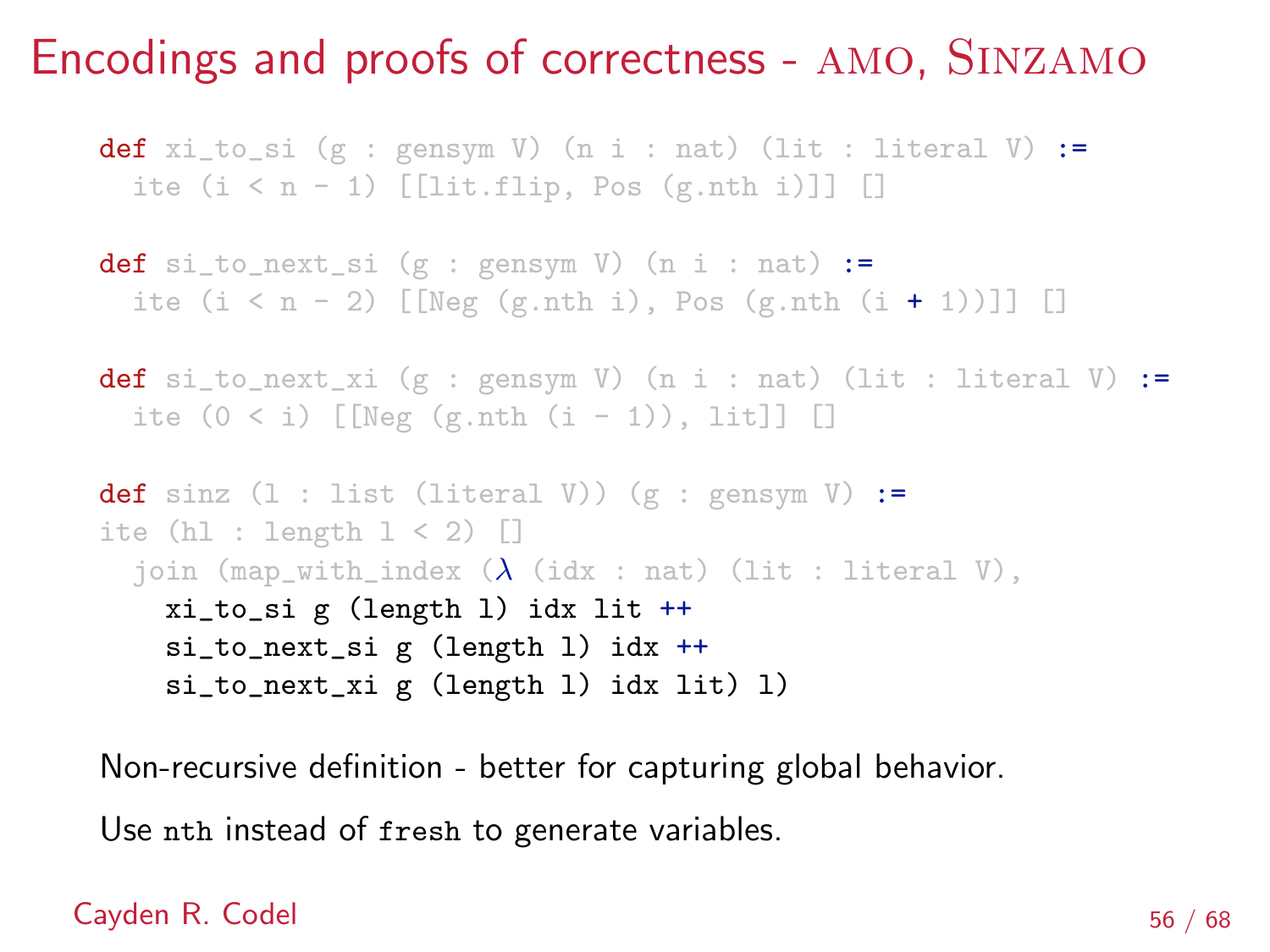# Encodings and proofs of correctness - AMO, SINZAMO

```
def xi_to_si (g : gensym V) (n i : nat) (lit : literal V) :=
  ite (i < n - 1) [[lit.flip, Pos (g.nth i)]] []

def si_to_next_si (g : gensym V) (n i : nat) :=
  ite (i < n - 2) [[Neg (g.nth i), Pos (g.nth (i + 1))]] []

def si_to_next_xi (g : gensym V) (n i : nat) (lit : literal V) :=
  ite (0 < i) [[Neg (g.nth (i - 1)), lit]] []

def sinz (l : list (literal V)) (g : gensym V) :=
ite (hl : length l < 2) []
  join (map_with_index (λ (idx : nat) (lit : literal V),
    xi_to_si g (length l) idx lit ++
    si_to_next_si g (length l) idx ++
    si_to_next_xi g (length l) idx lit) l)
```

Non-recursive definition - better for capturing global behavior.

Use `nth` instead of `fresh` to generate variables.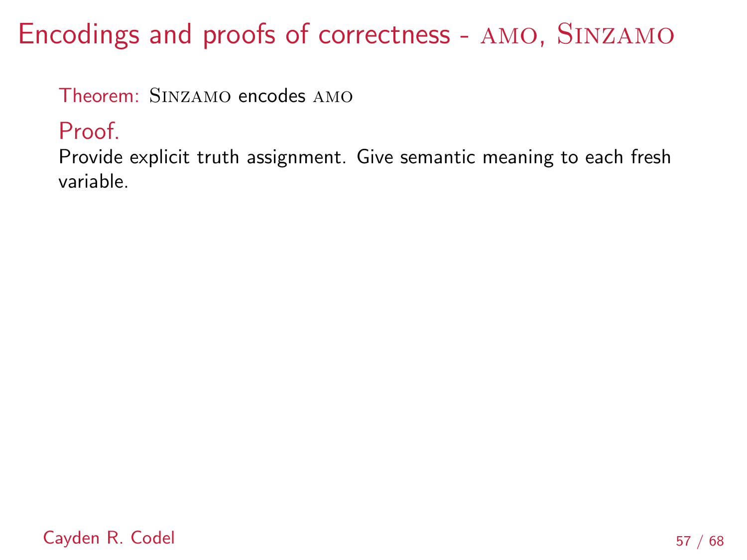# Encodings and proofs of correctness - AMO, SINZAMO

Theorem: SINZAMO encodes AMO

**Proof.**

Provide explicit truth assignment. Give semantic meaning to each fresh variable.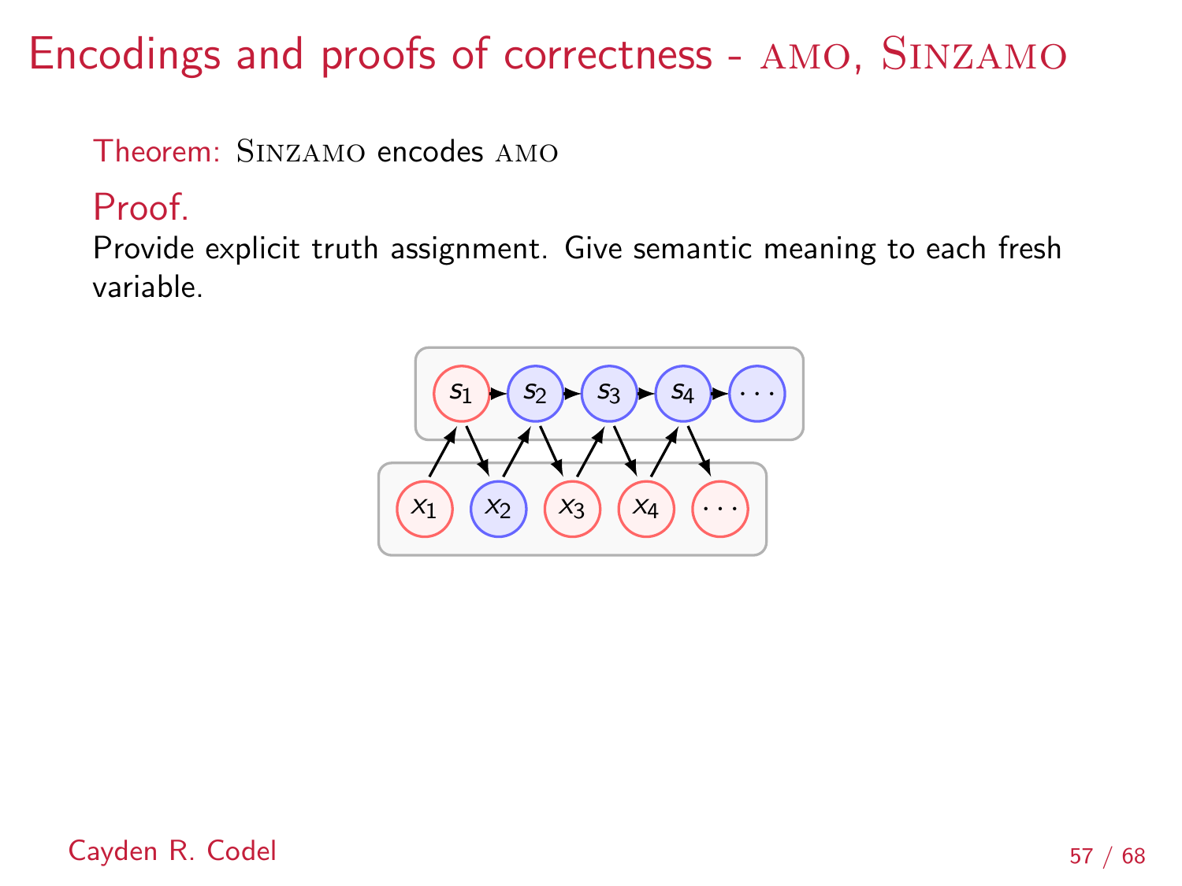# Encodings and proofs of correctness - AMO, SINZAMO

Theorem: SINZAMO encodes AMO

**Proof.**

Provide explicit truth assignment. Give semantic meaning to each fresh variable.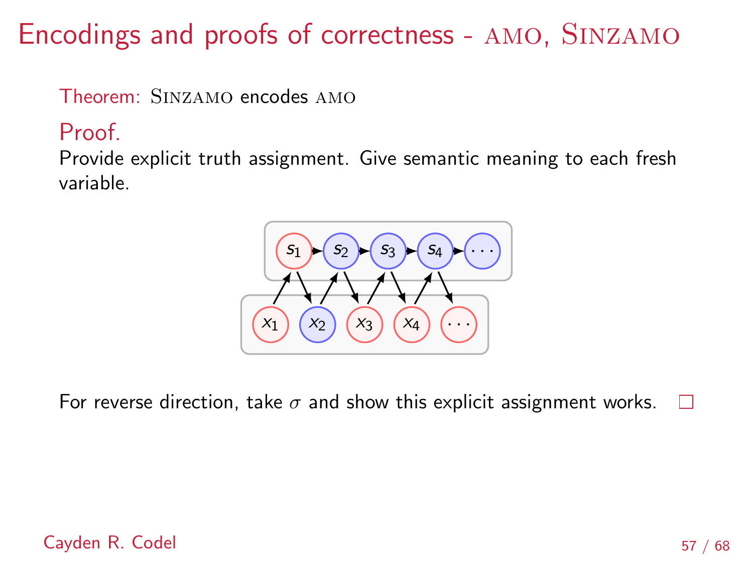# Encodings and proofs of correctness - AMO, SINZAMO

Theorem: SINZAMO encodes AMO

**Proof.**

Provide explicit truth assignment. Give semantic meaning to each fresh variable.

For reverse direction, take $\sigma$ and show this explicit assignment works. □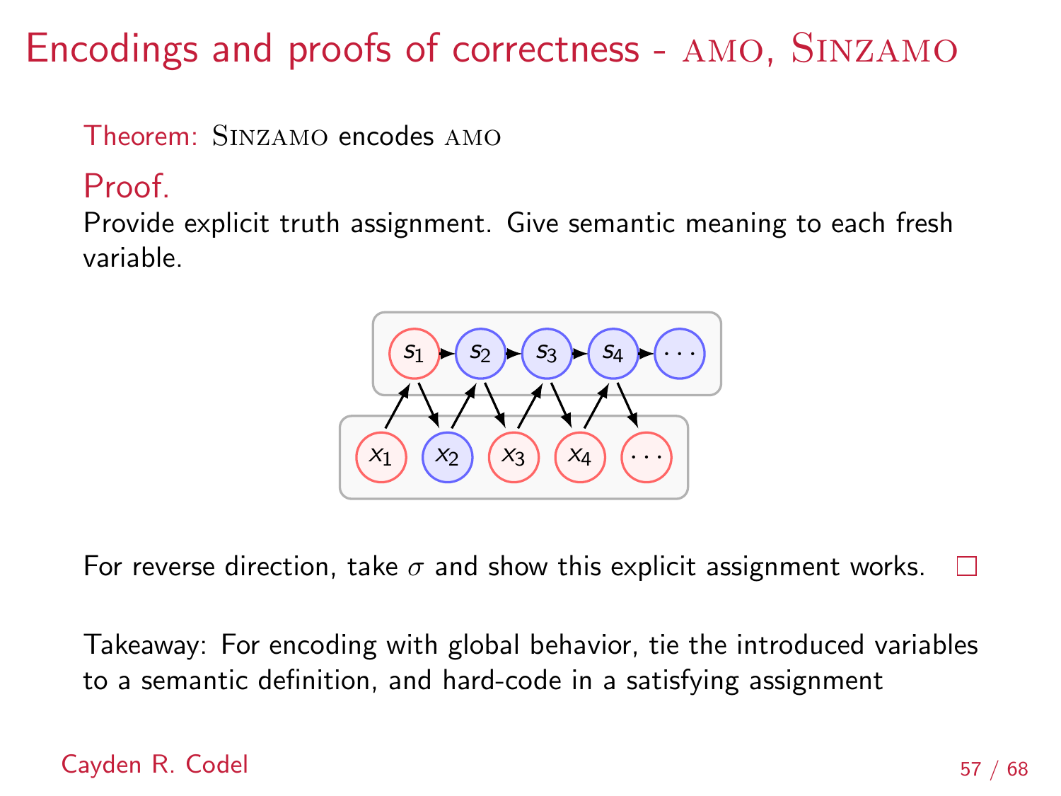# Encodings and proofs of correctness - AMO, SINZAMO

Theorem: SINZAMO encodes AMO

Proof.
Provide explicit truth assignment. Give semantic meaning to each fresh variable.

For reverse direction, take $\sigma$ and show this explicit assignment works. □

Takeaway: For encoding with global behavior, tie the introduced variables to a semantic definition, and hard-code in a satisfying assignment

Cayden R. Codel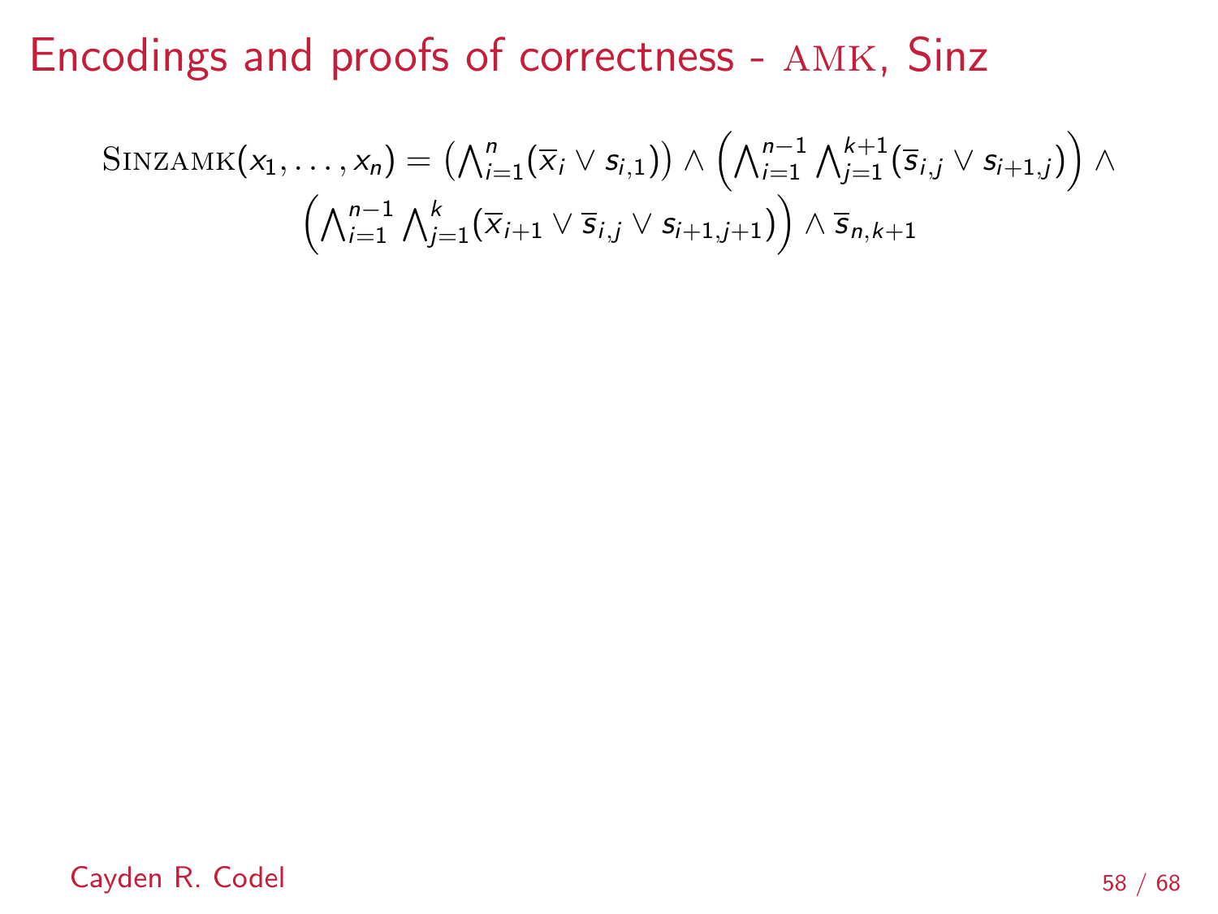# Encodings and proofs of correctness - AMK, Sinz

$$\textsc{SinzAmk}(x_1, \ldots, x_n) = \left(\bigwedge_{i=1}^{n}(\overline{x}_i \vee s_{i,1})\right) \wedge \left(\bigwedge_{i=1}^{n-1}\bigwedge_{j=1}^{k+1}(\overline{s}_{i,j} \vee s_{i+1,j})\right) \wedge \left(\bigwedge_{i=1}^{n-1}\bigwedge_{j=1}^{k}(\overline{x}_{i+1} \vee \overline{s}_{i,j} \vee s_{i+1,j+1})\right) \wedge \overline{s}_{n,k+1}$$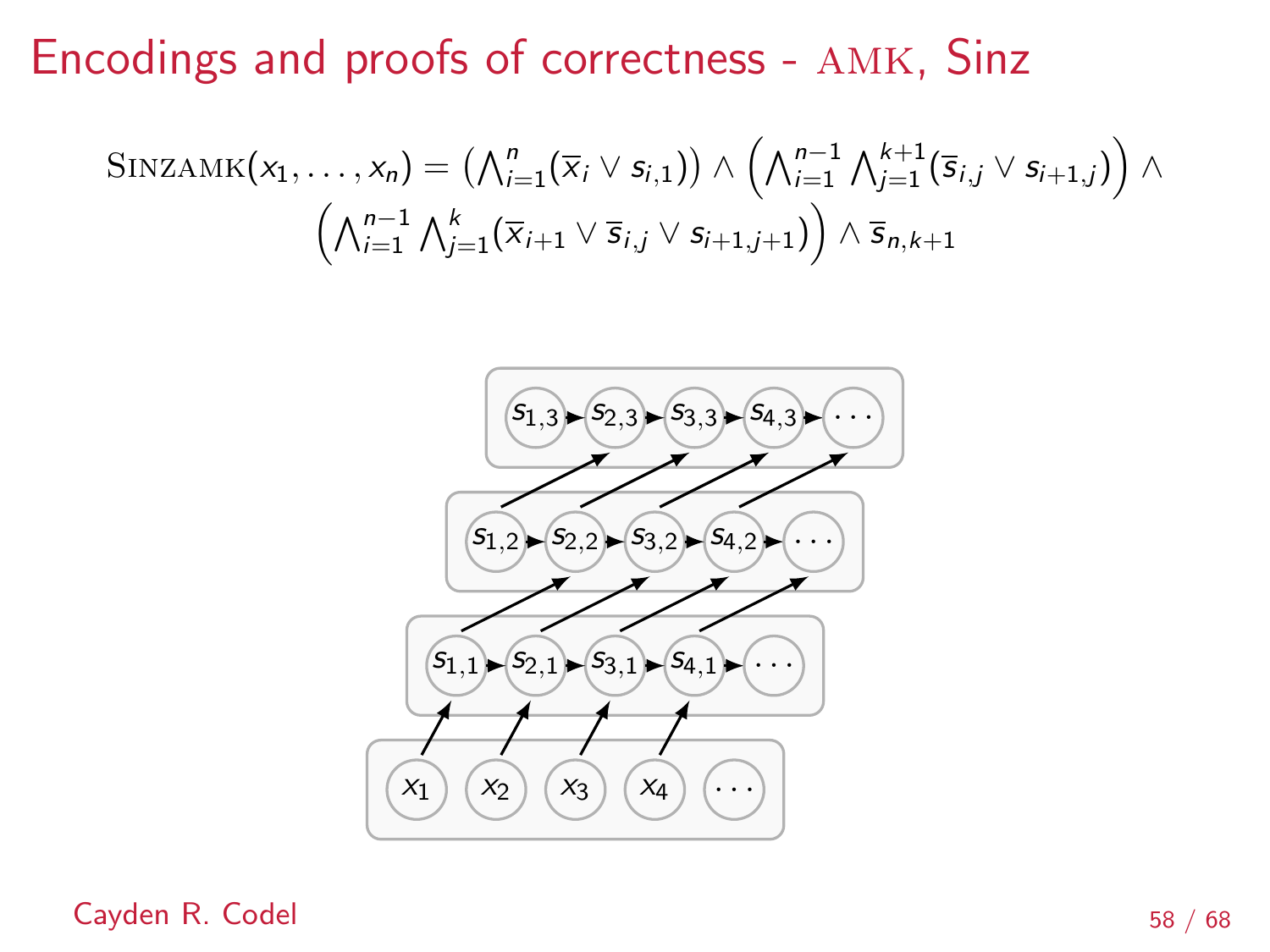# Encodings and proofs of correctness - AMK, Sinz

$$\textsc{SinzAMK}(x_1, \ldots, x_n) = \left(\bigwedge_{i=1}^{n}(\overline{x}_i \vee s_{i,1})\right) \wedge \left(\bigwedge_{i=1}^{n-1} \bigwedge_{j=1}^{k+1}(\overline{s}_{i,j} \vee s_{i+1,j})\right) \wedge \left(\bigwedge_{i=1}^{n-1} \bigwedge_{j=1}^{k}(\overline{x}_{i+1} \vee \overline{s}_{i,j} \vee s_{i+1,j+1})\right) \wedge \overline{s}_{n,k+1}$$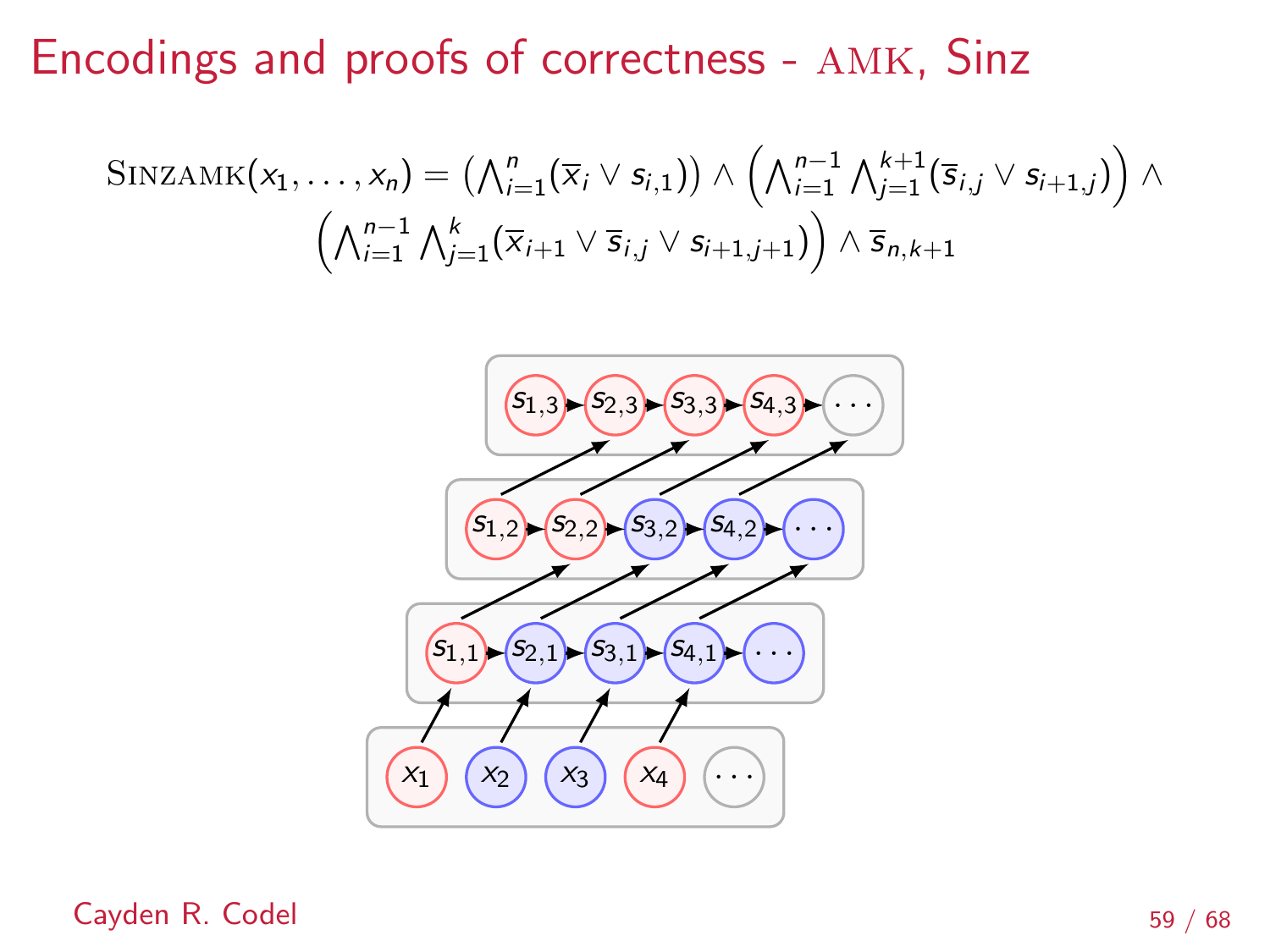# Encodings and proofs of correctness - AMK, Sinz

$$\textsc{SinzAMK}(x_1, \ldots, x_n) = \left(\bigwedge_{i=1}^{n}(\overline{x}_i \vee s_{i,1})\right) \wedge \left(\bigwedge_{i=1}^{n-1} \bigwedge_{j=1}^{k+1}(\overline{s}_{i,j} \vee s_{i+1,j})\right) \wedge \left(\bigwedge_{i=1}^{n-1} \bigwedge_{j=1}^{k}(\overline{x}_{i+1} \vee \overline{s}_{i,j} \vee s_{i+1,j+1})\right) \wedge \overline{s}_{n,k+1}$$

$s_{1,3}$ → $s_{2,3}$ → $s_{3,3}$ → $s_{4,3}$ → $\cdots$

$s_{1,2}$ → $s_{2,2}$ → $s_{3,2}$ → $s_{4,2}$ → $\cdots$

$s_{1,1}$ → $s_{2,1}$ → $s_{3,1}$ → $s_{4,1}$ → $\cdots$

$x_1$ $x_2$ $x_3$ $x_4$ $\cdots$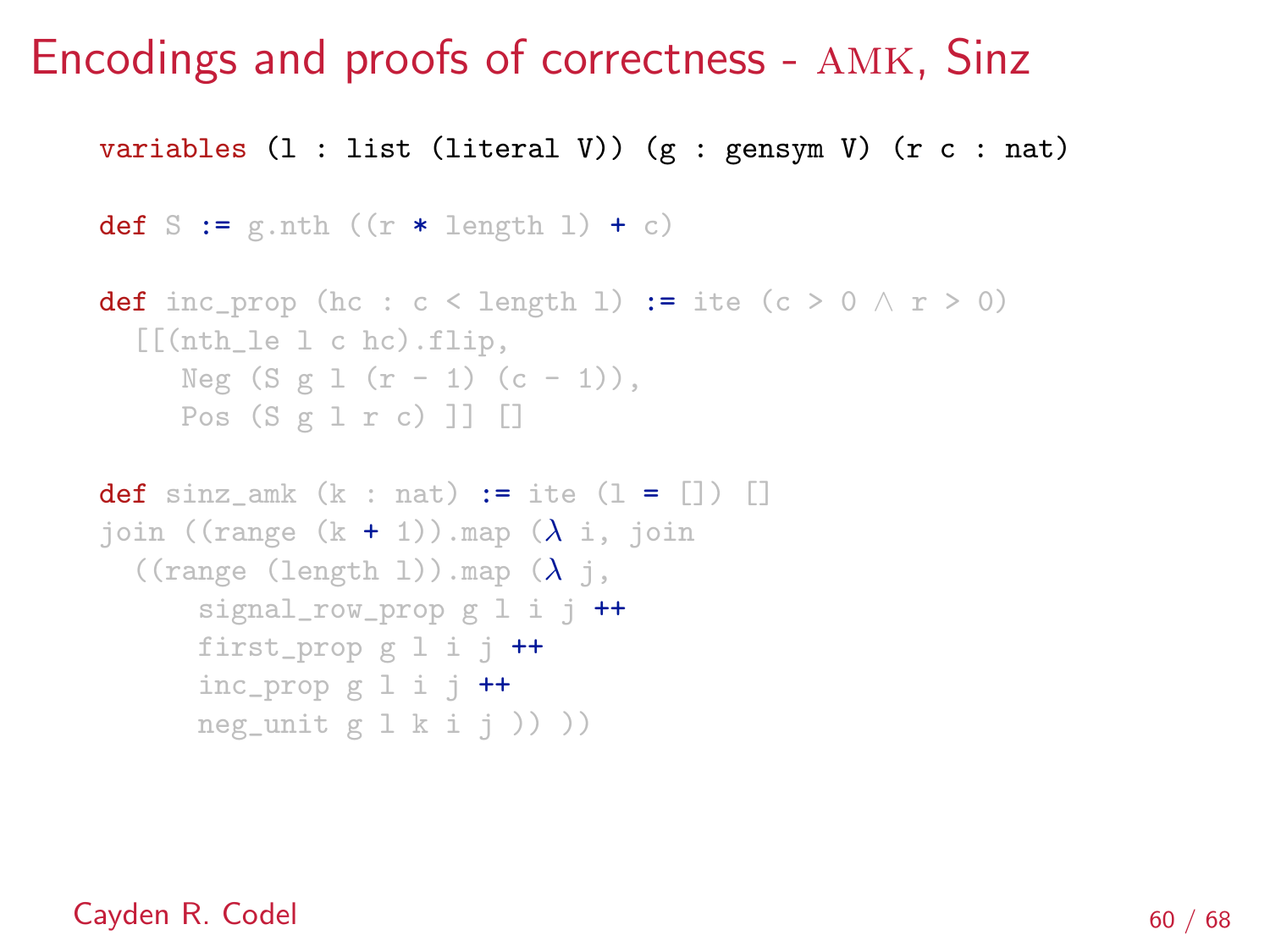# Encodings and proofs of correctness - AMK, Sinz

```
variables (l : list (literal V)) (g : gensym V) (r c : nat)

def S := g.nth ((r * length l) + c)

def inc_prop (hc : c < length l) := ite (c > 0 ∧ r > 0)
  [[(nth_le l c hc).flip,
     Neg (S g l (r - 1) (c - 1)),
     Pos (S g l r c) ]] []

def sinz_amk (k : nat) := ite (l = []) []
join ((range (k + 1)).map (λ i, join
  ((range (length l)).map (λ j,
      signal_row_prop g l i j ++
      first_prop g l i j ++
      inc_prop g l i j ++
      neg_unit g l k i j )) ))
```

Cayden R. Codel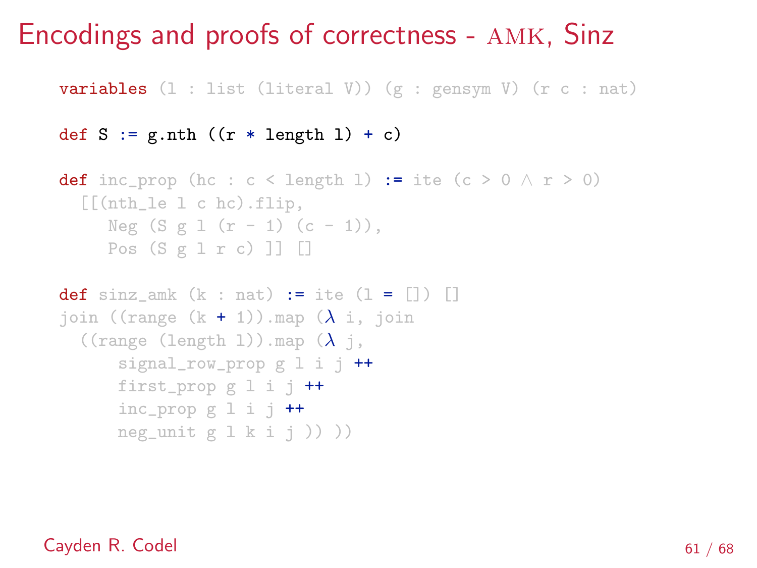# Encodings and proofs of correctness - AMK, Sinz

```
variables (l : list (literal V)) (g : gensym V) (r c : nat)

def S := g.nth ((r * length l) + c)

def inc_prop (hc : c < length l) := ite (c > 0 ∧ r > 0)
  [[(nth_le l c hc).flip,
     Neg (S g l (r - 1) (c - 1)),
     Pos (S g l r c) ]] []

def sinz_amk (k : nat) := ite (l = []) []
join ((range (k + 1)).map (λ i, join
  ((range (length l)).map (λ j,
      signal_row_prop g l i j ++
      first_prop g l i j ++
      inc_prop g l i j ++
      neg_unit g l k i j )) ))
```

Cayden R. Codel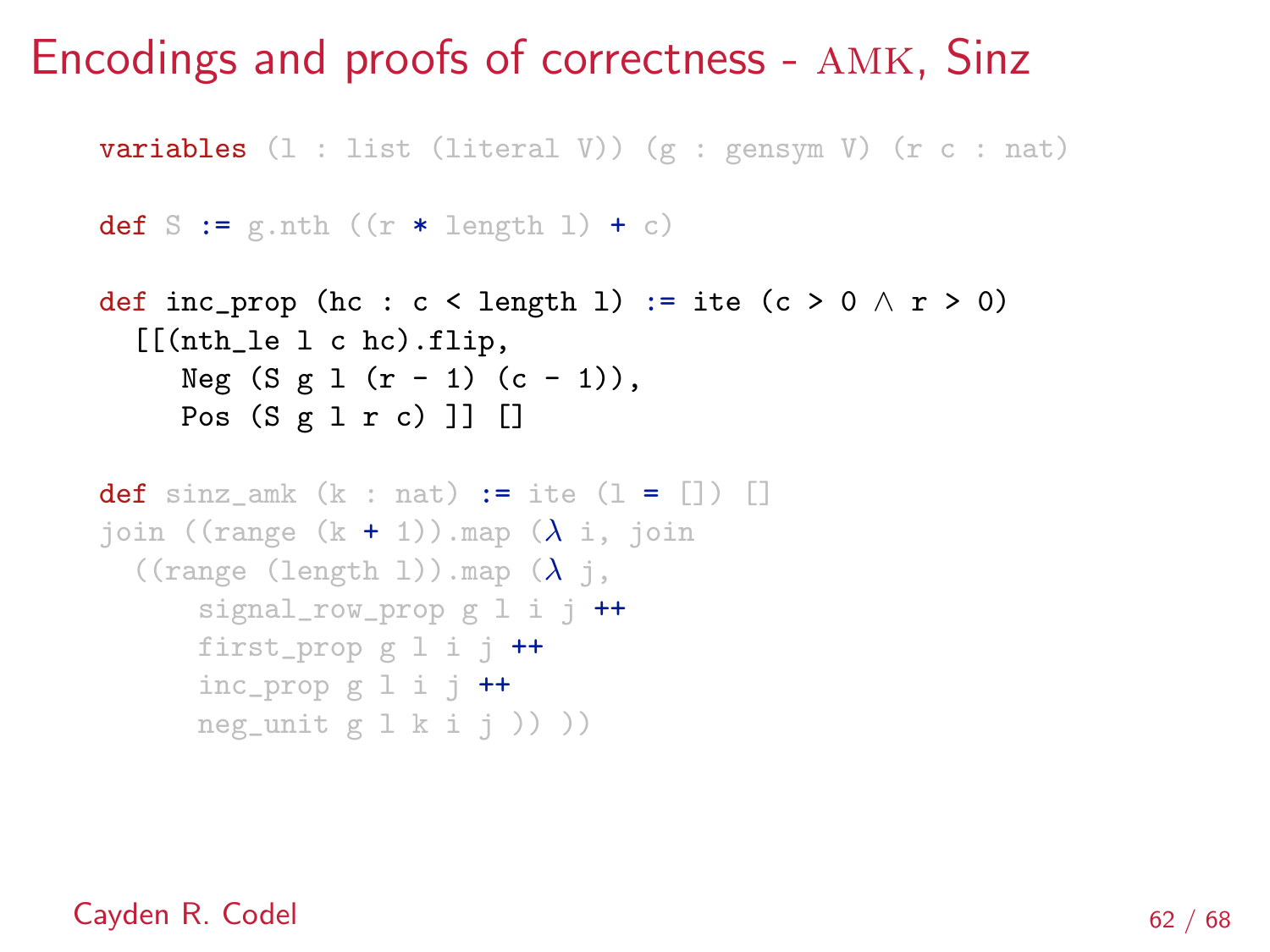# Encodings and proofs of correctness - AMK, Sinz

```
variables (l : list (literal V)) (g : gensym V) (r c : nat)

def S := g.nth ((r * length l) + c)

def inc_prop (hc : c < length l) := ite (c > 0 ∧ r > 0)
  [[(nth_le l c hc).flip,
     Neg (S g l (r - 1) (c - 1)),
     Pos (S g l r c) ]] []

def sinz_amk (k : nat) := ite (l = []) []
join ((range (k + 1)).map (λ i, join
  ((range (length l)).map (λ j,
      signal_row_prop g l i j ++
      first_prop g l i j ++
      inc_prop g l i j ++
      neg_unit g l k i j )) ))
```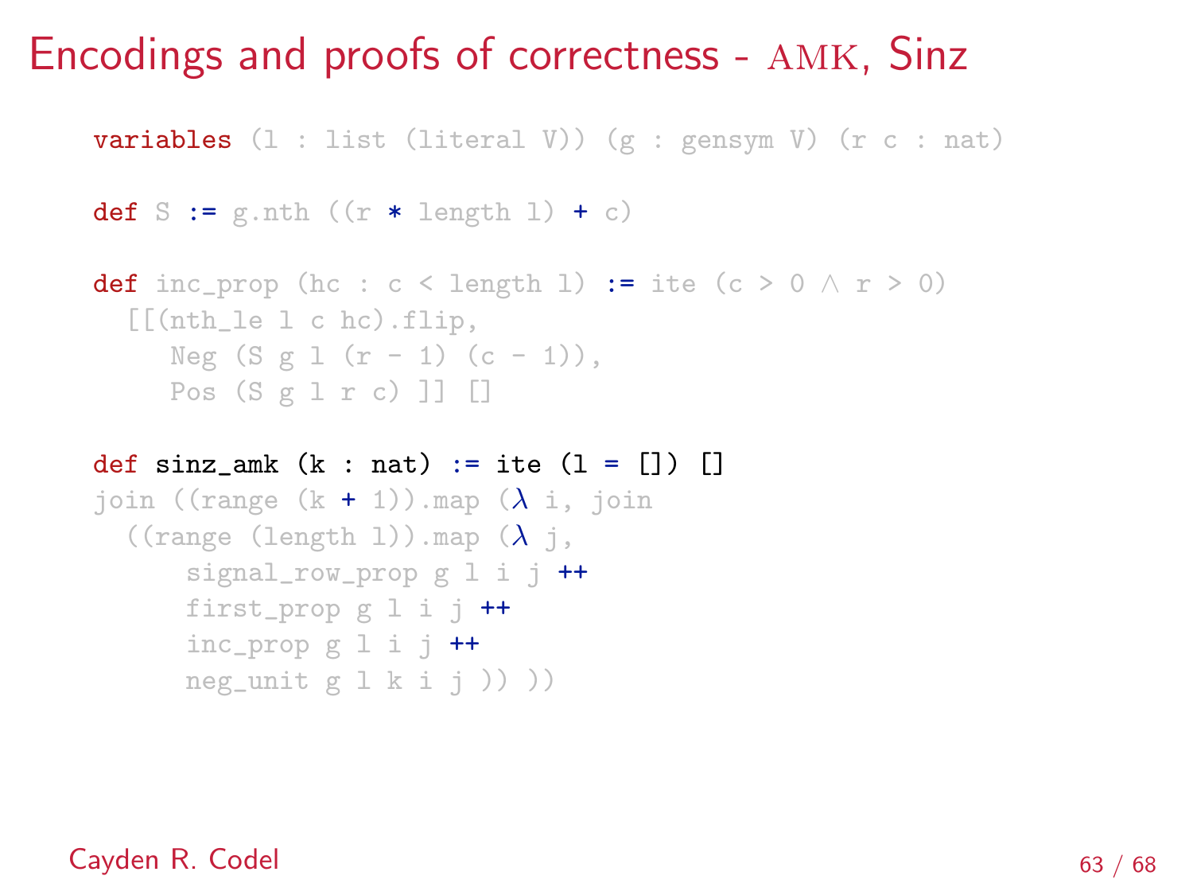# Encodings and proofs of correctness - AMK, Sinz

```
variables (l : list (literal V)) (g : gensym V) (r c : nat)

def S := g.nth ((r * length l) + c)

def inc_prop (hc : c < length l) := ite (c > 0 ∧ r > 0)
  [[(nth_le l c hc).flip,
     Neg (S g l (r - 1) (c - 1)),
     Pos (S g l r c) ]] []

def sinz_amk (k : nat) := ite (l = []) []
join ((range (k + 1)).map (λ i, join
  ((range (length l)).map (λ j,
      signal_row_prop g l i j ++
      first_prop g l i j ++
      inc_prop g l i j ++
      neg_unit g l k i j )) ))
```

Cayden R. Codel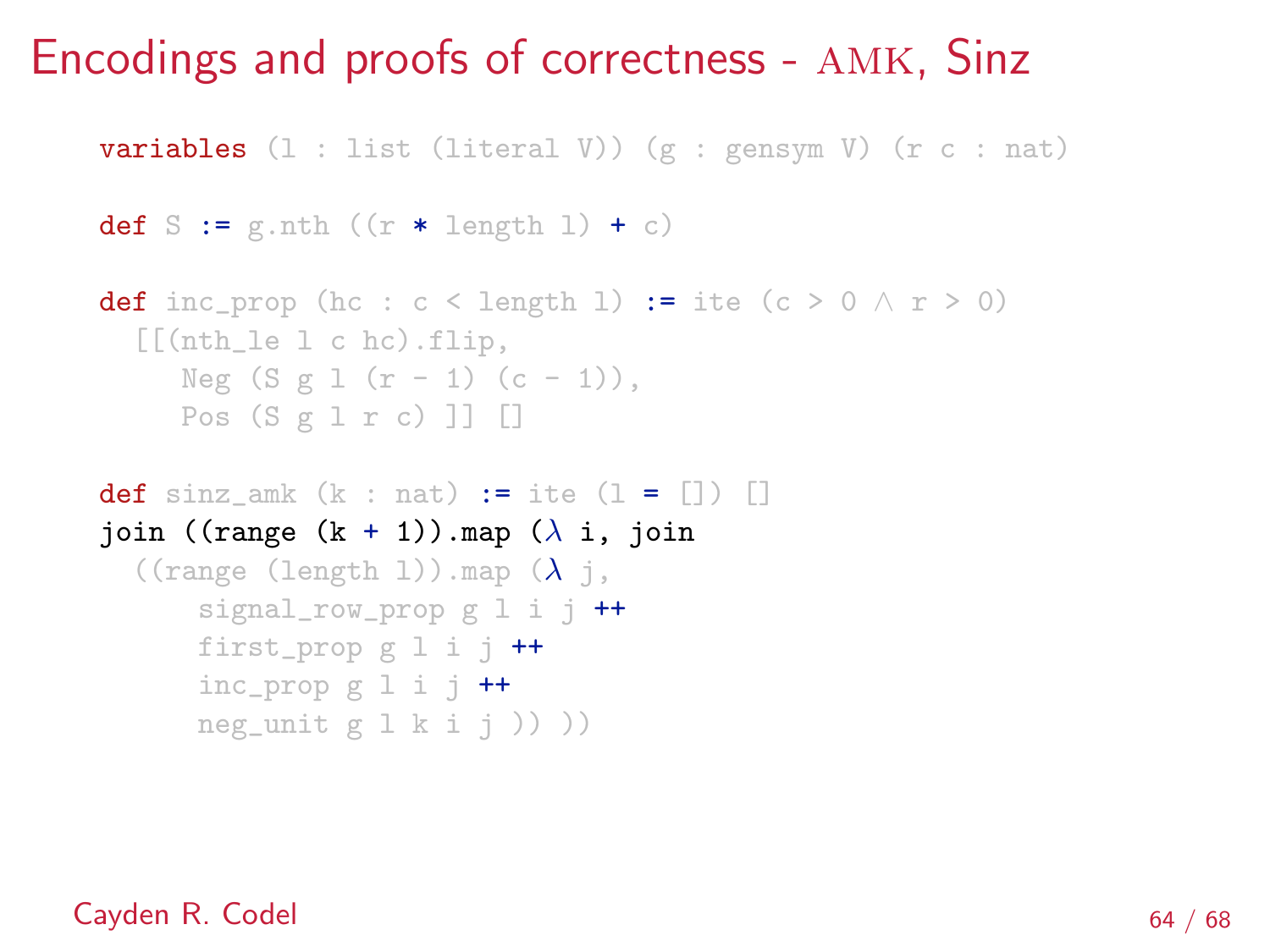# Encodings and proofs of correctness - AMK, Sinz

```
variables (l : list (literal V)) (g : gensym V) (r c : nat)

def S := g.nth ((r * length l) + c)

def inc_prop (hc : c < length l) := ite (c > 0 ∧ r > 0)
  [[(nth_le l c hc).flip,
     Neg (S g l (r - 1) (c - 1)),
     Pos (S g l r c) ]] []

def sinz_amk (k : nat) := ite (l = []) []
join ((range (k + 1)).map (λ i, join
  ((range (length l)).map (λ j,
      signal_row_prop g l i j ++
      first_prop g l i j ++
      inc_prop g l i j ++
      neg_unit g l k i j )) ))
```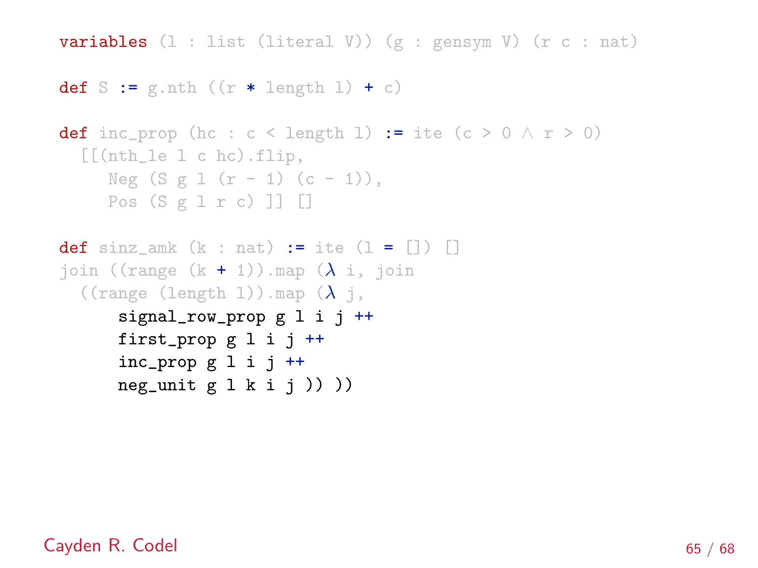```
variables (l : list (literal V)) (g : gensym V) (r c : nat)

def S := g.nth ((r * length l) + c)

def inc_prop (hc : c < length l) := ite (c > 0 ∧ r > 0)
  [[(nth_le l c hc).flip,
     Neg (S g l (r - 1) (c - 1)),
     Pos (S g l r c) ]] []

def sinz_amk (k : nat) := ite (l = []) []
join ((range (k + 1)).map (λ i, join
  ((range (length l)).map (λ j,
      signal_row_prop g l i j ++
      first_prop g l i j ++
      inc_prop g l i j ++
      neg_unit g l k i j )) ))
```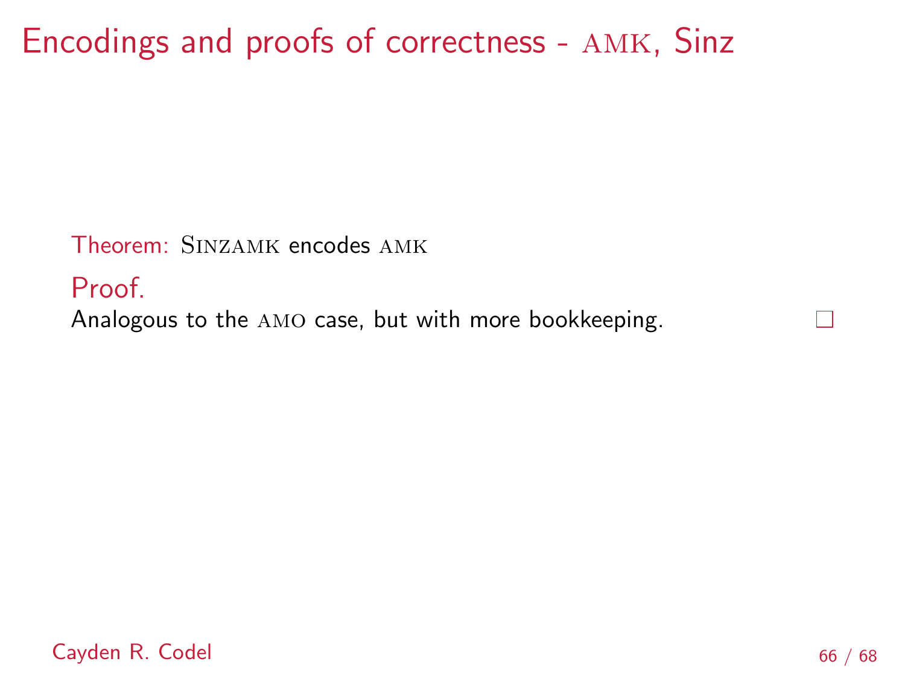# Encodings and proofs of correctness - AMK, Sinz

**Theorem:** SINZAMK encodes AMK

**Proof.**

Analogous to the AMO case, but with more bookkeeping. □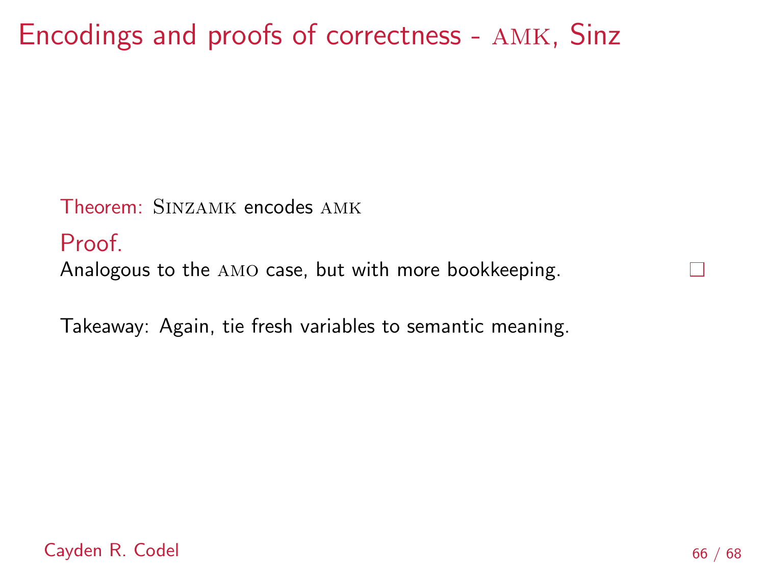# Encodings and proofs of correctness - AMK, Sinz

Theorem: SINZAMK encodes AMK

Proof.

Analogous to the AMO case, but with more bookkeeping. □

Takeaway: Again, tie fresh variables to semantic meaning.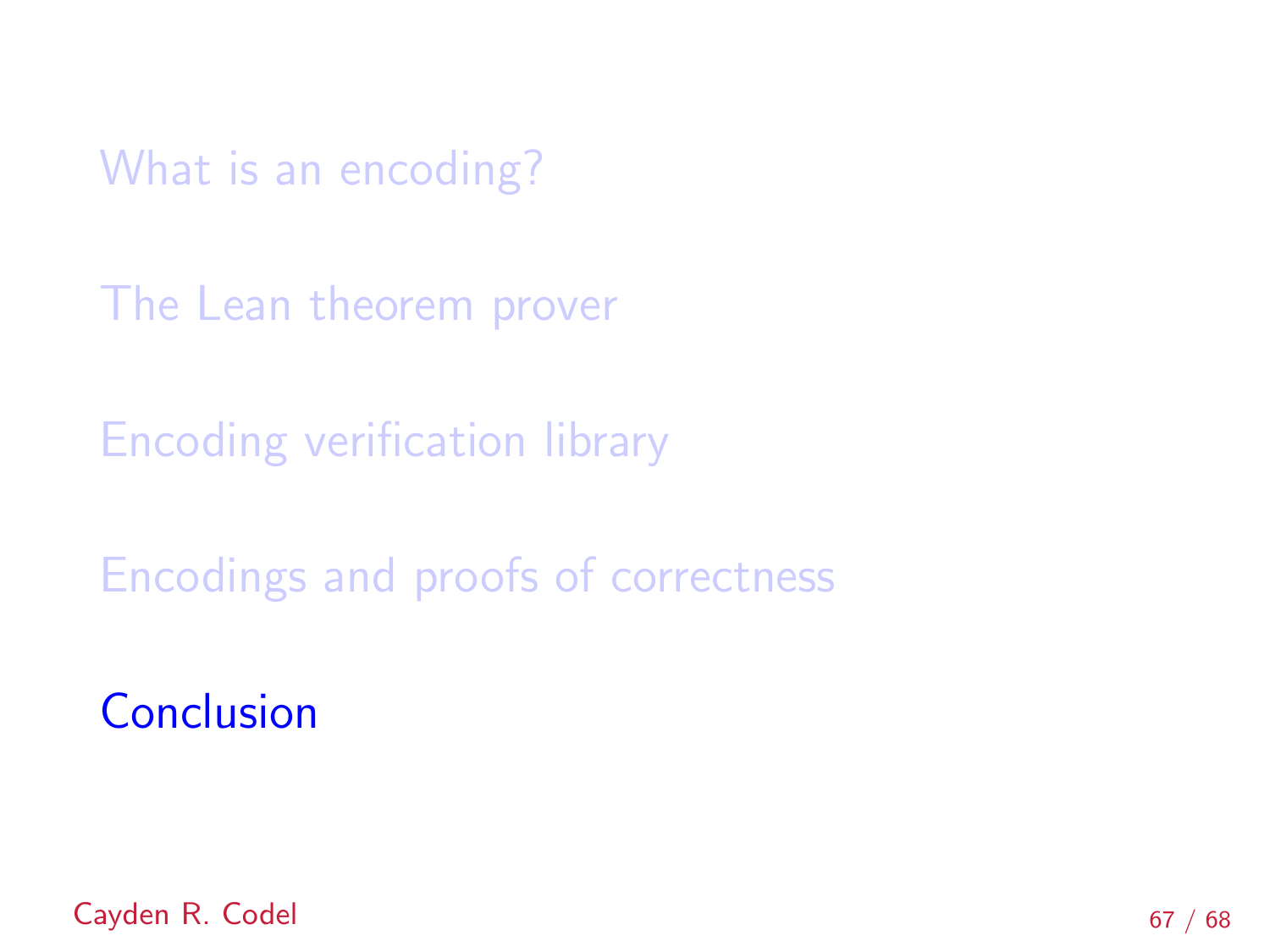What is an encoding?

The Lean theorem prover

Encoding verification library

Encodings and proofs of correctness

**Conclusion**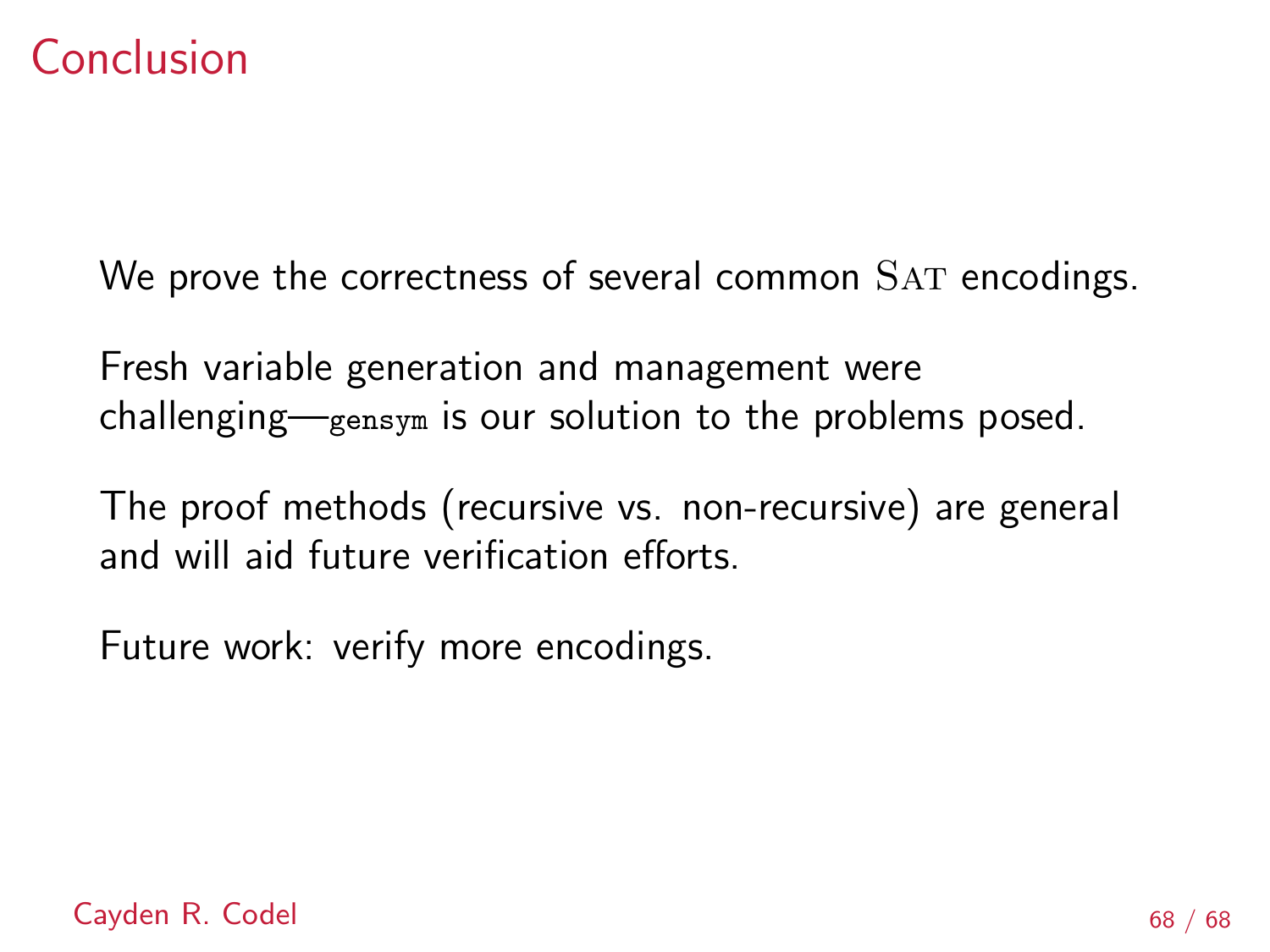# Conclusion

We prove the correctness of several common SAT encodings.

Fresh variable generation and management were challenging—`gensym` is our solution to the problems posed.

The proof methods (recursive vs. non-recursive) are general and will aid future verification efforts.

Future work: verify more encodings.